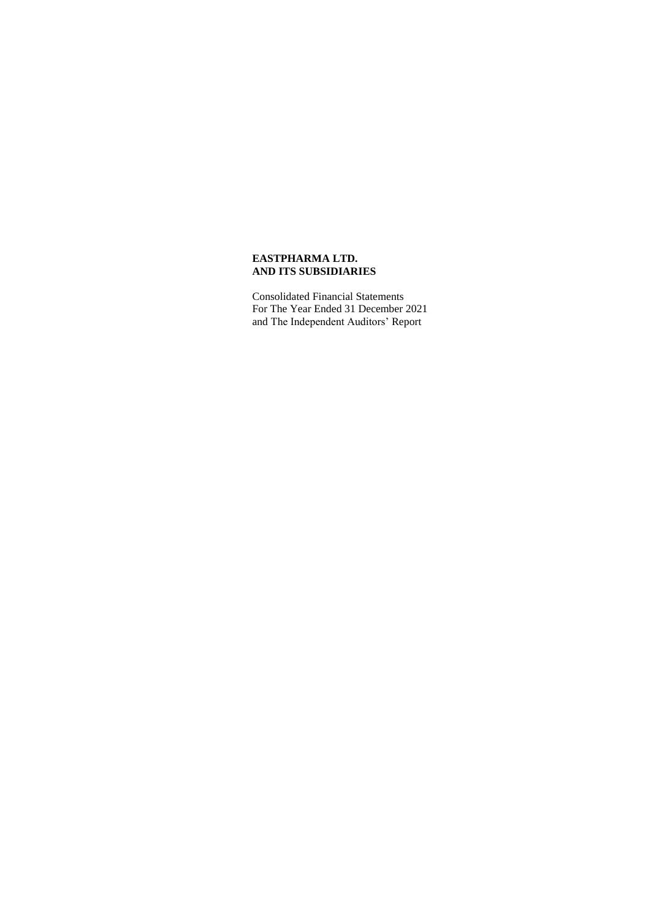**EASTPHARMA LTD.**
**AND ITS SUBSIDIARIES**

Consolidated Financial Statements
For The Year Ended 31 December 2021
and The Independent Auditors' Report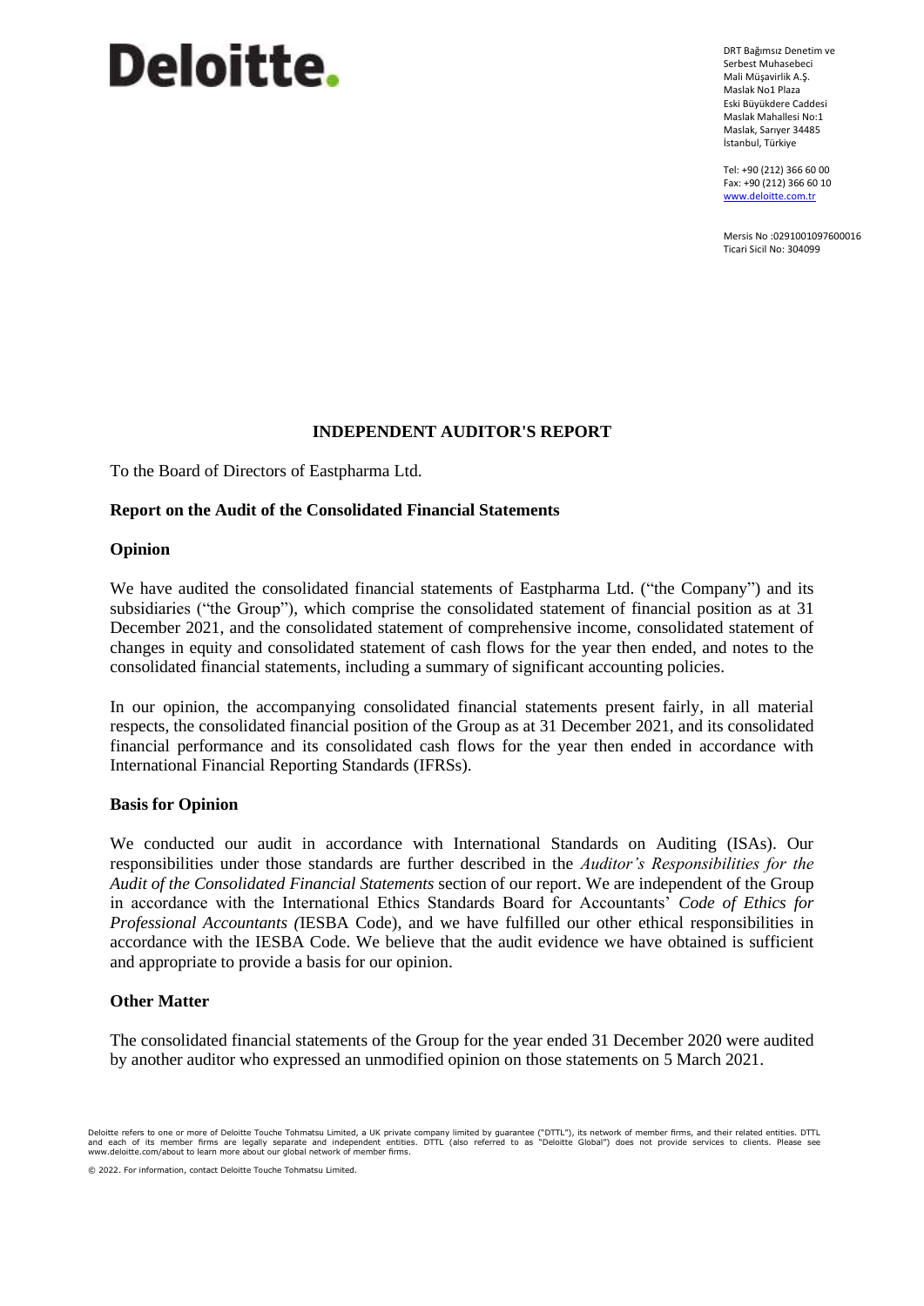# Deloitte.

DRT Bağımsız Denetim ve
Serbest Muhasebeci
Mali Müşavirlik A.Ş.
Maslak No1 Plaza
Eski Büyükdere Caddesi
Maslak Mahallesi No:1
Maslak, Sarıyer 34485
İstanbul, Türkiye

Tel: +90 (212) 366 60 00
Fax: +90 (212) 366 60 10
www.deloitte.com.tr

Mersis No :0291001097600016
Ticari Sicil No: 304099

## INDEPENDENT AUDITOR'S REPORT

To the Board of Directors of Eastpharma Ltd.

### Report on the Audit of the Consolidated Financial Statements

#### Opinion

We have audited the consolidated financial statements of Eastpharma Ltd. ("the Company") and its subsidiaries ("the Group"), which comprise the consolidated statement of financial position as at 31 December 2021, and the consolidated statement of comprehensive income, consolidated statement of changes in equity and consolidated statement of cash flows for the year then ended, and notes to the consolidated financial statements, including a summary of significant accounting policies.

In our opinion, the accompanying consolidated financial statements present fairly, in all material respects, the consolidated financial position of the Group as at 31 December 2021, and its consolidated financial performance and its consolidated cash flows for the year then ended in accordance with International Financial Reporting Standards (IFRSs).

#### Basis for Opinion

We conducted our audit in accordance with International Standards on Auditing (ISAs). Our responsibilities under those standards are further described in the *Auditor's Responsibilities for the Audit of the Consolidated Financial Statements* section of our report. We are independent of the Group in accordance with the International Ethics Standards Board for Accountants' *Code of Ethics for Professional Accountants (*IESBA Code), and we have fulfilled our other ethical responsibilities in accordance with the IESBA Code. We believe that the audit evidence we have obtained is sufficient and appropriate to provide a basis for our opinion.

#### Other Matter

The consolidated financial statements of the Group for the year ended 31 December 2020 were audited by another auditor who expressed an unmodified opinion on those statements on 5 March 2021.

Deloitte refers to one or more of Deloitte Touche Tohmatsu Limited, a UK private company limited by guarantee ("DTTL"), its network of member firms, and their related entities. DTTL and each of its member firms are legally separate and independent entities. DTTL (also referred to as "Deloitte Global") does not provide services to clients. Please see www.deloitte.com/about to learn more about our global network of member firms.

© 2022. For information, contact Deloitte Touche Tohmatsu Limited.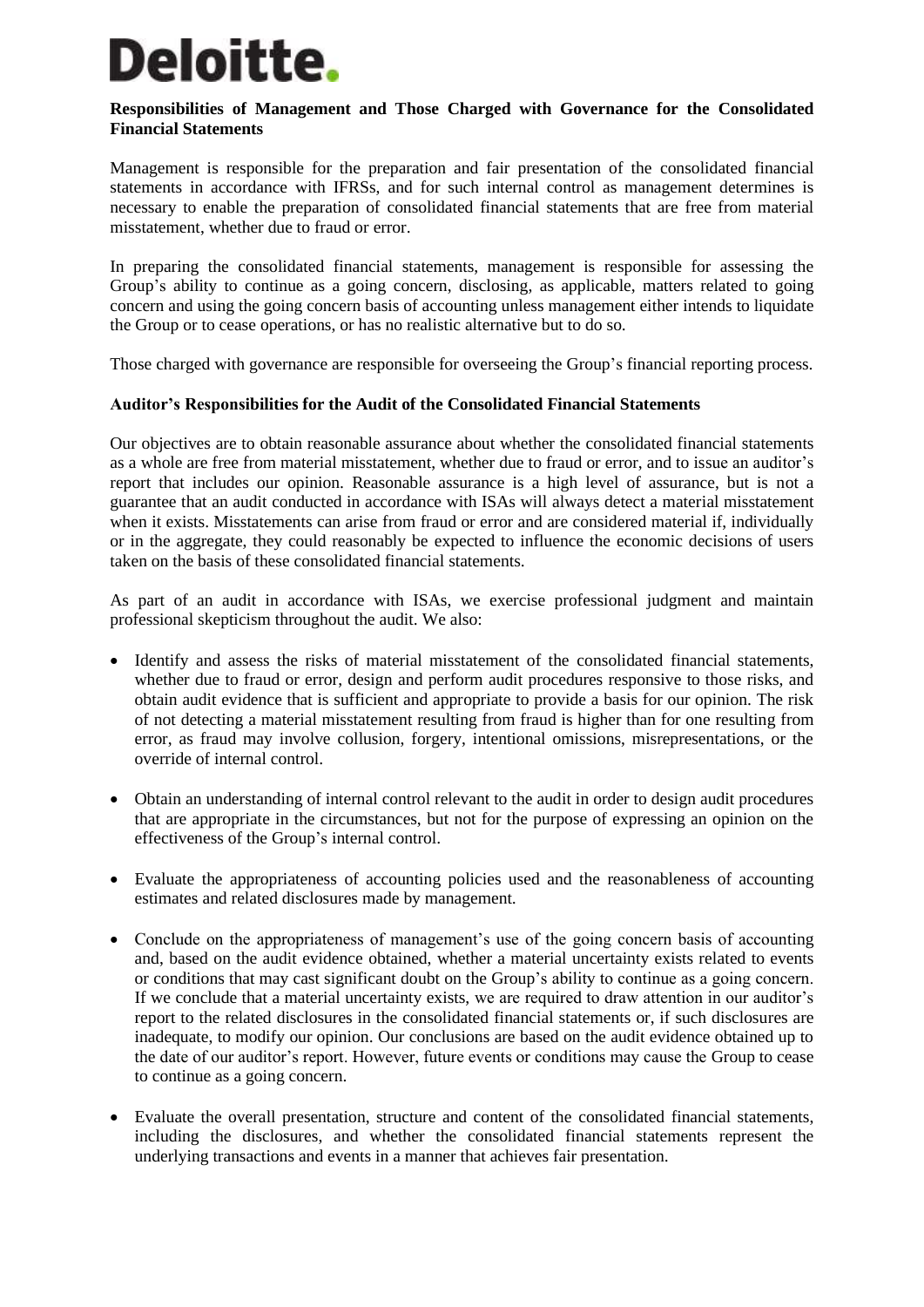**Responsibilities of Management and Those Charged with Governance for the Consolidated Financial Statements**

Management is responsible for the preparation and fair presentation of the consolidated financial statements in accordance with IFRSs, and for such internal control as management determines is necessary to enable the preparation of consolidated financial statements that are free from material misstatement, whether due to fraud or error.

In preparing the consolidated financial statements, management is responsible for assessing the Group's ability to continue as a going concern, disclosing, as applicable, matters related to going concern and using the going concern basis of accounting unless management either intends to liquidate the Group or to cease operations, or has no realistic alternative but to do so.

Those charged with governance are responsible for overseeing the Group's financial reporting process.

**Auditor's Responsibilities for the Audit of the Consolidated Financial Statements**

Our objectives are to obtain reasonable assurance about whether the consolidated financial statements as a whole are free from material misstatement, whether due to fraud or error, and to issue an auditor's report that includes our opinion. Reasonable assurance is a high level of assurance, but is not a guarantee that an audit conducted in accordance with ISAs will always detect a material misstatement when it exists. Misstatements can arise from fraud or error and are considered material if, individually or in the aggregate, they could reasonably be expected to influence the economic decisions of users taken on the basis of these consolidated financial statements.

As part of an audit in accordance with ISAs, we exercise professional judgment and maintain professional skepticism throughout the audit. We also:

- Identify and assess the risks of material misstatement of the consolidated financial statements, whether due to fraud or error, design and perform audit procedures responsive to those risks, and obtain audit evidence that is sufficient and appropriate to provide a basis for our opinion. The risk of not detecting a material misstatement resulting from fraud is higher than for one resulting from error, as fraud may involve collusion, forgery, intentional omissions, misrepresentations, or the override of internal control.

- Obtain an understanding of internal control relevant to the audit in order to design audit procedures that are appropriate in the circumstances, but not for the purpose of expressing an opinion on the effectiveness of the Group's internal control.

- Evaluate the appropriateness of accounting policies used and the reasonableness of accounting estimates and related disclosures made by management.

- Conclude on the appropriateness of management's use of the going concern basis of accounting and, based on the audit evidence obtained, whether a material uncertainty exists related to events or conditions that may cast significant doubt on the Group's ability to continue as a going concern. If we conclude that a material uncertainty exists, we are required to draw attention in our auditor's report to the related disclosures in the consolidated financial statements or, if such disclosures are inadequate, to modify our opinion. Our conclusions are based on the audit evidence obtained up to the date of our auditor's report. However, future events or conditions may cause the Group to cease to continue as a going concern.

- Evaluate the overall presentation, structure and content of the consolidated financial statements, including the disclosures, and whether the consolidated financial statements represent the underlying transactions and events in a manner that achieves fair presentation.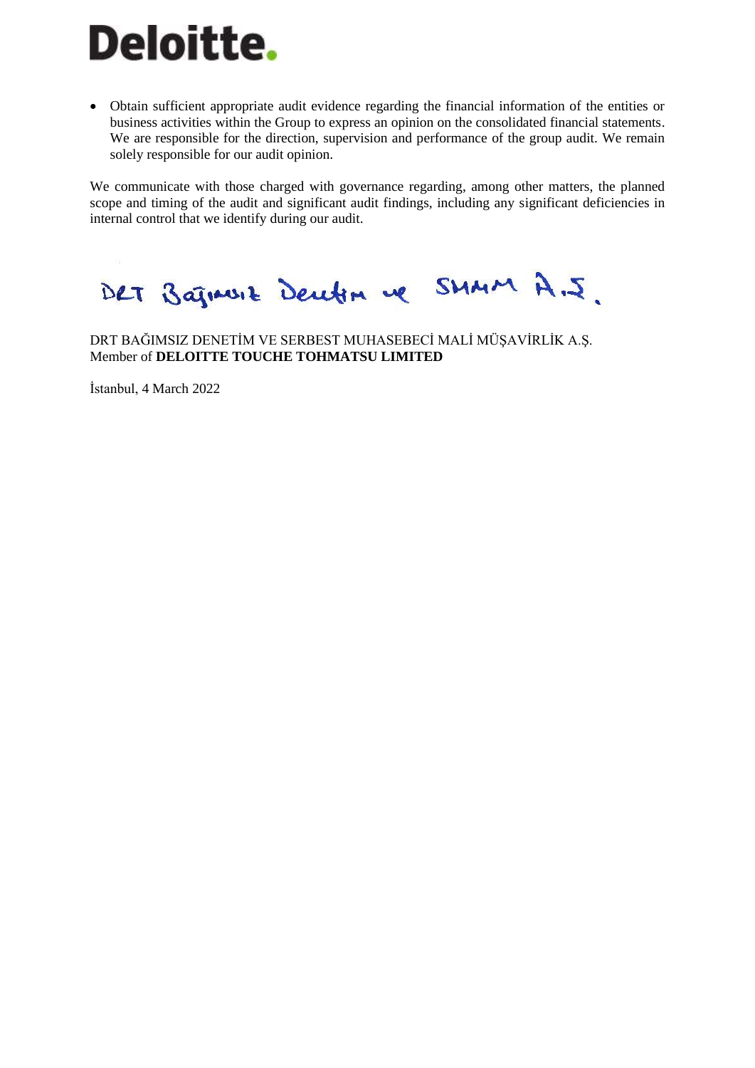- Obtain sufficient appropriate audit evidence regarding the financial information of the entities or business activities within the Group to express an opinion on the consolidated financial statements. We are responsible for the direction, supervision and performance of the group audit. We remain solely responsible for our audit opinion.

We communicate with those charged with governance regarding, among other matters, the planned scope and timing of the audit and significant audit findings, including any significant deficiencies in internal control that we identify during our audit.

DRT Bağımsız Denetim ve SMMM A.Ş.

DRT BAĞIMSIZ DENETİM VE SERBEST MUHASEBECİ MALİ MÜŞAVİRLİK A.Ş.
Member of **DELOITTE TOUCHE TOHMATSU LIMITED**

İstanbul, 4 March 2022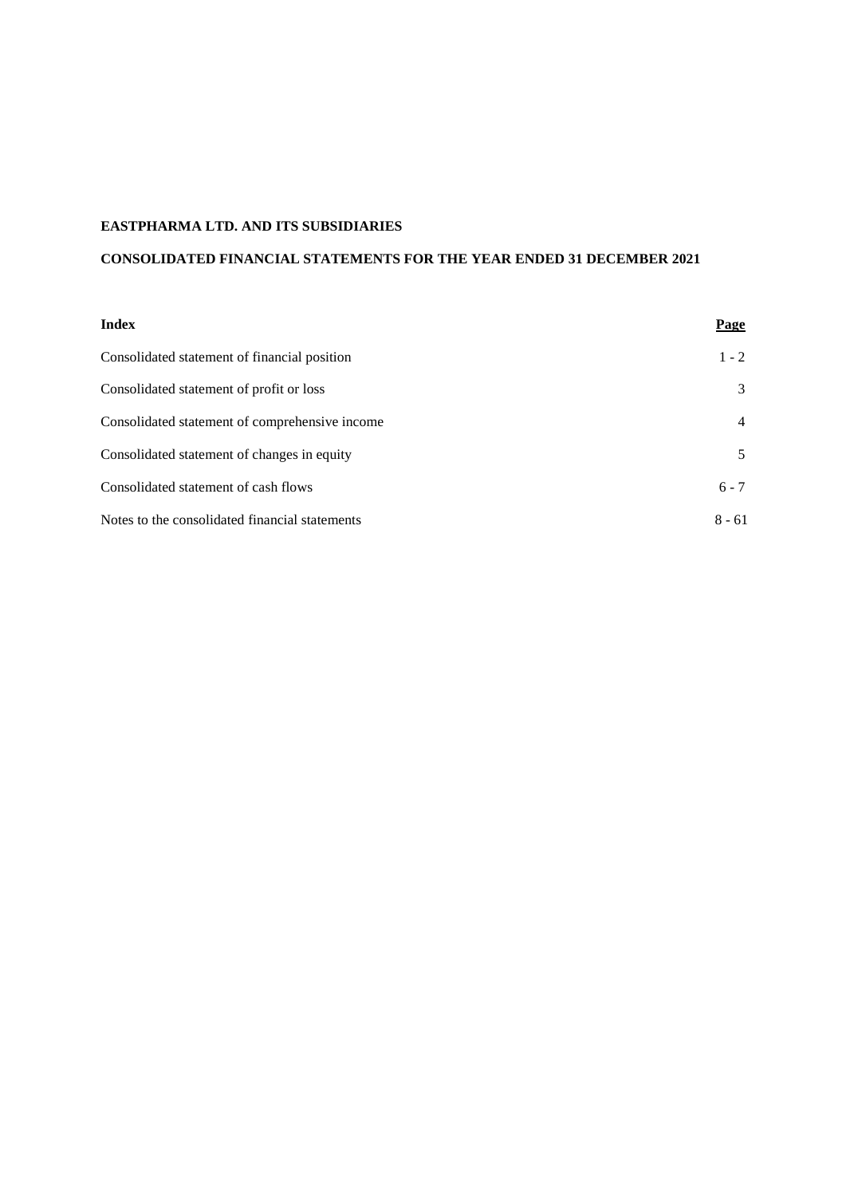**EASTPHARMA LTD. AND ITS SUBSIDIARIES**

**CONSOLIDATED FINANCIAL STATEMENTS FOR THE YEAR ENDED 31 DECEMBER 2021**

| **Index** | **Page** |
|---|---|
| Consolidated statement of financial position | 1 - 2 |
| Consolidated statement of profit or loss | 3 |
| Consolidated statement of comprehensive income | 4 |
| Consolidated statement of changes in equity | 5 |
| Consolidated statement of cash flows | 6 - 7 |
| Notes to the consolidated financial statements | 8 - 61 |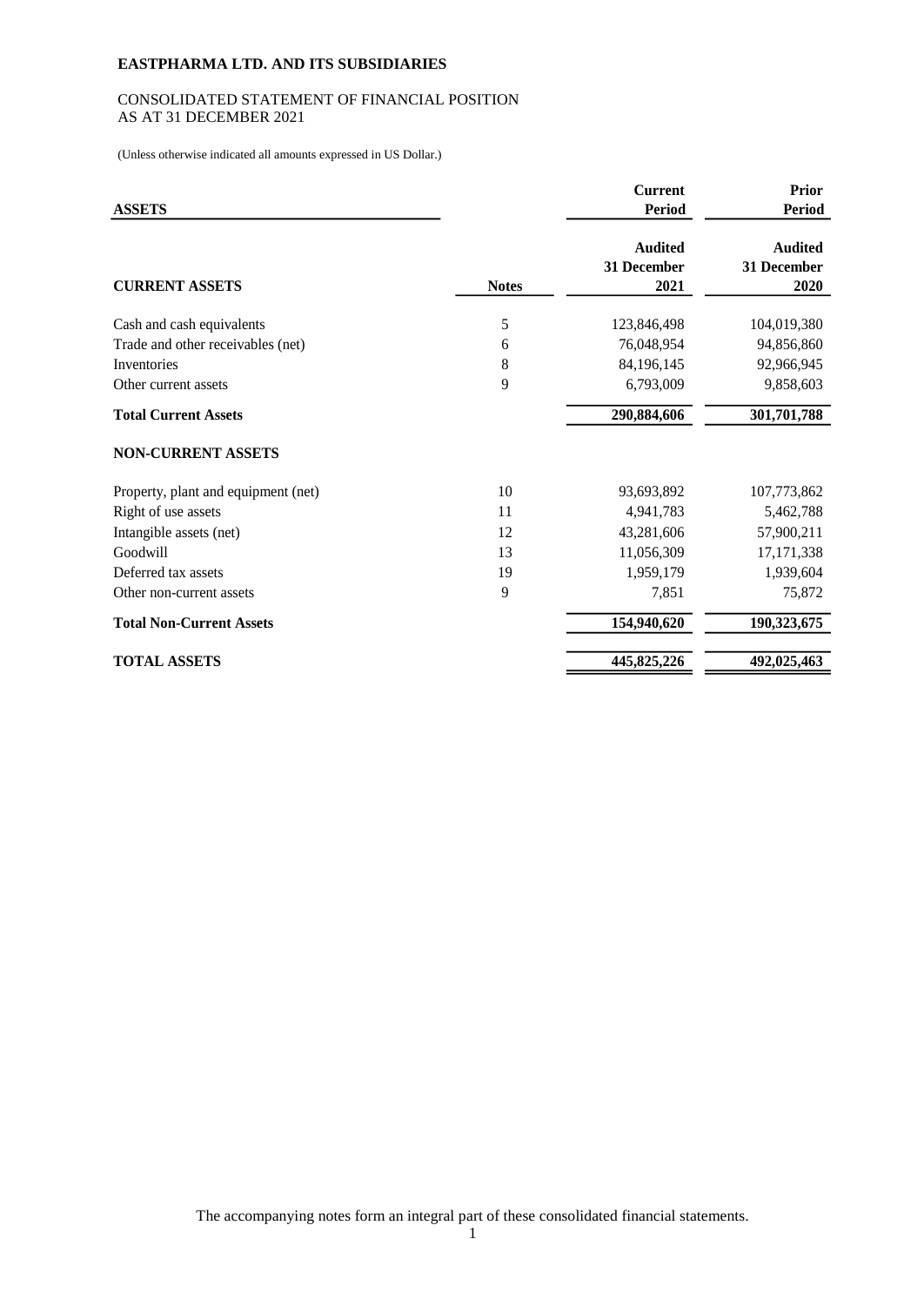**EASTPHARMA LTD. AND ITS SUBSIDIARIES**

CONSOLIDATED STATEMENT OF FINANCIAL POSITION
AS AT 31 DECEMBER 2021

(Unless otherwise indicated all amounts expressed in US Dollar.)

| **ASSETS** | | **Current Period** | **Prior Period** |
|---|---|---|---|
| **CURRENT ASSETS** | **Notes** | **Audited 31 December 2021** | **Audited 31 December 2020** |
| Cash and cash equivalents | 5 | 123,846,498 | 104,019,380 |
| Trade and other receivables (net) | 6 | 76,048,954 | 94,856,860 |
| Inventories | 8 | 84,196,145 | 92,966,945 |
| Other current assets | 9 | 6,793,009 | 9,858,603 |
| **Total Current Assets** | | **290,884,606** | **301,701,788** |
| **NON-CURRENT ASSETS** | | | |
| Property, plant and equipment (net) | 10 | 93,693,892 | 107,773,862 |
| Right of use assets | 11 | 4,941,783 | 5,462,788 |
| Intangible assets (net) | 12 | 43,281,606 | 57,900,211 |
| Goodwill | 13 | 11,056,309 | 17,171,338 |
| Deferred tax assets | 19 | 1,959,179 | 1,939,604 |
| Other non-current assets | 9 | 7,851 | 75,872 |
| **Total Non-Current Assets** | | **154,940,620** | **190,323,675** |
| **TOTAL ASSETS** | | **445,825,226** | **492,025,463** |

The accompanying notes form an integral part of these consolidated financial statements.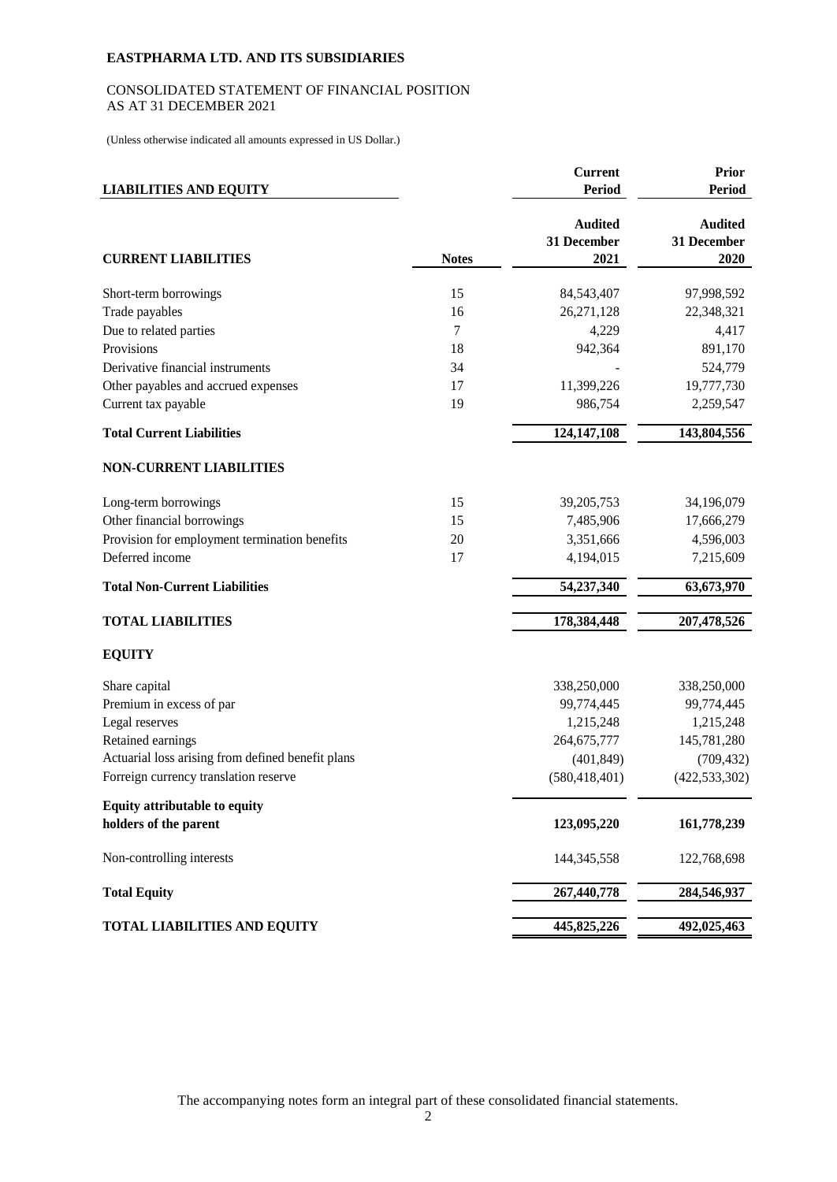**EASTPHARMA LTD. AND ITS SUBSIDIARIES**

CONSOLIDATED STATEMENT OF FINANCIAL POSITION
AS AT 31 DECEMBER 2021

(Unless otherwise indicated all amounts expressed in US Dollar.)

| **LIABILITIES AND EQUITY** | | **Current Period** | **Prior Period** |
|---|---|---|---|
| | | **Audited** | **Audited** |
| | | **31 December** | **31 December** |
| **CURRENT LIABILITIES** | **Notes** | **2021** | **2020** |
| Short-term borrowings | 15 | 84,543,407 | 97,998,592 |
| Trade payables | 16 | 26,271,128 | 22,348,321 |
| Due to related parties | 7 | 4,229 | 4,417 |
| Provisions | 18 | 942,364 | 891,170 |
| Derivative financial instruments | 34 | - | 524,779 |
| Other payables and accrued expenses | 17 | 11,399,226 | 19,777,730 |
| Current tax payable | 19 | 986,754 | 2,259,547 |
| **Total Current Liabilities** | | **124,147,108** | **143,804,556** |
| **NON-CURRENT LIABILITIES** | | | |
| Long-term borrowings | 15 | 39,205,753 | 34,196,079 |
| Other financial borrowings | 15 | 7,485,906 | 17,666,279 |
| Provision for employment termination benefits | 20 | 3,351,666 | 4,596,003 |
| Deferred income | 17 | 4,194,015 | 7,215,609 |
| **Total Non-Current Liabilities** | | **54,237,340** | **63,673,970** |
| **TOTAL LIABILITIES** | | **178,384,448** | **207,478,526** |
| **EQUITY** | | | |
| Share capital | | 338,250,000 | 338,250,000 |
| Premium in excess of par | | 99,774,445 | 99,774,445 |
| Legal reserves | | 1,215,248 | 1,215,248 |
| Retained earnings | | 264,675,777 | 145,781,280 |
| Actuarial loss arising from defined benefit plans | | (401,849) | (709,432) |
| Forreign currency translation reserve | | (580,418,401) | (422,533,302) |
| **Equity attributable to equity holders of the parent** | | **123,095,220** | **161,778,239** |
| Non-controlling interests | | 144,345,558 | 122,768,698 |
| **Total Equity** | | **267,440,778** | **284,546,937** |
| **TOTAL LIABILITIES AND EQUITY** | | **445,825,226** | **492,025,463** |

The accompanying notes form an integral part of these consolidated financial statements.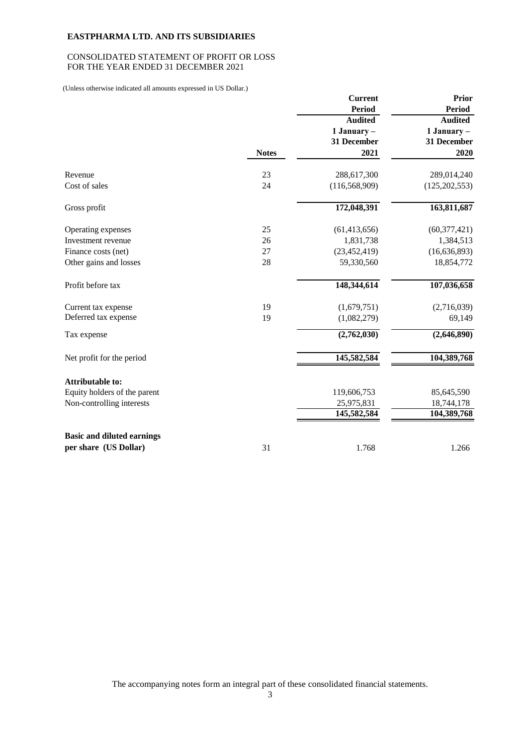**EASTPHARMA LTD. AND ITS SUBSIDIARIES**

CONSOLIDATED STATEMENT OF PROFIT OR LOSS
FOR THE YEAR ENDED 31 DECEMBER 2021

(Unless otherwise indicated all amounts expressed in US Dollar.)

| | Notes | Current Period Audited 1 January – 31 December 2021 | Prior Period Audited 1 January – 31 December 2020 |
|---|---|---|---|
| Revenue | 23 | 288,617,300 | 289,014,240 |
| Cost of sales | 24 | (116,568,909) | (125,202,553) |
| Gross profit | | **172,048,391** | **163,811,687** |
| Operating expenses | 25 | (61,413,656) | (60,377,421) |
| Investment revenue | 26 | 1,831,738 | 1,384,513 |
| Finance costs (net) | 27 | (23,452,419) | (16,636,893) |
| Other gains and losses | 28 | 59,330,560 | 18,854,772 |
| Profit before tax | | **148,344,614** | **107,036,658** |
| Current tax expense | 19 | (1,679,751) | (2,716,039) |
| Deferred tax expense | 19 | (1,082,279) | 69,149 |
| Tax expense | | **(2,762,030)** | **(2,646,890)** |
| Net profit for the period | | **145,582,584** | **104,389,768** |
| **Attributable to:** | | | |
| Equity holders of the parent | | 119,606,753 | 85,645,590 |
| Non-controlling interests | | 25,975,831 | 18,744,178 |
| | | **145,582,584** | **104,389,768** |
| **Basic and diluted earnings per share (US Dollar)** | 31 | 1.768 | 1.266 |

The accompanying notes form an integral part of these consolidated financial statements.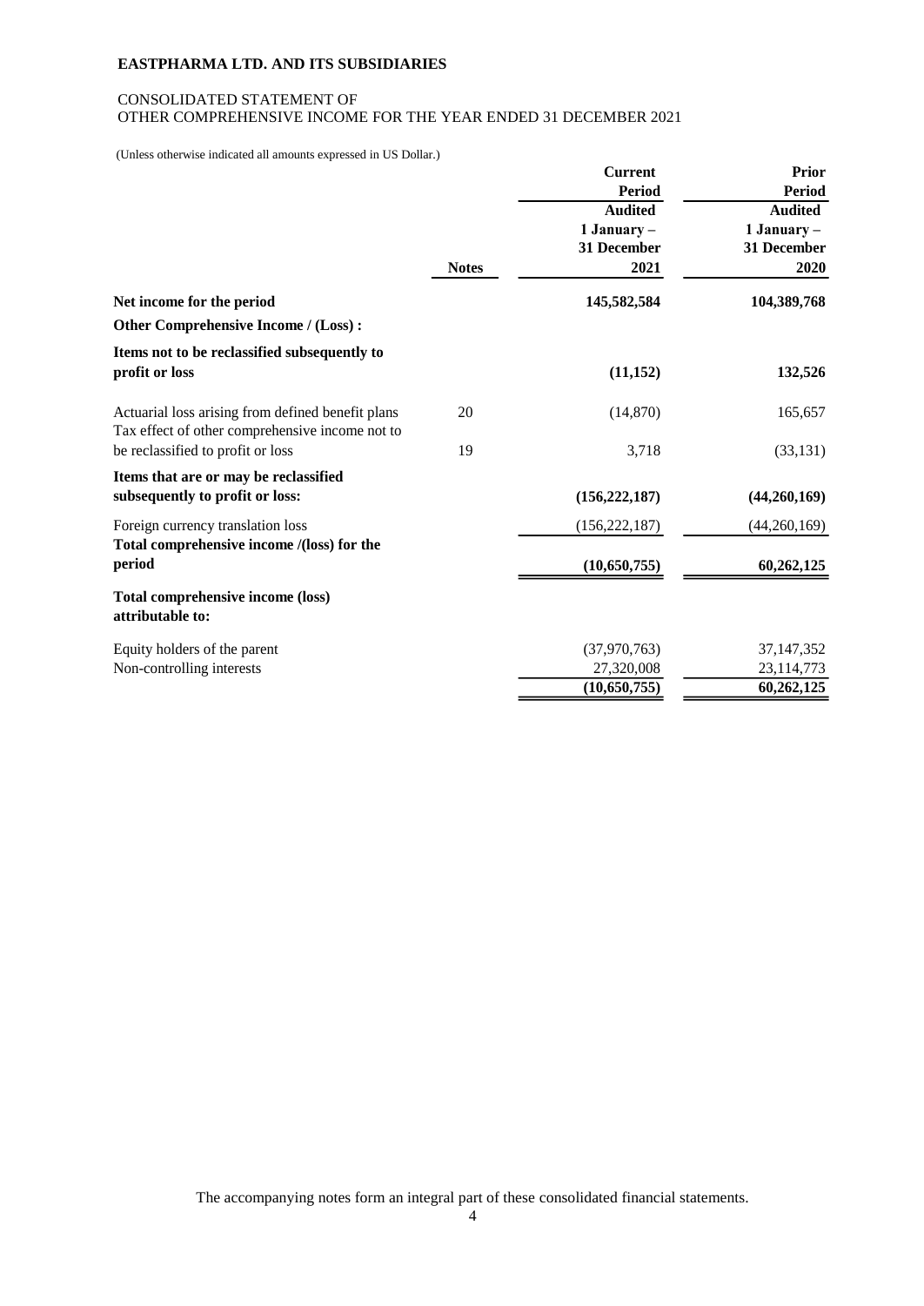**EASTPHARMA LTD. AND ITS SUBSIDIARIES**

CONSOLIDATED STATEMENT OF
OTHER COMPREHENSIVE INCOME FOR THE YEAR ENDED 31 DECEMBER 2021

(Unless otherwise indicated all amounts expressed in US Dollar.)

| | Notes | Current Period Audited 1 January – 31 December 2021 | Prior Period Audited 1 January – 31 December 2020 |
|---|---|---|---|
| **Net income for the period** | | **145,582,584** | **104,389,768** |
| **Other Comprehensive Income / (Loss) :** | | | |
| **Items not to be reclassified subsequently to profit or loss** | | **(11,152)** | **132,526** |
| Actuarial loss arising from defined benefit plans | 20 | (14,870) | 165,657 |
| Tax effect of other comprehensive income not to be reclassified to profit or loss | 19 | 3,718 | (33,131) |
| **Items that are or may be reclassified subsequently to profit or loss:** | | **(156,222,187)** | **(44,260,169)** |
| Foreign currency translation loss | | (156,222,187) | (44,260,169) |
| **Total comprehensive income /(loss) for the period** | | **(10,650,755)** | **60,262,125** |
| **Total comprehensive income (loss) attributable to:** | | | |
| Equity holders of the parent | | (37,970,763) | 37,147,352 |
| Non-controlling interests | | 27,320,008 | 23,114,773 |
| | | **(10,650,755)** | **60,262,125** |

The accompanying notes form an integral part of these consolidated financial statements.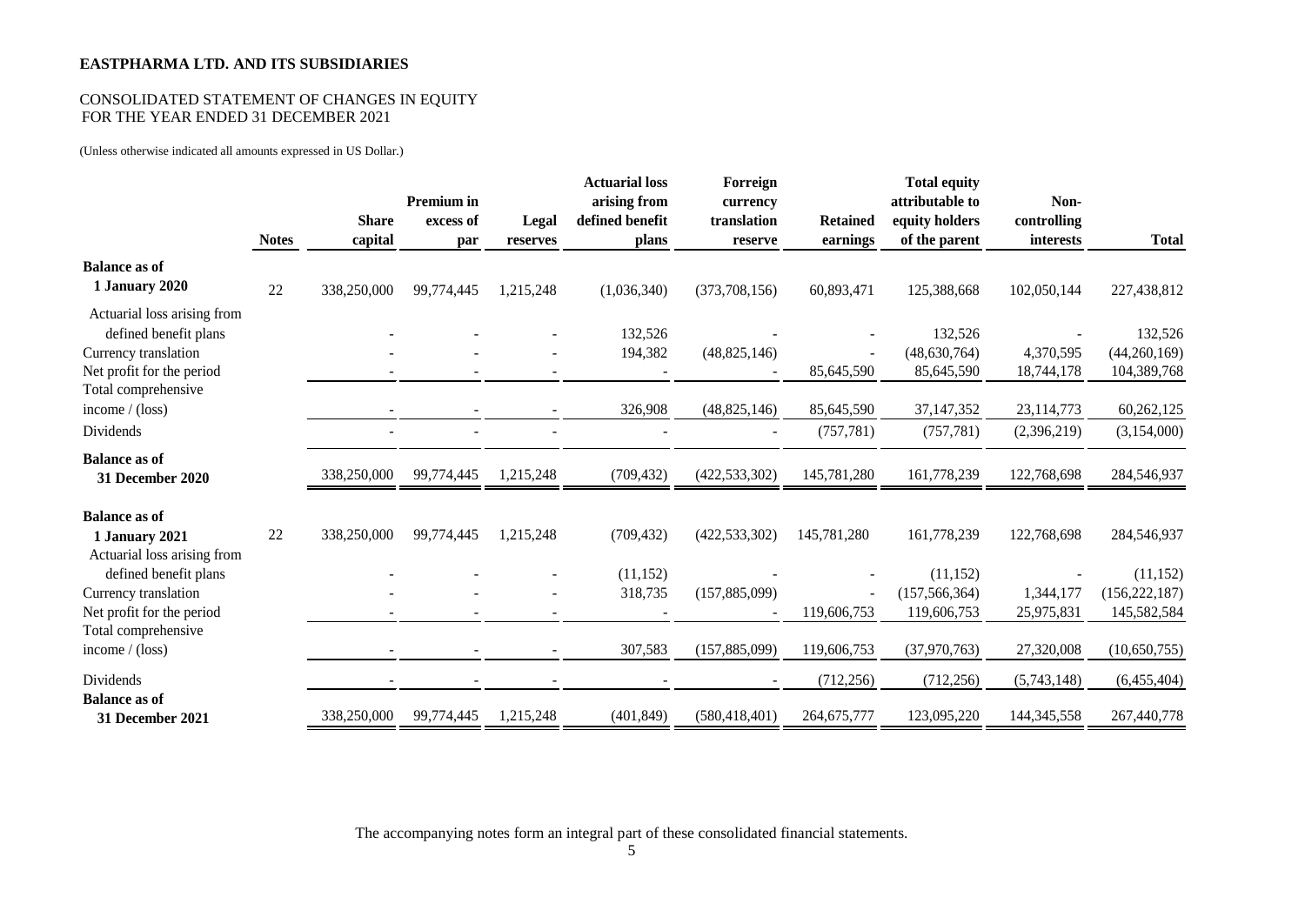**EASTPHARMA LTD. AND ITS SUBSIDIARIES**

CONSOLIDATED STATEMENT OF CHANGES IN EQUITY
FOR THE YEAR ENDED 31 DECEMBER 2021

(Unless otherwise indicated all amounts expressed in US Dollar.)

| | Notes | Share capital | Premium in excess of par | Legal reserves | Actuarial loss arising from defined benefit plans | Forreign currency translation reserve | Retained earnings | Total equity attributable to equity holders of the parent | Non-controlling interests | Total |
|---|---|---|---|---|---|---|---|---|---|---|
| **Balance as of 1 January 2020** | 22 | 338,250,000 | 99,774,445 | 1,215,248 | (1,036,340) | (373,708,156) | 60,893,471 | 125,388,668 | 102,050,144 | 227,438,812 |
| Actuarial loss arising from defined benefit plans | | - | - | - | 132,526 | - | - | 132,526 | - | 132,526 |
| Currency translation | | - | - | - | 194,382 | (48,825,146) | - | (48,630,764) | 4,370,595 | (44,260,169) |
| Net profit for the period | | - | - | - | - | - | 85,645,590 | 85,645,590 | 18,744,178 | 104,389,768 |
| Total comprehensive income / (loss) | | - | - | - | 326,908 | (48,825,146) | 85,645,590 | 37,147,352 | 23,114,773 | 60,262,125 |
| Dividends | | - | - | - | - | - | (757,781) | (757,781) | (2,396,219) | (3,154,000) |
| **Balance as of 31 December 2020** | | 338,250,000 | 99,774,445 | 1,215,248 | (709,432) | (422,533,302) | 145,781,280 | 161,778,239 | 122,768,698 | 284,546,937 |
| **Balance as of 1 January 2021** | 22 | 338,250,000 | 99,774,445 | 1,215,248 | (709,432) | (422,533,302) | 145,781,280 | 161,778,239 | 122,768,698 | 284,546,937 |
| Actuarial loss arising from defined benefit plans | | - | - | - | (11,152) | - | - | (11,152) | - | (11,152) |
| Currency translation | | - | - | - | 318,735 | (157,885,099) | - | (157,566,364) | 1,344,177 | (156,222,187) |
| Net profit for the period | | - | - | - | - | - | 119,606,753 | 119,606,753 | 25,975,831 | 145,582,584 |
| Total comprehensive income / (loss) | | - | - | - | 307,583 | (157,885,099) | 119,606,753 | (37,970,763) | 27,320,008 | (10,650,755) |
| Dividends | | - | - | - | - | - | (712,256) | (712,256) | (5,743,148) | (6,455,404) |
| **Balance as of 31 December 2021** | | 338,250,000 | 99,774,445 | 1,215,248 | (401,849) | (580,418,401) | 264,675,777 | 123,095,220 | 144,345,558 | 267,440,778 |

The accompanying notes form an integral part of these consolidated financial statements.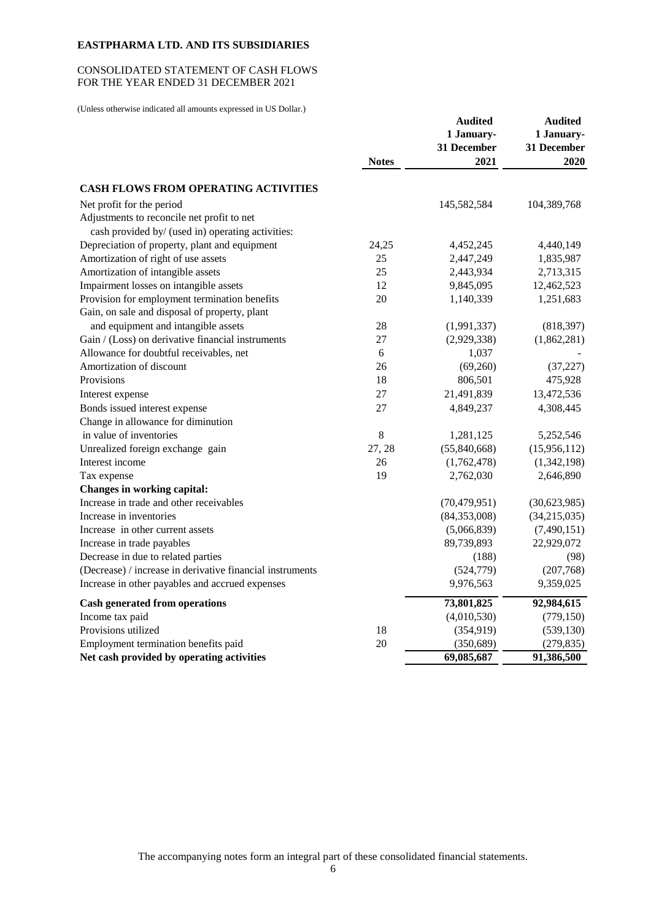**EASTPHARMA LTD. AND ITS SUBSIDIARIES**

CONSOLIDATED STATEMENT OF CASH FLOWS
FOR THE YEAR ENDED 31 DECEMBER 2021

(Unless otherwise indicated all amounts expressed in US Dollar.)

| | Notes | Audited 1 January- 31 December 2021 | Audited 1 January- 31 December 2020 |
|---|---|---|---|
| **CASH FLOWS FROM OPERATING ACTIVITIES** | | | |
| Net profit for the period | | 145,582,584 | 104,389,768 |
| Adjustments to reconcile net profit to net cash provided by/ (used in) operating activities: | | | |
| Depreciation of property, plant and equipment | 24,25 | 4,452,245 | 4,440,149 |
| Amortization of right of use assets | 25 | 2,447,249 | 1,835,987 |
| Amortization of intangible assets | 25 | 2,443,934 | 2,713,315 |
| Impairment losses on intangible assets | 12 | 9,845,095 | 12,462,523 |
| Provision for employment termination benefits | 20 | 1,140,339 | 1,251,683 |
| Gain, on sale and disposal of property, plant and equipment and intangible assets | 28 | (1,991,337) | (818,397) |
| Gain / (Loss) on derivative financial instruments | 27 | (2,929,338) | (1,862,281) |
| Allowance for doubtful receivables, net | 6 | 1,037 | - |
| Amortization of discount | 26 | (69,260) | (37,227) |
| Provisions | 18 | 806,501 | 475,928 |
| Interest expense | 27 | 21,491,839 | 13,472,536 |
| Bonds issued interest expense | 27 | 4,849,237 | 4,308,445 |
| Change in allowance for diminution in value of inventories | 8 | 1,281,125 | 5,252,546 |
| Unrealized foreign exchange gain | 27, 28 | (55,840,668) | (15,956,112) |
| Interest income | 26 | (1,762,478) | (1,342,198) |
| Tax expense | 19 | 2,762,030 | 2,646,890 |
| **Changes in working capital:** | | | |
| Increase in trade and other receivables | | (70,479,951) | (30,623,985) |
| Increase in inventories | | (84,353,008) | (34,215,035) |
| Increase in other current assets | | (5,066,839) | (7,490,151) |
| Increase in trade payables | | 89,739,893 | 22,929,072 |
| Decrease in due to related parties | | (188) | (98) |
| (Decrease) / increase in derivative financial instruments | | (524,779) | (207,768) |
| Increase in other payables and accrued expenses | | 9,976,563 | 9,359,025 |
| **Cash generated from operations** | | **73,801,825** | **92,984,615** |
| Income tax paid | | (4,010,530) | (779,150) |
| Provisions utilized | 18 | (354,919) | (539,130) |
| Employment termination benefits paid | 20 | (350,689) | (279,835) |
| **Net cash provided by operating activities** | | **69,085,687** | **91,386,500** |

The accompanying notes form an integral part of these consolidated financial statements.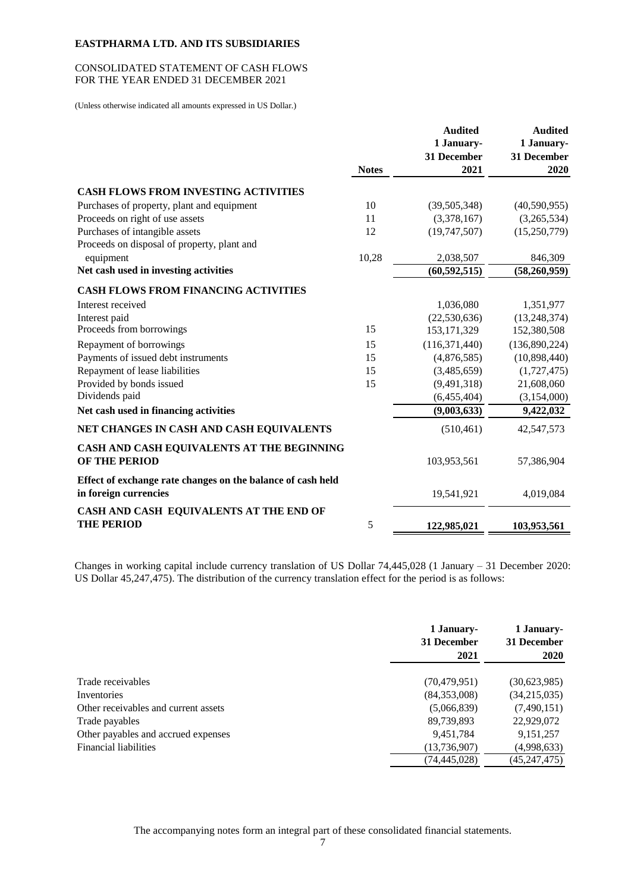**EASTPHARMA LTD. AND ITS SUBSIDIARIES**

CONSOLIDATED STATEMENT OF CASH FLOWS
FOR THE YEAR ENDED 31 DECEMBER 2021

(Unless otherwise indicated all amounts expressed in US Dollar.)

| | Notes | Audited 1 January- 31 December 2021 | Audited 1 January- 31 December 2020 |
|---|---|---|---|
| **CASH FLOWS FROM INVESTING ACTIVITIES** | | | |
| Purchases of property, plant and equipment | 10 | (39,505,348) | (40,590,955) |
| Proceeds on right of use assets | 11 | (3,378,167) | (3,265,534) |
| Purchases of intangible assets | 12 | (19,747,507) | (15,250,779) |
| Proceeds on disposal of property, plant and equipment | 10,28 | 2,038,507 | 846,309 |
| **Net cash used in investing activities** | | **(60,592,515)** | **(58,260,959)** |
| **CASH FLOWS FROM FINANCING ACTIVITIES** | | | |
| Interest received | | 1,036,080 | 1,351,977 |
| Interest paid | | (22,530,636) | (13,248,374) |
| Proceeds from borrowings | 15 | 153,171,329 | 152,380,508 |
| Repayment of borrowings | 15 | (116,371,440) | (136,890,224) |
| Payments of issued debt instruments | 15 | (4,876,585) | (10,898,440) |
| Repayment of lease liabilities | 15 | (3,485,659) | (1,727,475) |
| Provided by bonds issued | 15 | (9,491,318) | 21,608,060 |
| Dividends paid | | (6,455,404) | (3,154,000) |
| **Net cash used in financing activities** | | **(9,003,633)** | **9,422,032** |
| **NET CHANGES IN CASH AND CASH EQUIVALENTS** | | (510,461) | 42,547,573 |
| **CASH AND CASH EQUIVALENTS AT THE BEGINNING OF THE PERIOD** | | 103,953,561 | 57,386,904 |
| **Effect of exchange rate changes on the balance of cash held in foreign currencies** | | 19,541,921 | 4,019,084 |
| **CASH AND CASH EQUIVALENTS AT THE END OF THE PERIOD** | 5 | **122,985,021** | **103,953,561** |

Changes in working capital include currency translation of US Dollar 74,445,028 (1 January – 31 December 2020: US Dollar 45,247,475). The distribution of the currency translation effect for the period is as follows:

| | 1 January- 31 December 2021 | 1 January- 31 December 2020 |
|---|---|---|
| Trade receivables | (70,479,951) | (30,623,985) |
| Inventories | (84,353,008) | (34,215,035) |
| Other receivables and current assets | (5,066,839) | (7,490,151) |
| Trade payables | 89,739,893 | 22,929,072 |
| Other payables and accrued expenses | 9,451,784 | 9,151,257 |
| Financial liabilities | (13,736,907) | (4,998,633) |
| | (74,445,028) | (45,247,475) |

The accompanying notes form an integral part of these consolidated financial statements.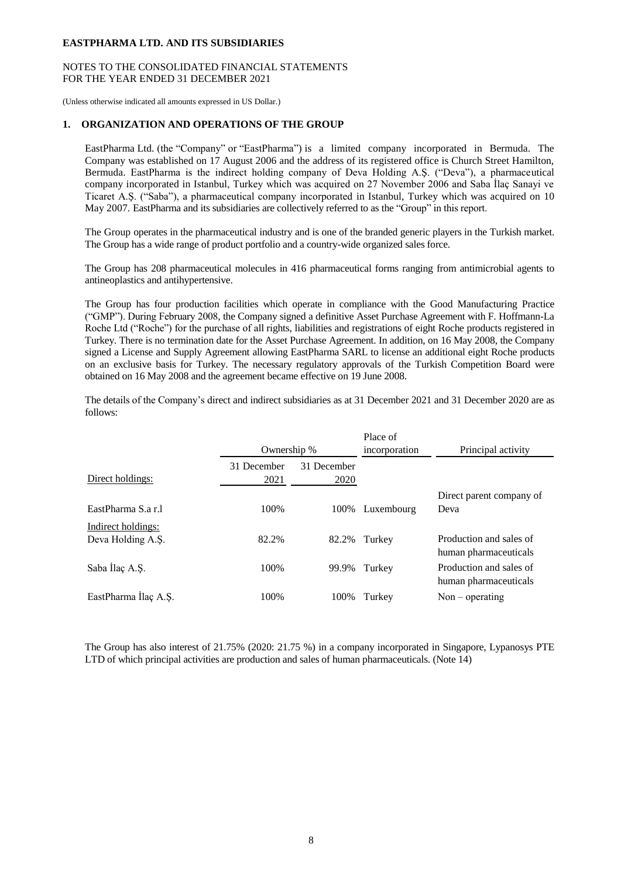## 1. ORGANIZATION AND OPERATIONS OF THE GROUP

EastPharma Ltd. (the "Company" or "EastPharma") is a limited company incorporated in Bermuda. The Company was established on 17 August 2006 and the address of its registered office is Church Street Hamilton, Bermuda. EastPharma is the indirect holding company of Deva Holding A.Ş. ("Deva"), a pharmaceutical company incorporated in Istanbul, Turkey which was acquired on 27 November 2006 and Saba İlaç Sanayi ve Ticaret A.Ş. ("Saba"), a pharmaceutical company incorporated in Istanbul, Turkey which was acquired on 10 May 2007. EastPharma and its subsidiaries are collectively referred to as the "Group" in this report.

The Group operates in the pharmaceutical industry and is one of the branded generic players in the Turkish market. The Group has a wide range of product portfolio and a country-wide organized sales force.

The Group has 208 pharmaceutical molecules in 416 pharmaceutical forms ranging from antimicrobial agents to antineoplastics and antihypertensive.

The Group has four production facilities which operate in compliance with the Good Manufacturing Practice ("GMP"). During February 2008, the Company signed a definitive Asset Purchase Agreement with F. Hoffmann-La Roche Ltd ("Roche") for the purchase of all rights, liabilities and registrations of eight Roche products registered in Turkey. There is no termination date for the Asset Purchase Agreement. In addition, on 16 May 2008, the Company signed a License and Supply Agreement allowing EastPharma SARL to license an additional eight Roche products on an exclusive basis for Turkey. The necessary regulatory approvals of the Turkish Competition Board were obtained on 16 May 2008 and the agreement became effective on 19 June 2008.

The details of the Company's direct and indirect subsidiaries as at 31 December 2021 and 31 December 2020 are as follows:

| | Ownership % | | Place of incorporation | Principal activity |
|---|---|---|---|---|
| Direct holdings: | 31 December 2021 | 31 December 2020 | | |
| EastPharma S.a r.l | 100% | 100% | Luxembourg | Direct parent company of Deva |
| Indirect holdings: | | | | |
| Deva Holding A.Ş. | 82.2% | 82.2% | Turkey | Production and sales of human pharmaceuticals |
| Saba İlaç A.Ş. | 100% | 99.9% | Turkey | Production and sales of human pharmaceuticals |
| EastPharma İlaç A.Ş. | 100% | 100% | Turkey | Non – operating |

The Group has also interest of 21.75% (2020: 21.75 %) in a company incorporated in Singapore, Lypanosys PTE LTD of which principal activities are production and sales of human pharmaceuticals. (Note 14)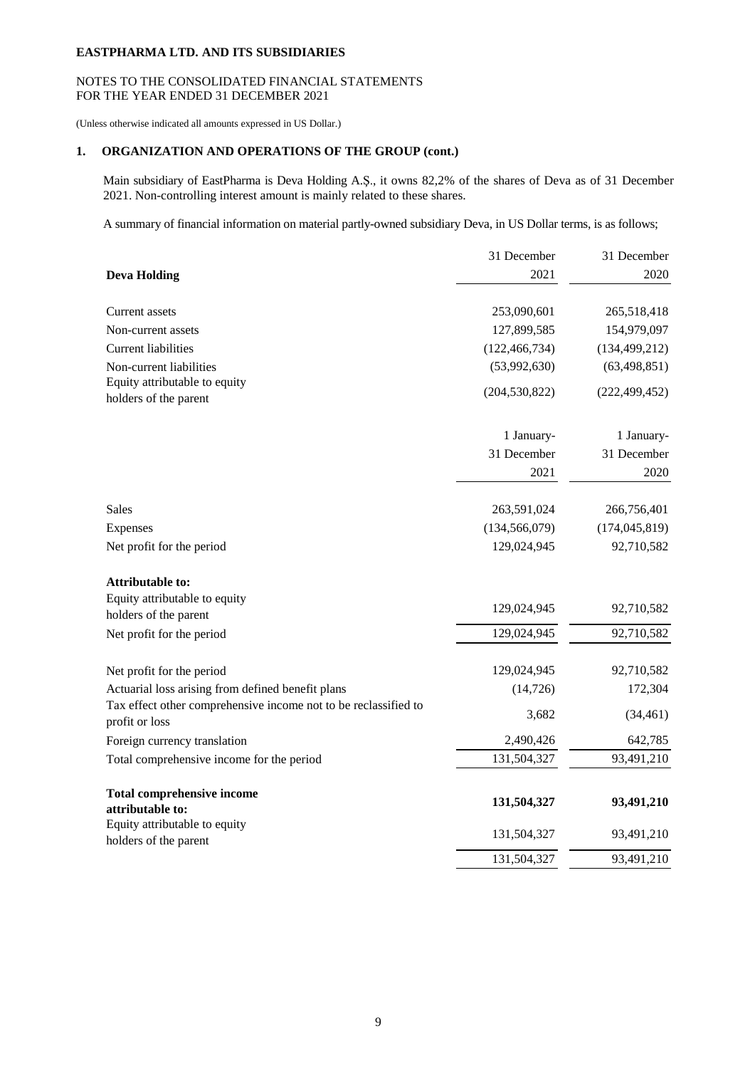**EASTPHARMA LTD. AND ITS SUBSIDIARIES**

NOTES TO THE CONSOLIDATED FINANCIAL STATEMENTS
FOR THE YEAR ENDED 31 DECEMBER 2021

(Unless otherwise indicated all amounts expressed in US Dollar.)

## 1. ORGANIZATION AND OPERATIONS OF THE GROUP (cont.)

Main subsidiary of EastPharma is Deva Holding A.Ş., it owns 82,2% of the shares of Deva as of 31 December 2021. Non-controlling interest amount is mainly related to these shares.

A summary of financial information on material partly-owned subsidiary Deva, in US Dollar terms, is as follows;

| **Deva Holding** | 31 December 2021 | 31 December 2020 |
|---|---|---|
| Current assets | 253,090,601 | 265,518,418 |
| Non-current assets | 127,899,585 | 154,979,097 |
| Current liabilities | (122,466,734) | (134,499,212) |
| Non-current liabilities | (53,992,630) | (63,498,851) |
| Equity attributable to equity holders of the parent | (204,530,822) | (222,499,452) |

| | 1 January-31 December 2021 | 1 January-31 December 2020 |
|---|---|---|
| Sales | 263,591,024 | 266,756,401 |
| Expenses | (134,566,079) | (174,045,819) |
| Net profit for the period | 129,024,945 | 92,710,582 |
| **Attributable to:** | | |
| Equity attributable to equity holders of the parent | 129,024,945 | 92,710,582 |
| Net profit for the period | 129,024,945 | 92,710,582 |
| Net profit for the period | 129,024,945 | 92,710,582 |
| Actuarial loss arising from defined benefit plans | (14,726) | 172,304 |
| Tax effect other comprehensive income not to be reclassified to profit or loss | 3,682 | (34,461) |
| Foreign currency translation | 2,490,426 | 642,785 |
| Total comprehensive income for the period | 131,504,327 | 93,491,210 |
| **Total comprehensive income attributable to:** | **131,504,327** | **93,491,210** |
| Equity attributable to equity holders of the parent | 131,504,327 | 93,491,210 |
| | 131,504,327 | 93,491,210 |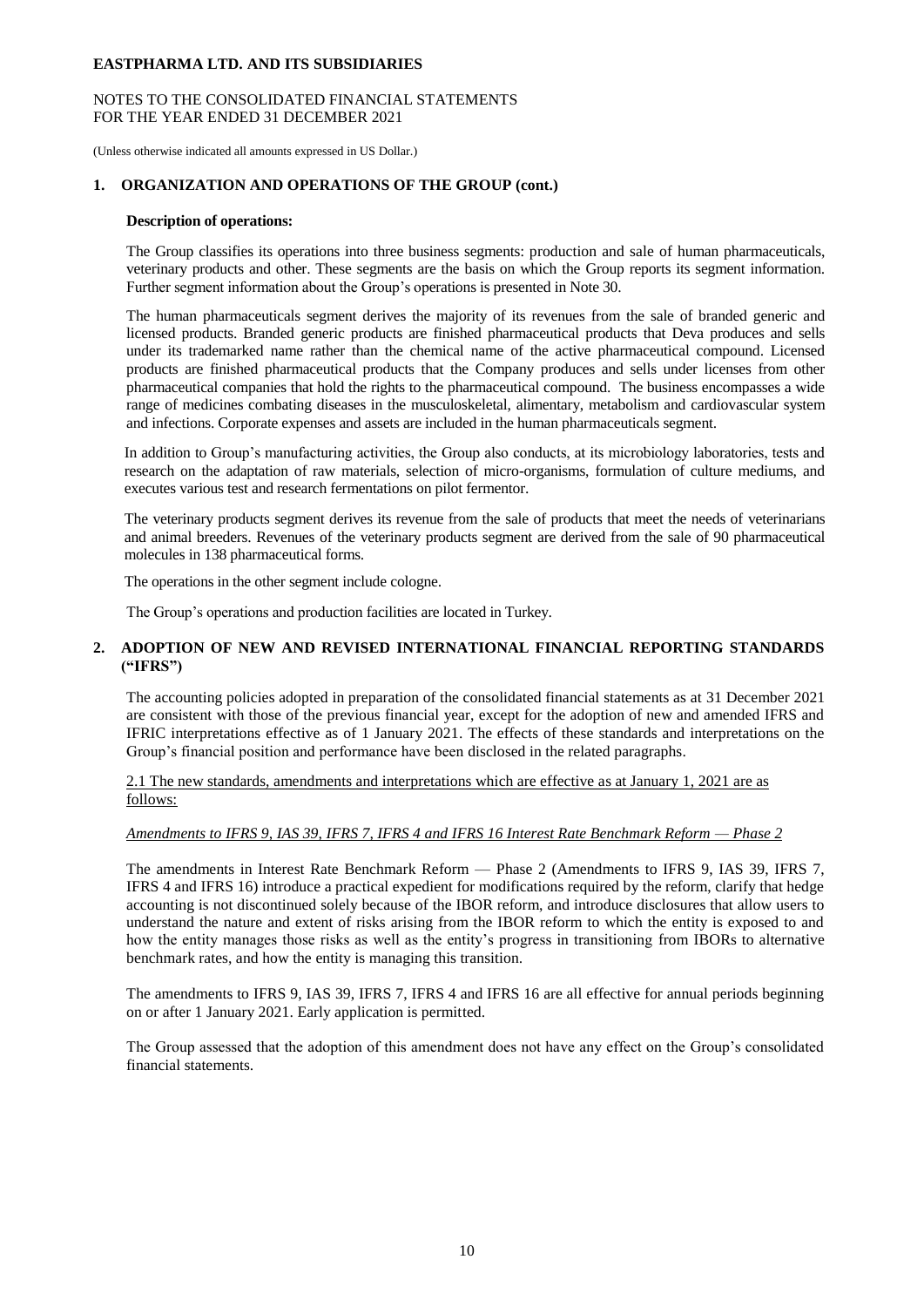## 1. ORGANIZATION AND OPERATIONS OF THE GROUP (cont.)

**Description of operations:**

The Group classifies its operations into three business segments: production and sale of human pharmaceuticals, veterinary products and other. These segments are the basis on which the Group reports its segment information. Further segment information about the Group's operations is presented in Note 30.

The human pharmaceuticals segment derives the majority of its revenues from the sale of branded generic and licensed products. Branded generic products are finished pharmaceutical products that Deva produces and sells under its trademarked name rather than the chemical name of the active pharmaceutical compound. Licensed products are finished pharmaceutical products that the Company produces and sells under licenses from other pharmaceutical companies that hold the rights to the pharmaceutical compound. The business encompasses a wide range of medicines combating diseases in the musculoskeletal, alimentary, metabolism and cardiovascular system and infections. Corporate expenses and assets are included in the human pharmaceuticals segment.

In addition to Group's manufacturing activities, the Group also conducts, at its microbiology laboratories, tests and research on the adaptation of raw materials, selection of micro-organisms, formulation of culture mediums, and executes various test and research fermentations on pilot fermentor.

The veterinary products segment derives its revenue from the sale of products that meet the needs of veterinarians and animal breeders. Revenues of the veterinary products segment are derived from the sale of 90 pharmaceutical molecules in 138 pharmaceutical forms.

The operations in the other segment include cologne.

The Group's operations and production facilities are located in Turkey.

## 2. ADOPTION OF NEW AND REVISED INTERNATIONAL FINANCIAL REPORTING STANDARDS ("IFRS")

The accounting policies adopted in preparation of the consolidated financial statements as at 31 December 2021 are consistent with those of the previous financial year, except for the adoption of new and amended IFRS and IFRIC interpretations effective as of 1 January 2021. The effects of these standards and interpretations on the Group's financial position and performance have been disclosed in the related paragraphs.

2.1 The new standards, amendments and interpretations which are effective as at January 1, 2021 are as follows:

*Amendments to IFRS 9, IAS 39, IFRS 7, IFRS 4 and IFRS 16 Interest Rate Benchmark Reform — Phase 2*

The amendments in Interest Rate Benchmark Reform — Phase 2 (Amendments to IFRS 9, IAS 39, IFRS 7, IFRS 4 and IFRS 16) introduce a practical expedient for modifications required by the reform, clarify that hedge accounting is not discontinued solely because of the IBOR reform, and introduce disclosures that allow users to understand the nature and extent of risks arising from the IBOR reform to which the entity is exposed to and how the entity manages those risks as well as the entity's progress in transitioning from IBORs to alternative benchmark rates, and how the entity is managing this transition.

The amendments to IFRS 9, IAS 39, IFRS 7, IFRS 4 and IFRS 16 are all effective for annual periods beginning on or after 1 January 2021. Early application is permitted.

The Group assessed that the adoption of this amendment does not have any effect on the Group's consolidated financial statements.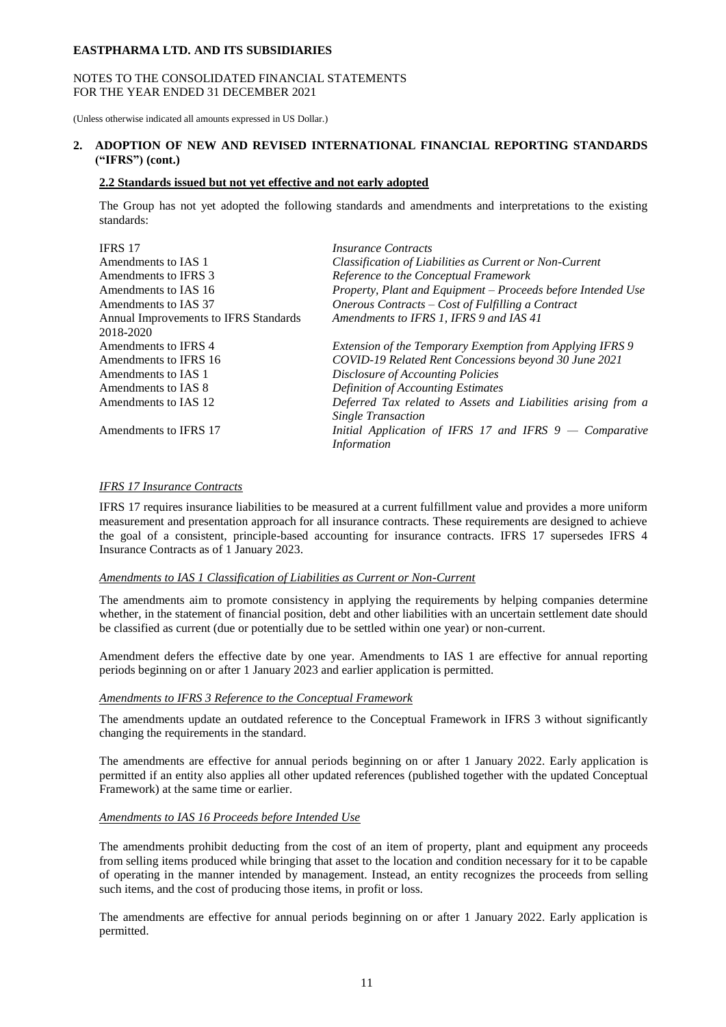## 2. ADOPTION OF NEW AND REVISED INTERNATIONAL FINANCIAL REPORTING STANDARDS ("IFRS") (cont.)

### 2.2 Standards issued but not yet effective and not early adopted

The Group has not yet adopted the following standards and amendments and interpretations to the existing standards:

| | |
|---|---|
| IFRS 17 | *Insurance Contracts* |
| Amendments to IAS 1 | *Classification of Liabilities as Current or Non-Current* |
| Amendments to IFRS 3 | *Reference to the Conceptual Framework* |
| Amendments to IAS 16 | *Property, Plant and Equipment – Proceeds before Intended Use* |
| Amendments to IAS 37 | *Onerous Contracts – Cost of Fulfilling a Contract* |
| Annual Improvements to IFRS Standards 2018-2020 | *Amendments to IFRS 1, IFRS 9 and IAS 41* |
| Amendments to IFRS 4 | *Extension of the Temporary Exemption from Applying IFRS 9* |
| Amendments to IFRS 16 | *COVID-19 Related Rent Concessions beyond 30 June 2021* |
| Amendments to IAS 1 | *Disclosure of Accounting Policies* |
| Amendments to IAS 8 | *Definition of Accounting Estimates* |
| Amendments to IAS 12 | *Deferred Tax related to Assets and Liabilities arising from a Single Transaction* |
| Amendments to IFRS 17 | *Initial Application of IFRS 17 and IFRS 9 — Comparative Information* |

*IFRS 17 Insurance Contracts*

IFRS 17 requires insurance liabilities to be measured at a current fulfillment value and provides a more uniform measurement and presentation approach for all insurance contracts. These requirements are designed to achieve the goal of a consistent, principle-based accounting for insurance contracts. IFRS 17 supersedes IFRS 4 Insurance Contracts as of 1 January 2023.

*Amendments to IAS 1 Classification of Liabilities as Current or Non-Current*

The amendments aim to promote consistency in applying the requirements by helping companies determine whether, in the statement of financial position, debt and other liabilities with an uncertain settlement date should be classified as current (due or potentially due to be settled within one year) or non-current.

Amendment defers the effective date by one year. Amendments to IAS 1 are effective for annual reporting periods beginning on or after 1 January 2023 and earlier application is permitted.

*Amendments to IFRS 3 Reference to the Conceptual Framework*

The amendments update an outdated reference to the Conceptual Framework in IFRS 3 without significantly changing the requirements in the standard.

The amendments are effective for annual periods beginning on or after 1 January 2022. Early application is permitted if an entity also applies all other updated references (published together with the updated Conceptual Framework) at the same time or earlier.

*Amendments to IAS 16 Proceeds before Intended Use*

The amendments prohibit deducting from the cost of an item of property, plant and equipment any proceeds from selling items produced while bringing that asset to the location and condition necessary for it to be capable of operating in the manner intended by management. Instead, an entity recognizes the proceeds from selling such items, and the cost of producing those items, in profit or loss.

The amendments are effective for annual periods beginning on or after 1 January 2022. Early application is permitted.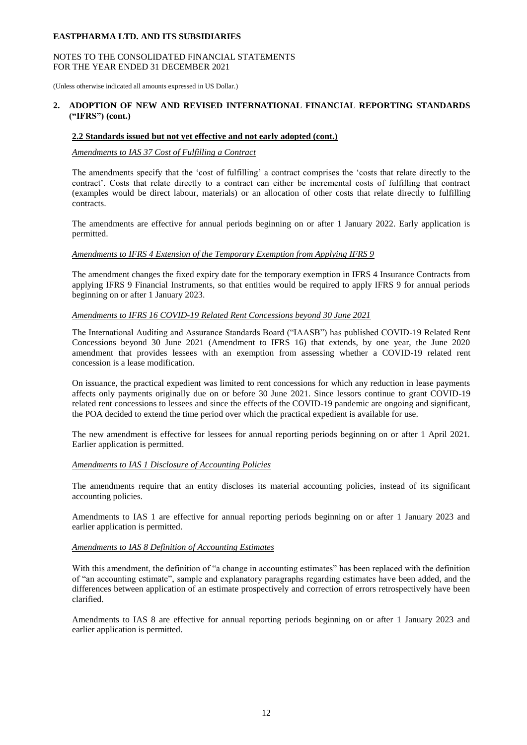## 2. ADOPTION OF NEW AND REVISED INTERNATIONAL FINANCIAL REPORTING STANDARDS ("IFRS") (cont.)

### 2.2 Standards issued but not yet effective and not early adopted (cont.)

*Amendments to IAS 37 Cost of Fulfilling a Contract*

The amendments specify that the 'cost of fulfilling' a contract comprises the 'costs that relate directly to the contract'. Costs that relate directly to a contract can either be incremental costs of fulfilling that contract (examples would be direct labour, materials) or an allocation of other costs that relate directly to fulfilling contracts.

The amendments are effective for annual periods beginning on or after 1 January 2022. Early application is permitted.

*Amendments to IFRS 4 Extension of the Temporary Exemption from Applying IFRS 9*

The amendment changes the fixed expiry date for the temporary exemption in IFRS 4 Insurance Contracts from applying IFRS 9 Financial Instruments, so that entities would be required to apply IFRS 9 for annual periods beginning on or after 1 January 2023.

*Amendments to IFRS 16 COVID-19 Related Rent Concessions beyond 30 June 2021*

The International Auditing and Assurance Standards Board ("IAASB") has published COVID-19 Related Rent Concessions beyond 30 June 2021 (Amendment to IFRS 16) that extends, by one year, the June 2020 amendment that provides lessees with an exemption from assessing whether a COVID-19 related rent concession is a lease modification.

On issuance, the practical expedient was limited to rent concessions for which any reduction in lease payments affects only payments originally due on or before 30 June 2021. Since lessors continue to grant COVID-19 related rent concessions to lessees and since the effects of the COVID-19 pandemic are ongoing and significant, the POA decided to extend the time period over which the practical expedient is available for use.

The new amendment is effective for lessees for annual reporting periods beginning on or after 1 April 2021. Earlier application is permitted.

*Amendments to IAS 1 Disclosure of Accounting Policies*

The amendments require that an entity discloses its material accounting policies, instead of its significant accounting policies.

Amendments to IAS 1 are effective for annual reporting periods beginning on or after 1 January 2023 and earlier application is permitted.

*Amendments to IAS 8 Definition of Accounting Estimates*

With this amendment, the definition of "a change in accounting estimates" has been replaced with the definition of "an accounting estimate", sample and explanatory paragraphs regarding estimates have been added, and the differences between application of an estimate prospectively and correction of errors retrospectively have been clarified.

Amendments to IAS 8 are effective for annual reporting periods beginning on or after 1 January 2023 and earlier application is permitted.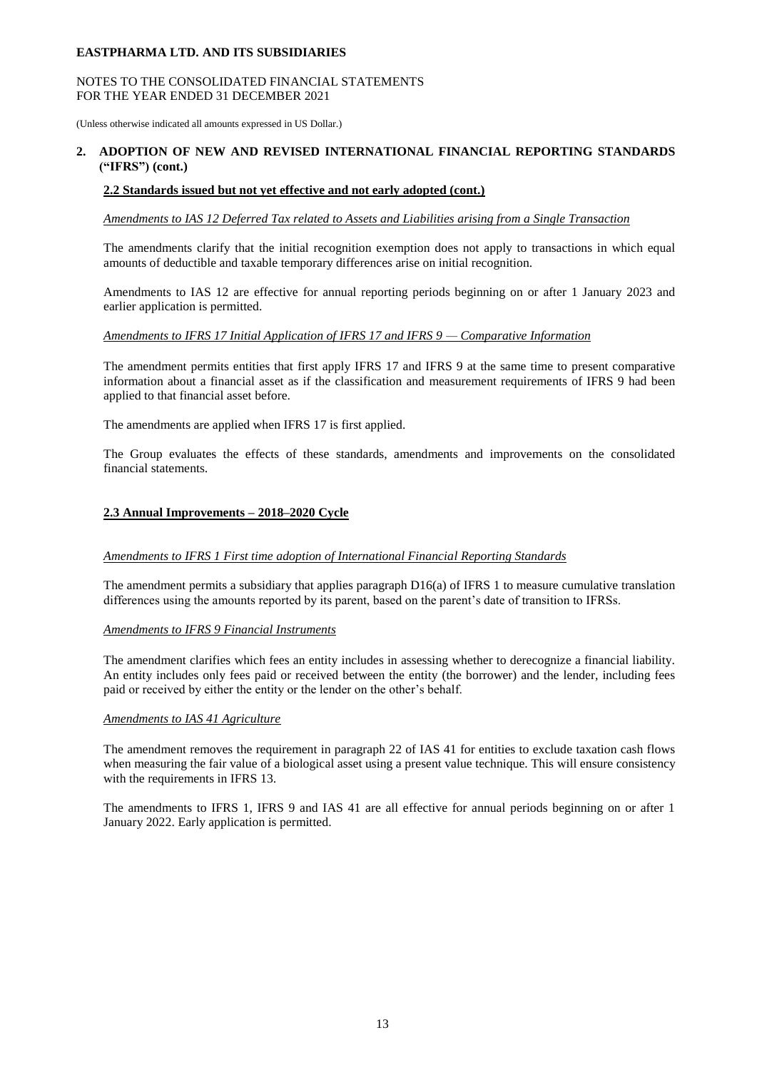## 2. ADOPTION OF NEW AND REVISED INTERNATIONAL FINANCIAL REPORTING STANDARDS ("IFRS") (cont.)

### 2.2 Standards issued but not yet effective and not early adopted (cont.)

*Amendments to IAS 12 Deferred Tax related to Assets and Liabilities arising from a Single Transaction*

The amendments clarify that the initial recognition exemption does not apply to transactions in which equal amounts of deductible and taxable temporary differences arise on initial recognition.

Amendments to IAS 12 are effective for annual reporting periods beginning on or after 1 January 2023 and earlier application is permitted.

*Amendments to IFRS 17 Initial Application of IFRS 17 and IFRS 9 — Comparative Information*

The amendment permits entities that first apply IFRS 17 and IFRS 9 at the same time to present comparative information about a financial asset as if the classification and measurement requirements of IFRS 9 had been applied to that financial asset before.

The amendments are applied when IFRS 17 is first applied.

The Group evaluates the effects of these standards, amendments and improvements on the consolidated financial statements.

### 2.3 Annual Improvements – 2018–2020 Cycle

*Amendments to IFRS 1 First time adoption of International Financial Reporting Standards*

The amendment permits a subsidiary that applies paragraph D16(a) of IFRS 1 to measure cumulative translation differences using the amounts reported by its parent, based on the parent's date of transition to IFRSs.

*Amendments to IFRS 9 Financial Instruments*

The amendment clarifies which fees an entity includes in assessing whether to derecognize a financial liability. An entity includes only fees paid or received between the entity (the borrower) and the lender, including fees paid or received by either the entity or the lender on the other's behalf.

*Amendments to IAS 41 Agriculture*

The amendment removes the requirement in paragraph 22 of IAS 41 for entities to exclude taxation cash flows when measuring the fair value of a biological asset using a present value technique. This will ensure consistency with the requirements in IFRS 13.

The amendments to IFRS 1, IFRS 9 and IAS 41 are all effective for annual periods beginning on or after 1 January 2022. Early application is permitted.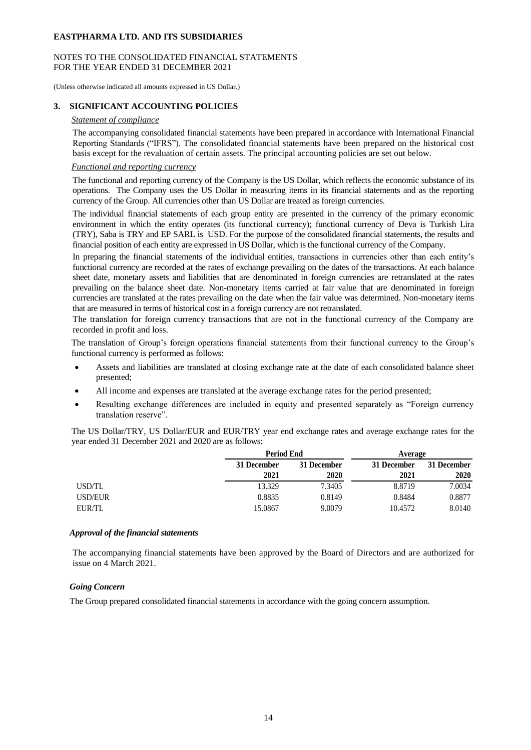**EASTPHARMA LTD. AND ITS SUBSIDIARIES**

NOTES TO THE CONSOLIDATED FINANCIAL STATEMENTS
FOR THE YEAR ENDED 31 DECEMBER 2021

(Unless otherwise indicated all amounts expressed in US Dollar.)

## 3. SIGNIFICANT ACCOUNTING POLICIES

*Statement of compliance*

The accompanying consolidated financial statements have been prepared in accordance with International Financial Reporting Standards ("IFRS"). The consolidated financial statements have been prepared on the historical cost basis except for the revaluation of certain assets. The principal accounting policies are set out below.

*Functional and reporting currency*

The functional and reporting currency of the Company is the US Dollar, which reflects the economic substance of its operations. The Company uses the US Dollar in measuring items in its financial statements and as the reporting currency of the Group. All currencies other than US Dollar are treated as foreign currencies.

The individual financial statements of each group entity are presented in the currency of the primary economic environment in which the entity operates (its functional currency); functional currency of Deva is Turkish Lira (TRY), Saba is TRY and EP SARL is USD. For the purpose of the consolidated financial statements, the results and financial position of each entity are expressed in US Dollar, which is the functional currency of the Company.

In preparing the financial statements of the individual entities, transactions in currencies other than each entity's functional currency are recorded at the rates of exchange prevailing on the dates of the transactions. At each balance sheet date, monetary assets and liabilities that are denominated in foreign currencies are retranslated at the rates prevailing on the balance sheet date. Non-monetary items carried at fair value that are denominated in foreign currencies are translated at the rates prevailing on the date when the fair value was determined. Non-monetary items that are measured in terms of historical cost in a foreign currency are not retranslated.

The translation for foreign currency transactions that are not in the functional currency of the Company are recorded in profit and loss.

The translation of Group's foreign operations financial statements from their functional currency to the Group's functional currency is performed as follows:

- Assets and liabilities are translated at closing exchange rate at the date of each consolidated balance sheet presented;
- All income and expenses are translated at the average exchange rates for the period presented;
- Resulting exchange differences are included in equity and presented separately as "Foreign currency translation reserve".

The US Dollar/TRY, US Dollar/EUR and EUR/TRY year end exchange rates and average exchange rates for the year ended 31 December 2021 and 2020 are as follows:

| | **Period End** | | **Average** | |
|---|---|---|---|---|
| | **31 December 2021** | **31 December 2020** | **31 December 2021** | **31 December 2020** |
| USD/TL | 13.329 | 7.3405 | 8.8719 | 7.0034 |
| USD/EUR | 0.8835 | 0.8149 | 0.8484 | 0.8877 |
| EUR/TL | 15.0867 | 9.0079 | 10.4572 | 8.0140 |

***Approval of the financial statements***

The accompanying financial statements have been approved by the Board of Directors and are authorized for issue on 4 March 2021.

***Going Concern***

The Group prepared consolidated financial statements in accordance with the going concern assumption.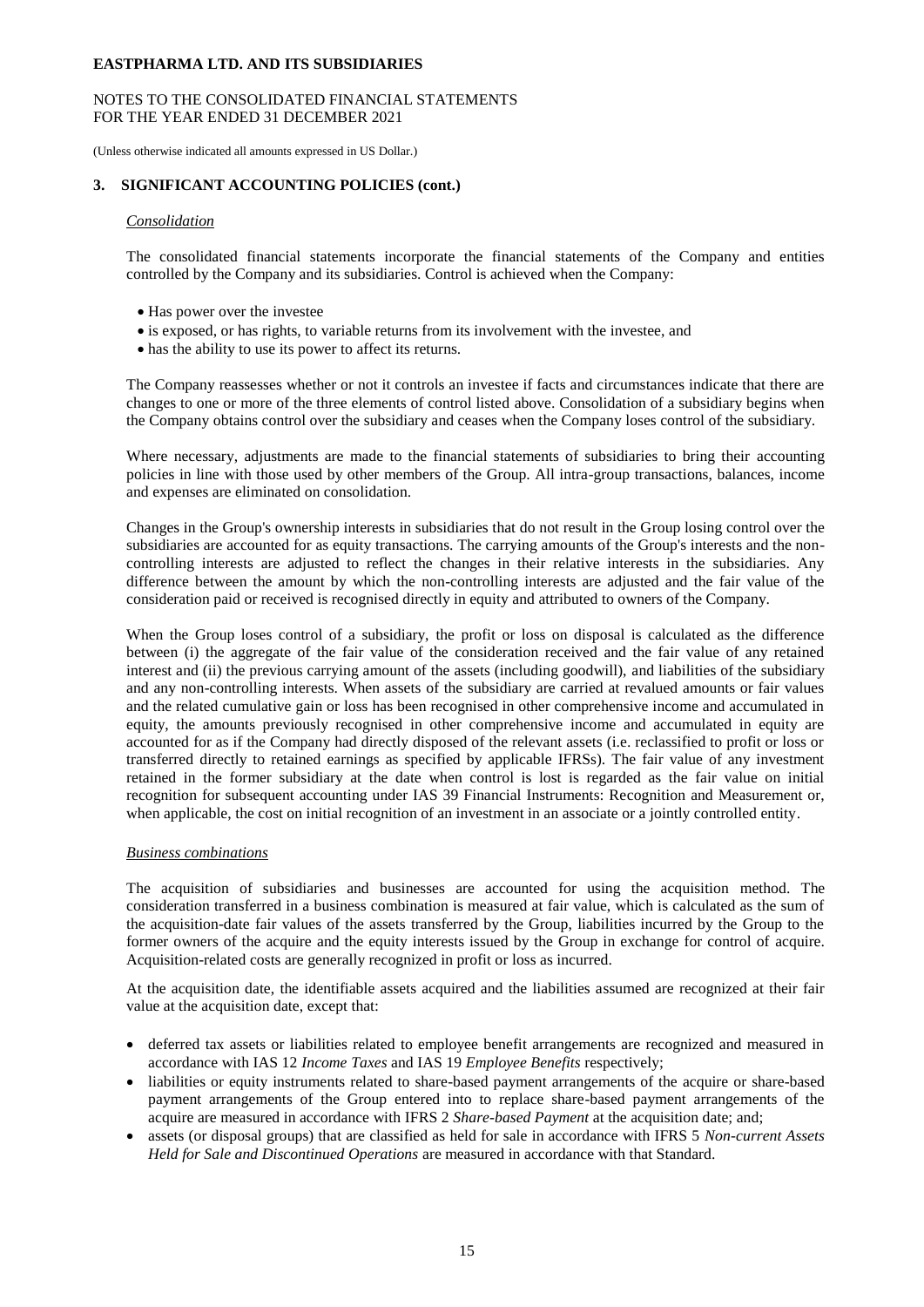## 3. SIGNIFICANT ACCOUNTING POLICIES (cont.)

### *Consolidation*

The consolidated financial statements incorporate the financial statements of the Company and entities controlled by the Company and its subsidiaries. Control is achieved when the Company:

- Has power over the investee
- is exposed, or has rights, to variable returns from its involvement with the investee, and
- has the ability to use its power to affect its returns.

The Company reassesses whether or not it controls an investee if facts and circumstances indicate that there are changes to one or more of the three elements of control listed above. Consolidation of a subsidiary begins when the Company obtains control over the subsidiary and ceases when the Company loses control of the subsidiary.

Where necessary, adjustments are made to the financial statements of subsidiaries to bring their accounting policies in line with those used by other members of the Group. All intra-group transactions, balances, income and expenses are eliminated on consolidation.

Changes in the Group's ownership interests in subsidiaries that do not result in the Group losing control over the subsidiaries are accounted for as equity transactions. The carrying amounts of the Group's interests and the non-controlling interests are adjusted to reflect the changes in their relative interests in the subsidiaries. Any difference between the amount by which the non-controlling interests are adjusted and the fair value of the consideration paid or received is recognised directly in equity and attributed to owners of the Company.

When the Group loses control of a subsidiary, the profit or loss on disposal is calculated as the difference between (i) the aggregate of the fair value of the consideration received and the fair value of any retained interest and (ii) the previous carrying amount of the assets (including goodwill), and liabilities of the subsidiary and any non-controlling interests. When assets of the subsidiary are carried at revalued amounts or fair values and the related cumulative gain or loss has been recognised in other comprehensive income and accumulated in equity, the amounts previously recognised in other comprehensive income and accumulated in equity are accounted for as if the Company had directly disposed of the relevant assets (i.e. reclassified to profit or loss or transferred directly to retained earnings as specified by applicable IFRSs). The fair value of any investment retained in the former subsidiary at the date when control is lost is regarded as the fair value on initial recognition for subsequent accounting under IAS 39 Financial Instruments: Recognition and Measurement or, when applicable, the cost on initial recognition of an investment in an associate or a jointly controlled entity.

### *Business combinations*

The acquisition of subsidiaries and businesses are accounted for using the acquisition method. The consideration transferred in a business combination is measured at fair value, which is calculated as the sum of the acquisition-date fair values of the assets transferred by the Group, liabilities incurred by the Group to the former owners of the acquire and the equity interests issued by the Group in exchange for control of acquire. Acquisition-related costs are generally recognized in profit or loss as incurred.

At the acquisition date, the identifiable assets acquired and the liabilities assumed are recognized at their fair value at the acquisition date, except that:

- deferred tax assets or liabilities related to employee benefit arrangements are recognized and measured in accordance with IAS 12 *Income Taxes* and IAS 19 *Employee Benefits* respectively;
- liabilities or equity instruments related to share-based payment arrangements of the acquire or share-based payment arrangements of the Group entered into to replace share-based payment arrangements of the acquire are measured in accordance with IFRS 2 *Share-based Payment* at the acquisition date; and;
- assets (or disposal groups) that are classified as held for sale in accordance with IFRS 5 *Non-current Assets Held for Sale and Discontinued Operations* are measured in accordance with that Standard.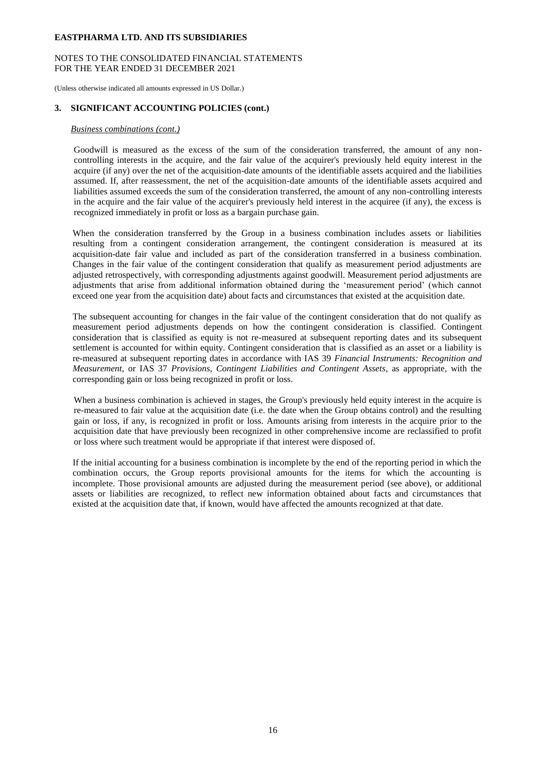## 3. SIGNIFICANT ACCOUNTING POLICIES (cont.)

*Business combinations (cont.)*

Goodwill is measured as the excess of the sum of the consideration transferred, the amount of any non-controlling interests in the acquire, and the fair value of the acquirer's previously held equity interest in the acquire (if any) over the net of the acquisition-date amounts of the identifiable assets acquired and the liabilities assumed. If, after reassessment, the net of the acquisition-date amounts of the identifiable assets acquired and liabilities assumed exceeds the sum of the consideration transferred, the amount of any non-controlling interests in the acquire and the fair value of the acquirer's previously held interest in the acquiree (if any), the excess is recognized immediately in profit or loss as a bargain purchase gain.

When the consideration transferred by the Group in a business combination includes assets or liabilities resulting from a contingent consideration arrangement, the contingent consideration is measured at its acquisition-date fair value and included as part of the consideration transferred in a business combination. Changes in the fair value of the contingent consideration that qualify as measurement period adjustments are adjusted retrospectively, with corresponding adjustments against goodwill. Measurement period adjustments are adjustments that arise from additional information obtained during the 'measurement period' (which cannot exceed one year from the acquisition date) about facts and circumstances that existed at the acquisition date.

The subsequent accounting for changes in the fair value of the contingent consideration that do not qualify as measurement period adjustments depends on how the contingent consideration is classified. Contingent consideration that is classified as equity is not re-measured at subsequent reporting dates and its subsequent settlement is accounted for within equity. Contingent consideration that is classified as an asset or a liability is re-measured at subsequent reporting dates in accordance with IAS 39 *Financial Instruments: Recognition and Measurement*, or IAS 37 *Provisions, Contingent Liabilities and Contingent Assets*, as appropriate, with the corresponding gain or loss being recognized in profit or loss.

When a business combination is achieved in stages, the Group's previously held equity interest in the acquire is re-measured to fair value at the acquisition date (i.e. the date when the Group obtains control) and the resulting gain or loss, if any, is recognized in profit or loss. Amounts arising from interests in the acquire prior to the acquisition date that have previously been recognized in other comprehensive income are reclassified to profit or loss where such treatment would be appropriate if that interest were disposed of.

If the initial accounting for a business combination is incomplete by the end of the reporting period in which the combination occurs, the Group reports provisional amounts for the items for which the accounting is incomplete. Those provisional amounts are adjusted during the measurement period (see above), or additional assets or liabilities are recognized, to reflect new information obtained about facts and circumstances that existed at the acquisition date that, if known, would have affected the amounts recognized at that date.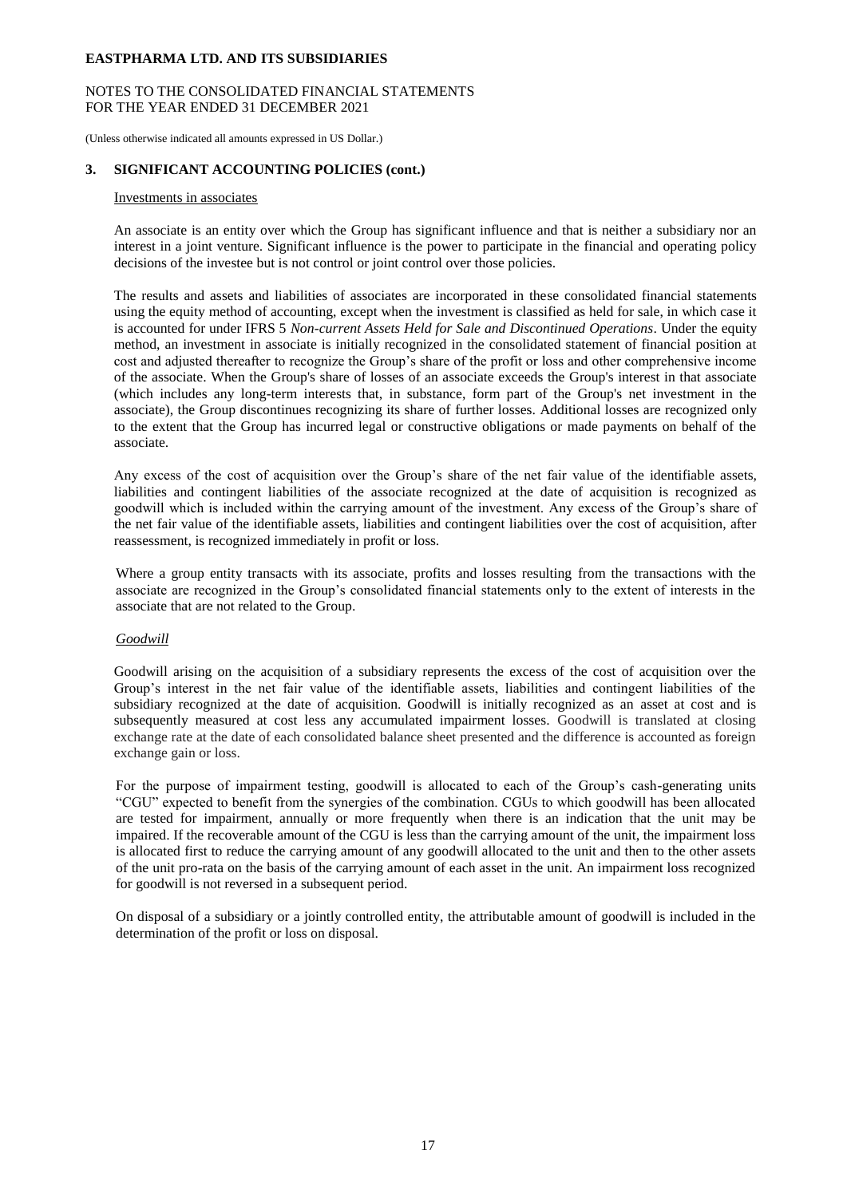## 3. SIGNIFICANT ACCOUNTING POLICIES (cont.)

Investments in associates

An associate is an entity over which the Group has significant influence and that is neither a subsidiary nor an interest in a joint venture. Significant influence is the power to participate in the financial and operating policy decisions of the investee but is not control or joint control over those policies.

The results and assets and liabilities of associates are incorporated in these consolidated financial statements using the equity method of accounting, except when the investment is classified as held for sale, in which case it is accounted for under IFRS 5 *Non-current Assets Held for Sale and Discontinued Operations*. Under the equity method, an investment in associate is initially recognized in the consolidated statement of financial position at cost and adjusted thereafter to recognize the Group's share of the profit or loss and other comprehensive income of the associate. When the Group's share of losses of an associate exceeds the Group's interest in that associate (which includes any long-term interests that, in substance, form part of the Group's net investment in the associate), the Group discontinues recognizing its share of further losses. Additional losses are recognized only to the extent that the Group has incurred legal or constructive obligations or made payments on behalf of the associate.

Any excess of the cost of acquisition over the Group's share of the net fair value of the identifiable assets, liabilities and contingent liabilities of the associate recognized at the date of acquisition is recognized as goodwill which is included within the carrying amount of the investment. Any excess of the Group's share of the net fair value of the identifiable assets, liabilities and contingent liabilities over the cost of acquisition, after reassessment, is recognized immediately in profit or loss.

Where a group entity transacts with its associate, profits and losses resulting from the transactions with the associate are recognized in the Group's consolidated financial statements only to the extent of interests in the associate that are not related to the Group.

*Goodwill*

Goodwill arising on the acquisition of a subsidiary represents the excess of the cost of acquisition over the Group's interest in the net fair value of the identifiable assets, liabilities and contingent liabilities of the subsidiary recognized at the date of acquisition. Goodwill is initially recognized as an asset at cost and is subsequently measured at cost less any accumulated impairment losses. Goodwill is translated at closing exchange rate at the date of each consolidated balance sheet presented and the difference is accounted as foreign exchange gain or loss.

For the purpose of impairment testing, goodwill is allocated to each of the Group's cash-generating units "CGU" expected to benefit from the synergies of the combination. CGUs to which goodwill has been allocated are tested for impairment, annually or more frequently when there is an indication that the unit may be impaired. If the recoverable amount of the CGU is less than the carrying amount of the unit, the impairment loss is allocated first to reduce the carrying amount of any goodwill allocated to the unit and then to the other assets of the unit pro-rata on the basis of the carrying amount of each asset in the unit. An impairment loss recognized for goodwill is not reversed in a subsequent period.

On disposal of a subsidiary or a jointly controlled entity, the attributable amount of goodwill is included in the determination of the profit or loss on disposal.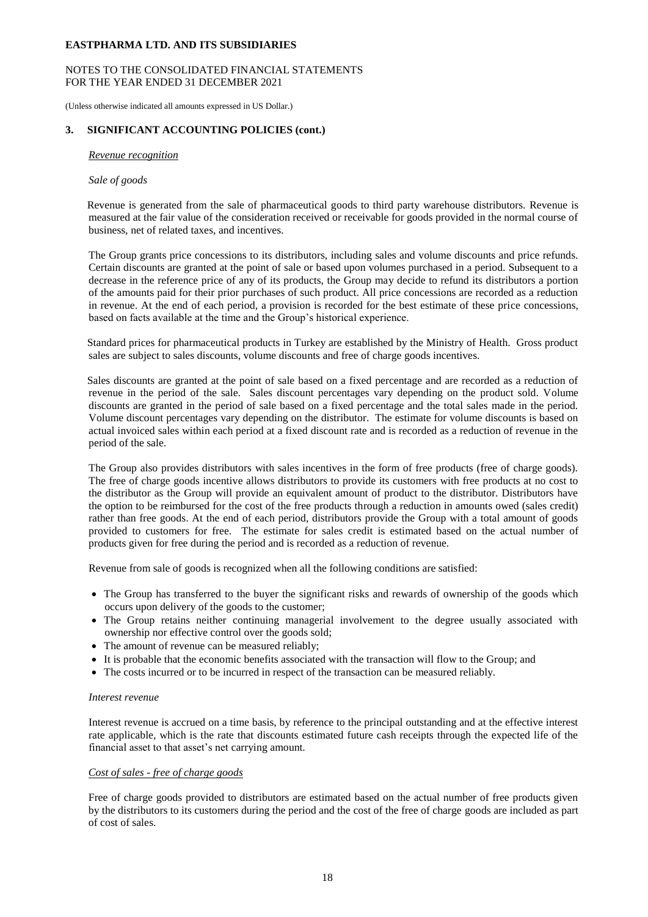## 3. SIGNIFICANT ACCOUNTING POLICIES (cont.)

*Revenue recognition*

*Sale of goods*

Revenue is generated from the sale of pharmaceutical goods to third party warehouse distributors. Revenue is measured at the fair value of the consideration received or receivable for goods provided in the normal course of business, net of related taxes, and incentives.

The Group grants price concessions to its distributors, including sales and volume discounts and price refunds. Certain discounts are granted at the point of sale or based upon volumes purchased in a period. Subsequent to a decrease in the reference price of any of its products, the Group may decide to refund its distributors a portion of the amounts paid for their prior purchases of such product. All price concessions are recorded as a reduction in revenue. At the end of each period, a provision is recorded for the best estimate of these price concessions, based on facts available at the time and the Group's historical experience.

Standard prices for pharmaceutical products in Turkey are established by the Ministry of Health. Gross product sales are subject to sales discounts, volume discounts and free of charge goods incentives.

Sales discounts are granted at the point of sale based on a fixed percentage and are recorded as a reduction of revenue in the period of the sale. Sales discount percentages vary depending on the product sold. Volume discounts are granted in the period of sale based on a fixed percentage and the total sales made in the period. Volume discount percentages vary depending on the distributor. The estimate for volume discounts is based on actual invoiced sales within each period at a fixed discount rate and is recorded as a reduction of revenue in the period of the sale.

The Group also provides distributors with sales incentives in the form of free products (free of charge goods). The free of charge goods incentive allows distributors to provide its customers with free products at no cost to the distributor as the Group will provide an equivalent amount of product to the distributor. Distributors have the option to be reimbursed for the cost of the free products through a reduction in amounts owed (sales credit) rather than free goods. At the end of each period, distributors provide the Group with a total amount of goods provided to customers for free. The estimate for sales credit is estimated based on the actual number of products given for free during the period and is recorded as a reduction of revenue.

Revenue from sale of goods is recognized when all the following conditions are satisfied:

- The Group has transferred to the buyer the significant risks and rewards of ownership of the goods which occurs upon delivery of the goods to the customer;
- The Group retains neither continuing managerial involvement to the degree usually associated with ownership nor effective control over the goods sold;
- The amount of revenue can be measured reliably;
- It is probable that the economic benefits associated with the transaction will flow to the Group; and
- The costs incurred or to be incurred in respect of the transaction can be measured reliably.

*Interest revenue*

Interest revenue is accrued on a time basis, by reference to the principal outstanding and at the effective interest rate applicable, which is the rate that discounts estimated future cash receipts through the expected life of the financial asset to that asset's net carrying amount.

*Cost of sales - free of charge goods*

Free of charge goods provided to distributors are estimated based on the actual number of free products given by the distributors to its customers during the period and the cost of the free of charge goods are included as part of cost of sales.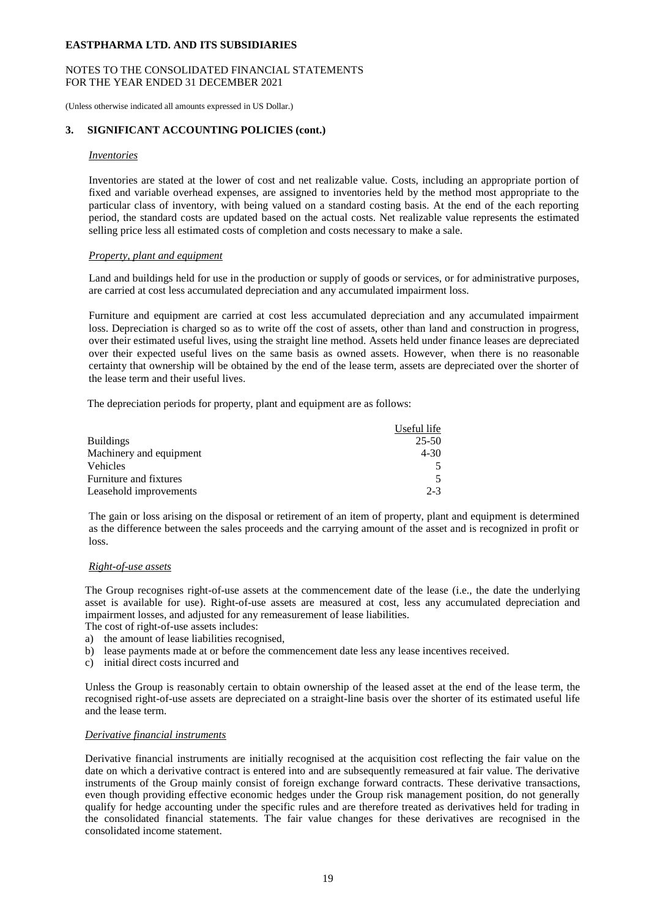## 3. SIGNIFICANT ACCOUNTING POLICIES (cont.)

*Inventories*

Inventories are stated at the lower of cost and net realizable value. Costs, including an appropriate portion of fixed and variable overhead expenses, are assigned to inventories held by the method most appropriate to the particular class of inventory, with being valued on a standard costing basis. At the end of the each reporting period, the standard costs are updated based on the actual costs. Net realizable value represents the estimated selling price less all estimated costs of completion and costs necessary to make a sale.

*Property, plant and equipment*

Land and buildings held for use in the production or supply of goods or services, or for administrative purposes, are carried at cost less accumulated depreciation and any accumulated impairment loss.

Furniture and equipment are carried at cost less accumulated depreciation and any accumulated impairment loss. Depreciation is charged so as to write off the cost of assets, other than land and construction in progress, over their estimated useful lives, using the straight line method. Assets held under finance leases are depreciated over their expected useful lives on the same basis as owned assets. However, when there is no reasonable certainty that ownership will be obtained by the end of the lease term, assets are depreciated over the shorter of the lease term and their useful lives.

The depreciation periods for property, plant and equipment are as follows:

| | Useful life |
|---|---|
| Buildings | 25-50 |
| Machinery and equipment | 4-30 |
| Vehicles | 5 |
| Furniture and fixtures | 5 |
| Leasehold improvements | 2-3 |

The gain or loss arising on the disposal or retirement of an item of property, plant and equipment is determined as the difference between the sales proceeds and the carrying amount of the asset and is recognized in profit or loss.

*Right-of-use assets*

The Group recognises right-of-use assets at the commencement date of the lease (i.e., the date the underlying asset is available for use). Right-of-use assets are measured at cost, less any accumulated depreciation and impairment losses, and adjusted for any remeasurement of lease liabilities.
The cost of right-of-use assets includes:

a) the amount of lease liabilities recognised,
b) lease payments made at or before the commencement date less any lease incentives received.
c) initial direct costs incurred and

Unless the Group is reasonably certain to obtain ownership of the leased asset at the end of the lease term, the recognised right-of-use assets are depreciated on a straight-line basis over the shorter of its estimated useful life and the lease term.

*Derivative financial instruments*

Derivative financial instruments are initially recognised at the acquisition cost reflecting the fair value on the date on which a derivative contract is entered into and are subsequently remeasured at fair value. The derivative instruments of the Group mainly consist of foreign exchange forward contracts. These derivative transactions, even though providing effective economic hedges under the Group risk management position, do not generally qualify for hedge accounting under the specific rules and are therefore treated as derivatives held for trading in the consolidated financial statements. The fair value changes for these derivatives are recognised in the consolidated income statement.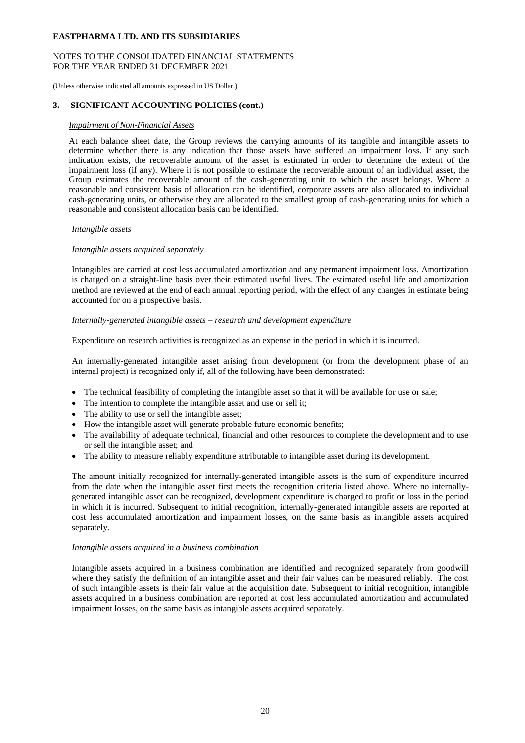## 3. SIGNIFICANT ACCOUNTING POLICIES (cont.)

*Impairment of Non-Financial Assets*

At each balance sheet date, the Group reviews the carrying amounts of its tangible and intangible assets to determine whether there is any indication that those assets have suffered an impairment loss. If any such indication exists, the recoverable amount of the asset is estimated in order to determine the extent of the impairment loss (if any). Where it is not possible to estimate the recoverable amount of an individual asset, the Group estimates the recoverable amount of the cash-generating unit to which the asset belongs. Where a reasonable and consistent basis of allocation can be identified, corporate assets are also allocated to individual cash-generating units, or otherwise they are allocated to the smallest group of cash-generating units for which a reasonable and consistent allocation basis can be identified.

*Intangible assets*

*Intangible assets acquired separately*

Intangibles are carried at cost less accumulated amortization and any permanent impairment loss. Amortization is charged on a straight-line basis over their estimated useful lives. The estimated useful life and amortization method are reviewed at the end of each annual reporting period, with the effect of any changes in estimate being accounted for on a prospective basis.

*Internally-generated intangible assets – research and development expenditure*

Expenditure on research activities is recognized as an expense in the period in which it is incurred.

An internally-generated intangible asset arising from development (or from the development phase of an internal project) is recognized only if, all of the following have been demonstrated:

- The technical feasibility of completing the intangible asset so that it will be available for use or sale;
- The intention to complete the intangible asset and use or sell it;
- The ability to use or sell the intangible asset;
- How the intangible asset will generate probable future economic benefits;
- The availability of adequate technical, financial and other resources to complete the development and to use or sell the intangible asset; and
- The ability to measure reliably expenditure attributable to intangible asset during its development.

The amount initially recognized for internally-generated intangible assets is the sum of expenditure incurred from the date when the intangible asset first meets the recognition criteria listed above. Where no internally-generated intangible asset can be recognized, development expenditure is charged to profit or loss in the period in which it is incurred. Subsequent to initial recognition, internally-generated intangible assets are reported at cost less accumulated amortization and impairment losses, on the same basis as intangible assets acquired separately.

*Intangible assets acquired in a business combination*

Intangible assets acquired in a business combination are identified and recognized separately from goodwill where they satisfy the definition of an intangible asset and their fair values can be measured reliably. The cost of such intangible assets is their fair value at the acquisition date. Subsequent to initial recognition, intangible assets acquired in a business combination are reported at cost less accumulated amortization and accumulated impairment losses, on the same basis as intangible assets acquired separately.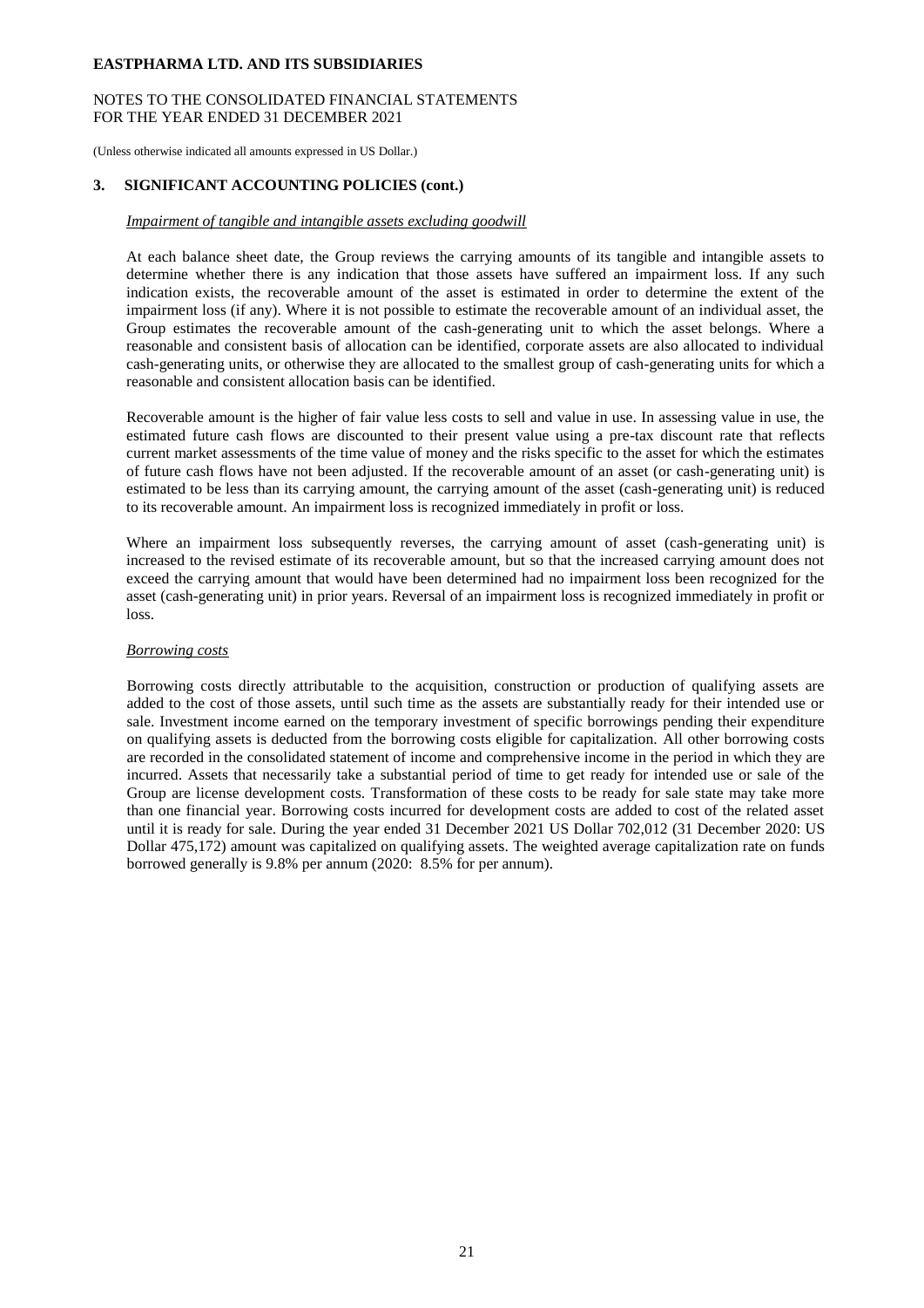## 3. SIGNIFICANT ACCOUNTING POLICIES (cont.)

*Impairment of tangible and intangible assets excluding goodwill*

At each balance sheet date, the Group reviews the carrying amounts of its tangible and intangible assets to determine whether there is any indication that those assets have suffered an impairment loss. If any such indication exists, the recoverable amount of the asset is estimated in order to determine the extent of the impairment loss (if any). Where it is not possible to estimate the recoverable amount of an individual asset, the Group estimates the recoverable amount of the cash-generating unit to which the asset belongs. Where a reasonable and consistent basis of allocation can be identified, corporate assets are also allocated to individual cash-generating units, or otherwise they are allocated to the smallest group of cash-generating units for which a reasonable and consistent allocation basis can be identified.

Recoverable amount is the higher of fair value less costs to sell and value in use. In assessing value in use, the estimated future cash flows are discounted to their present value using a pre-tax discount rate that reflects current market assessments of the time value of money and the risks specific to the asset for which the estimates of future cash flows have not been adjusted. If the recoverable amount of an asset (or cash-generating unit) is estimated to be less than its carrying amount, the carrying amount of the asset (cash-generating unit) is reduced to its recoverable amount. An impairment loss is recognized immediately in profit or loss.

Where an impairment loss subsequently reverses, the carrying amount of asset (cash-generating unit) is increased to the revised estimate of its recoverable amount, but so that the increased carrying amount does not exceed the carrying amount that would have been determined had no impairment loss been recognized for the asset (cash-generating unit) in prior years. Reversal of an impairment loss is recognized immediately in profit or loss.

*Borrowing costs*

Borrowing costs directly attributable to the acquisition, construction or production of qualifying assets are added to the cost of those assets, until such time as the assets are substantially ready for their intended use or sale. Investment income earned on the temporary investment of specific borrowings pending their expenditure on qualifying assets is deducted from the borrowing costs eligible for capitalization. All other borrowing costs are recorded in the consolidated statement of income and comprehensive income in the period in which they are incurred. Assets that necessarily take a substantial period of time to get ready for intended use or sale of the Group are license development costs. Transformation of these costs to be ready for sale state may take more than one financial year. Borrowing costs incurred for development costs are added to cost of the related asset until it is ready for sale. During the year ended 31 December 2021 US Dollar 702,012 (31 December 2020: US Dollar 475,172) amount was capitalized on qualifying assets. The weighted average capitalization rate on funds borrowed generally is 9.8% per annum (2020: 8.5% for per annum).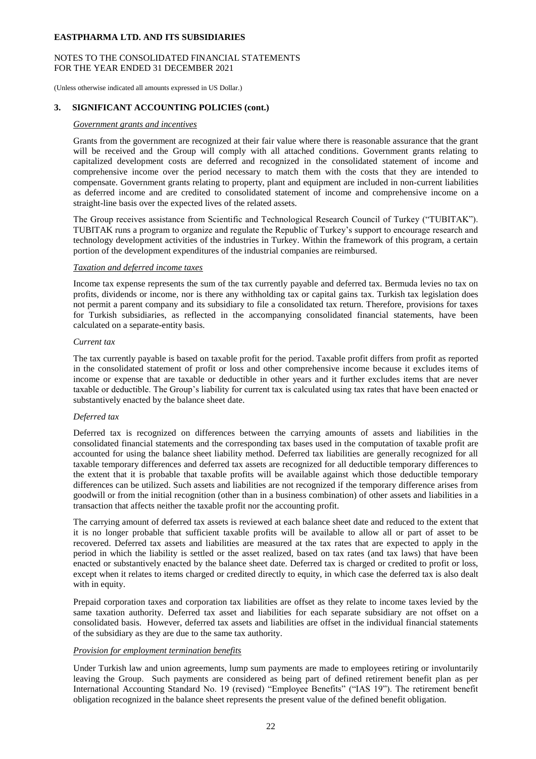## 3. SIGNIFICANT ACCOUNTING POLICIES (cont.)

*Government grants and incentives*

Grants from the government are recognized at their fair value where there is reasonable assurance that the grant will be received and the Group will comply with all attached conditions. Government grants relating to capitalized development costs are deferred and recognized in the consolidated statement of income and comprehensive income over the period necessary to match them with the costs that they are intended to compensate. Government grants relating to property, plant and equipment are included in non-current liabilities as deferred income and are credited to consolidated statement of income and comprehensive income on a straight-line basis over the expected lives of the related assets.

The Group receives assistance from Scientific and Technological Research Council of Turkey ("TUBITAK"). TUBITAK runs a program to organize and regulate the Republic of Turkey's support to encourage research and technology development activities of the industries in Turkey. Within the framework of this program, a certain portion of the development expenditures of the industrial companies are reimbursed.

*Taxation and deferred income taxes*

Income tax expense represents the sum of the tax currently payable and deferred tax. Bermuda levies no tax on profits, dividends or income, nor is there any withholding tax or capital gains tax. Turkish tax legislation does not permit a parent company and its subsidiary to file a consolidated tax return. Therefore, provisions for taxes for Turkish subsidiaries, as reflected in the accompanying consolidated financial statements, have been calculated on a separate-entity basis.

*Current tax*

The tax currently payable is based on taxable profit for the period. Taxable profit differs from profit as reported in the consolidated statement of profit or loss and other comprehensive income because it excludes items of income or expense that are taxable or deductible in other years and it further excludes items that are never taxable or deductible. The Group's liability for current tax is calculated using tax rates that have been enacted or substantively enacted by the balance sheet date.

*Deferred tax*

Deferred tax is recognized on differences between the carrying amounts of assets and liabilities in the consolidated financial statements and the corresponding tax bases used in the computation of taxable profit are accounted for using the balance sheet liability method. Deferred tax liabilities are generally recognized for all taxable temporary differences and deferred tax assets are recognized for all deductible temporary differences to the extent that it is probable that taxable profits will be available against which those deductible temporary differences can be utilized. Such assets and liabilities are not recognized if the temporary difference arises from goodwill or from the initial recognition (other than in a business combination) of other assets and liabilities in a transaction that affects neither the taxable profit nor the accounting profit.

The carrying amount of deferred tax assets is reviewed at each balance sheet date and reduced to the extent that it is no longer probable that sufficient taxable profits will be available to allow all or part of asset to be recovered. Deferred tax assets and liabilities are measured at the tax rates that are expected to apply in the period in which the liability is settled or the asset realized, based on tax rates (and tax laws) that have been enacted or substantively enacted by the balance sheet date. Deferred tax is charged or credited to profit or loss, except when it relates to items charged or credited directly to equity, in which case the deferred tax is also dealt with in equity.

Prepaid corporation taxes and corporation tax liabilities are offset as they relate to income taxes levied by the same taxation authority. Deferred tax asset and liabilities for each separate subsidiary are not offset on a consolidated basis. However, deferred tax assets and liabilities are offset in the individual financial statements of the subsidiary as they are due to the same tax authority.

*Provision for employment termination benefits*

Under Turkish law and union agreements, lump sum payments are made to employees retiring or involuntarily leaving the Group. Such payments are considered as being part of defined retirement benefit plan as per International Accounting Standard No. 19 (revised) "Employee Benefits" ("IAS 19"). The retirement benefit obligation recognized in the balance sheet represents the present value of the defined benefit obligation.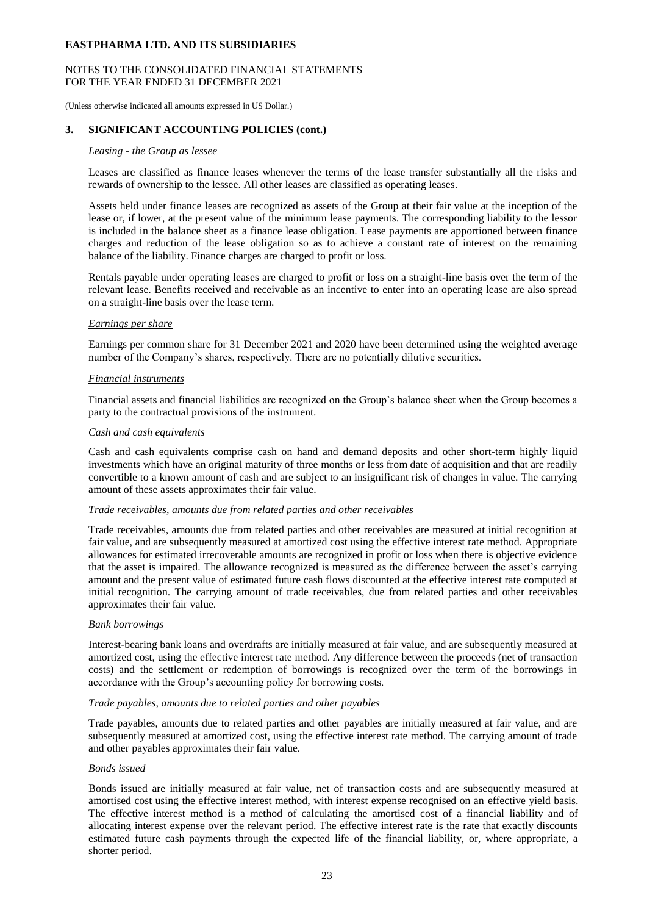## 3. SIGNIFICANT ACCOUNTING POLICIES (cont.)

*Leasing - the Group as lessee*

Leases are classified as finance leases whenever the terms of the lease transfer substantially all the risks and rewards of ownership to the lessee. All other leases are classified as operating leases.

Assets held under finance leases are recognized as assets of the Group at their fair value at the inception of the lease or, if lower, at the present value of the minimum lease payments. The corresponding liability to the lessor is included in the balance sheet as a finance lease obligation. Lease payments are apportioned between finance charges and reduction of the lease obligation so as to achieve a constant rate of interest on the remaining balance of the liability. Finance charges are charged to profit or loss.

Rentals payable under operating leases are charged to profit or loss on a straight-line basis over the term of the relevant lease. Benefits received and receivable as an incentive to enter into an operating lease are also spread on a straight-line basis over the lease term.

*Earnings per share*

Earnings per common share for 31 December 2021 and 2020 have been determined using the weighted average number of the Company's shares, respectively. There are no potentially dilutive securities.

*Financial instruments*

Financial assets and financial liabilities are recognized on the Group's balance sheet when the Group becomes a party to the contractual provisions of the instrument.

*Cash and cash equivalents*

Cash and cash equivalents comprise cash on hand and demand deposits and other short-term highly liquid investments which have an original maturity of three months or less from date of acquisition and that are readily convertible to a known amount of cash and are subject to an insignificant risk of changes in value. The carrying amount of these assets approximates their fair value.

*Trade receivables, amounts due from related parties and other receivables*

Trade receivables, amounts due from related parties and other receivables are measured at initial recognition at fair value, and are subsequently measured at amortized cost using the effective interest rate method. Appropriate allowances for estimated irrecoverable amounts are recognized in profit or loss when there is objective evidence that the asset is impaired. The allowance recognized is measured as the difference between the asset's carrying amount and the present value of estimated future cash flows discounted at the effective interest rate computed at initial recognition. The carrying amount of trade receivables, due from related parties and other receivables approximates their fair value.

*Bank borrowings*

Interest-bearing bank loans and overdrafts are initially measured at fair value, and are subsequently measured at amortized cost, using the effective interest rate method. Any difference between the proceeds (net of transaction costs) and the settlement or redemption of borrowings is recognized over the term of the borrowings in accordance with the Group's accounting policy for borrowing costs.

*Trade payables, amounts due to related parties and other payables*

Trade payables, amounts due to related parties and other payables are initially measured at fair value, and are subsequently measured at amortized cost, using the effective interest rate method. The carrying amount of trade and other payables approximates their fair value.

*Bonds issued*

Bonds issued are initially measured at fair value, net of transaction costs and are subsequently measured at amortised cost using the effective interest method, with interest expense recognised on an effective yield basis. The effective interest method is a method of calculating the amortised cost of a financial liability and of allocating interest expense over the relevant period. The effective interest rate is the rate that exactly discounts estimated future cash payments through the expected life of the financial liability, or, where appropriate, a shorter period.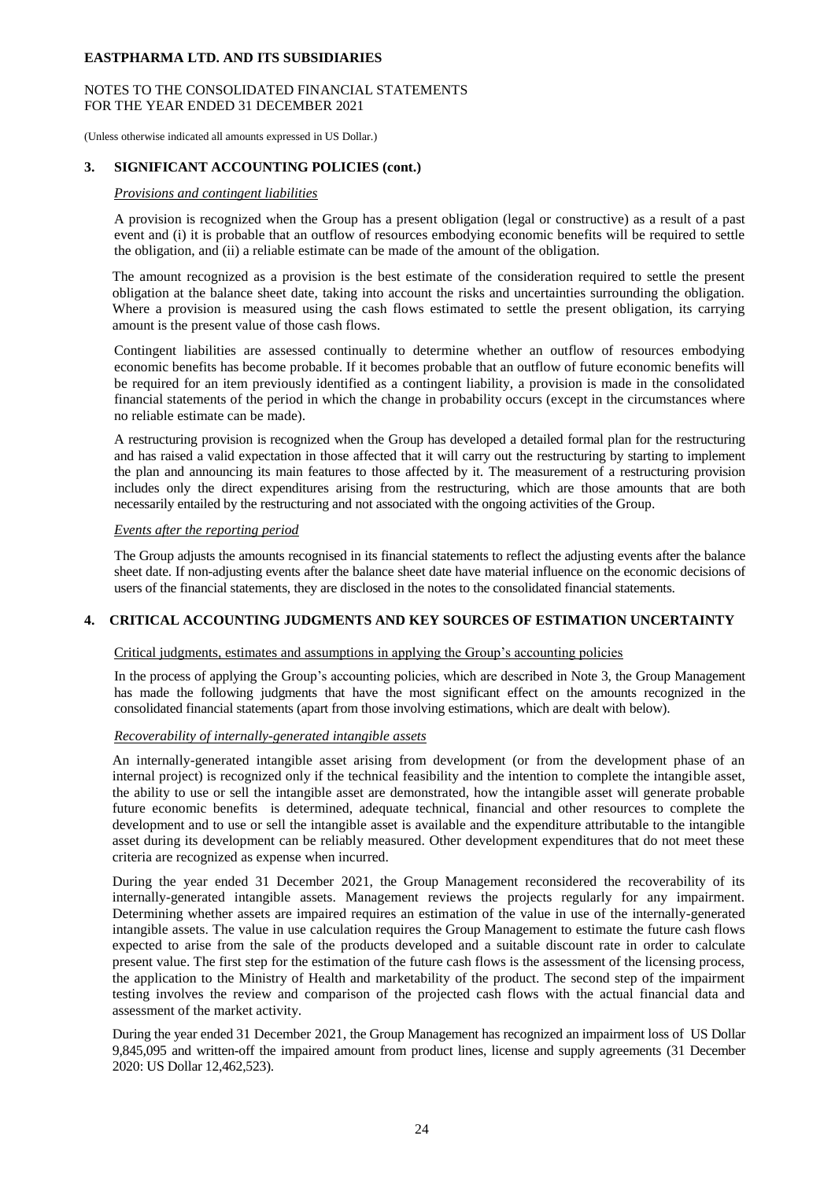## 3. SIGNIFICANT ACCOUNTING POLICIES (cont.)

*Provisions and contingent liabilities*

A provision is recognized when the Group has a present obligation (legal or constructive) as a result of a past event and (i) it is probable that an outflow of resources embodying economic benefits will be required to settle the obligation, and (ii) a reliable estimate can be made of the amount of the obligation.

The amount recognized as a provision is the best estimate of the consideration required to settle the present obligation at the balance sheet date, taking into account the risks and uncertainties surrounding the obligation. Where a provision is measured using the cash flows estimated to settle the present obligation, its carrying amount is the present value of those cash flows.

Contingent liabilities are assessed continually to determine whether an outflow of resources embodying economic benefits has become probable. If it becomes probable that an outflow of future economic benefits will be required for an item previously identified as a contingent liability, a provision is made in the consolidated financial statements of the period in which the change in probability occurs (except in the circumstances where no reliable estimate can be made).

A restructuring provision is recognized when the Group has developed a detailed formal plan for the restructuring and has raised a valid expectation in those affected that it will carry out the restructuring by starting to implement the plan and announcing its main features to those affected by it. The measurement of a restructuring provision includes only the direct expenditures arising from the restructuring, which are those amounts that are both necessarily entailed by the restructuring and not associated with the ongoing activities of the Group.

*Events after the reporting period*

The Group adjusts the amounts recognised in its financial statements to reflect the adjusting events after the balance sheet date. If non-adjusting events after the balance sheet date have material influence on the economic decisions of users of the financial statements, they are disclosed in the notes to the consolidated financial statements.

## 4. CRITICAL ACCOUNTING JUDGMENTS AND KEY SOURCES OF ESTIMATION UNCERTAINTY

Critical judgments, estimates and assumptions in applying the Group's accounting policies

In the process of applying the Group's accounting policies, which are described in Note 3, the Group Management has made the following judgments that have the most significant effect on the amounts recognized in the consolidated financial statements (apart from those involving estimations, which are dealt with below).

*Recoverability of internally-generated intangible assets*

An internally-generated intangible asset arising from development (or from the development phase of an internal project) is recognized only if the technical feasibility and the intention to complete the intangible asset, the ability to use or sell the intangible asset are demonstrated, how the intangible asset will generate probable future economic benefits is determined, adequate technical, financial and other resources to complete the development and to use or sell the intangible asset is available and the expenditure attributable to the intangible asset during its development can be reliably measured. Other development expenditures that do not meet these criteria are recognized as expense when incurred.

During the year ended 31 December 2021, the Group Management reconsidered the recoverability of its internally-generated intangible assets. Management reviews the projects regularly for any impairment. Determining whether assets are impaired requires an estimation of the value in use of the internally-generated intangible assets. The value in use calculation requires the Group Management to estimate the future cash flows expected to arise from the sale of the products developed and a suitable discount rate in order to calculate present value. The first step for the estimation of the future cash flows is the assessment of the licensing process, the application to the Ministry of Health and marketability of the product. The second step of the impairment testing involves the review and comparison of the projected cash flows with the actual financial data and assessment of the market activity.

During the year ended 31 December 2021, the Group Management has recognized an impairment loss of US Dollar 9,845,095 and written-off the impaired amount from product lines, license and supply agreements (31 December 2020: US Dollar 12,462,523).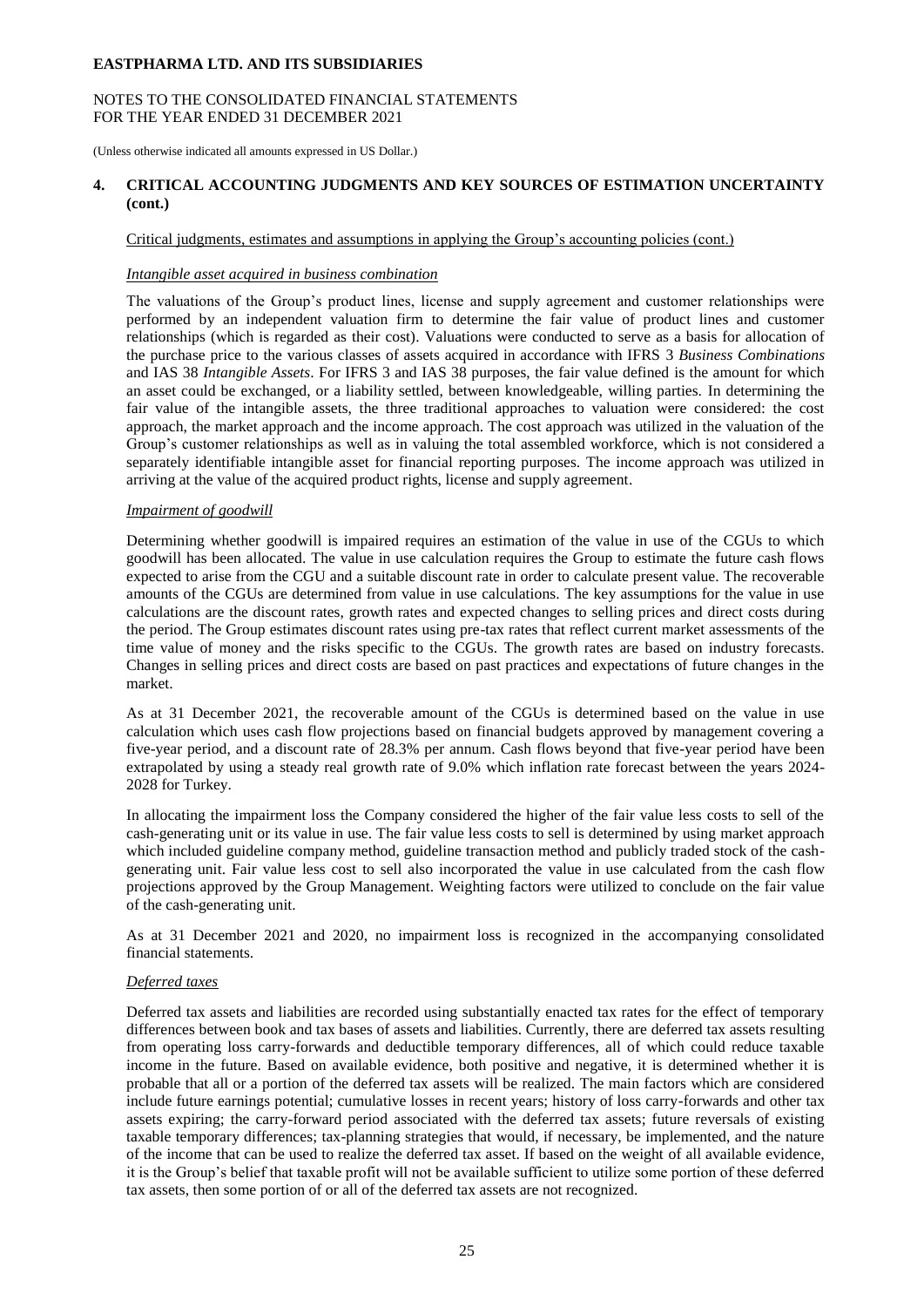## 4. CRITICAL ACCOUNTING JUDGMENTS AND KEY SOURCES OF ESTIMATION UNCERTAINTY (cont.)

Critical judgments, estimates and assumptions in applying the Group's accounting policies (cont.)

*Intangible asset acquired in business combination*

The valuations of the Group's product lines, license and supply agreement and customer relationships were performed by an independent valuation firm to determine the fair value of product lines and customer relationships (which is regarded as their cost). Valuations were conducted to serve as a basis for allocation of the purchase price to the various classes of assets acquired in accordance with IFRS 3 *Business Combinations* and IAS 38 *Intangible Assets*. For IFRS 3 and IAS 38 purposes, the fair value defined is the amount for which an asset could be exchanged, or a liability settled, between knowledgeable, willing parties. In determining the fair value of the intangible assets, the three traditional approaches to valuation were considered: the cost approach, the market approach and the income approach. The cost approach was utilized in the valuation of the Group's customer relationships as well as in valuing the total assembled workforce, which is not considered a separately identifiable intangible asset for financial reporting purposes. The income approach was utilized in arriving at the value of the acquired product rights, license and supply agreement.

*Impairment of goodwill*

Determining whether goodwill is impaired requires an estimation of the value in use of the CGUs to which goodwill has been allocated. The value in use calculation requires the Group to estimate the future cash flows expected to arise from the CGU and a suitable discount rate in order to calculate present value. The recoverable amounts of the CGUs are determined from value in use calculations. The key assumptions for the value in use calculations are the discount rates, growth rates and expected changes to selling prices and direct costs during the period. The Group estimates discount rates using pre-tax rates that reflect current market assessments of the time value of money and the risks specific to the CGUs. The growth rates are based on industry forecasts. Changes in selling prices and direct costs are based on past practices and expectations of future changes in the market.

As at 31 December 2021, the recoverable amount of the CGUs is determined based on the value in use calculation which uses cash flow projections based on financial budgets approved by management covering a five-year period, and a discount rate of 28.3% per annum. Cash flows beyond that five-year period have been extrapolated by using a steady real growth rate of 9.0% which inflation rate forecast between the years 2024-2028 for Turkey.

In allocating the impairment loss the Company considered the higher of the fair value less costs to sell of the cash-generating unit or its value in use. The fair value less costs to sell is determined by using market approach which included guideline company method, guideline transaction method and publicly traded stock of the cash-generating unit. Fair value less cost to sell also incorporated the value in use calculated from the cash flow projections approved by the Group Management. Weighting factors were utilized to conclude on the fair value of the cash-generating unit.

As at 31 December 2021 and 2020, no impairment loss is recognized in the accompanying consolidated financial statements.

*Deferred taxes*

Deferred tax assets and liabilities are recorded using substantially enacted tax rates for the effect of temporary differences between book and tax bases of assets and liabilities. Currently, there are deferred tax assets resulting from operating loss carry-forwards and deductible temporary differences, all of which could reduce taxable income in the future. Based on available evidence, both positive and negative, it is determined whether it is probable that all or a portion of the deferred tax assets will be realized. The main factors which are considered include future earnings potential; cumulative losses in recent years; history of loss carry-forwards and other tax assets expiring; the carry-forward period associated with the deferred tax assets; future reversals of existing taxable temporary differences; tax-planning strategies that would, if necessary, be implemented, and the nature of the income that can be used to realize the deferred tax asset. If based on the weight of all available evidence, it is the Group's belief that taxable profit will not be available sufficient to utilize some portion of these deferred tax assets, then some portion of or all of the deferred tax assets are not recognized.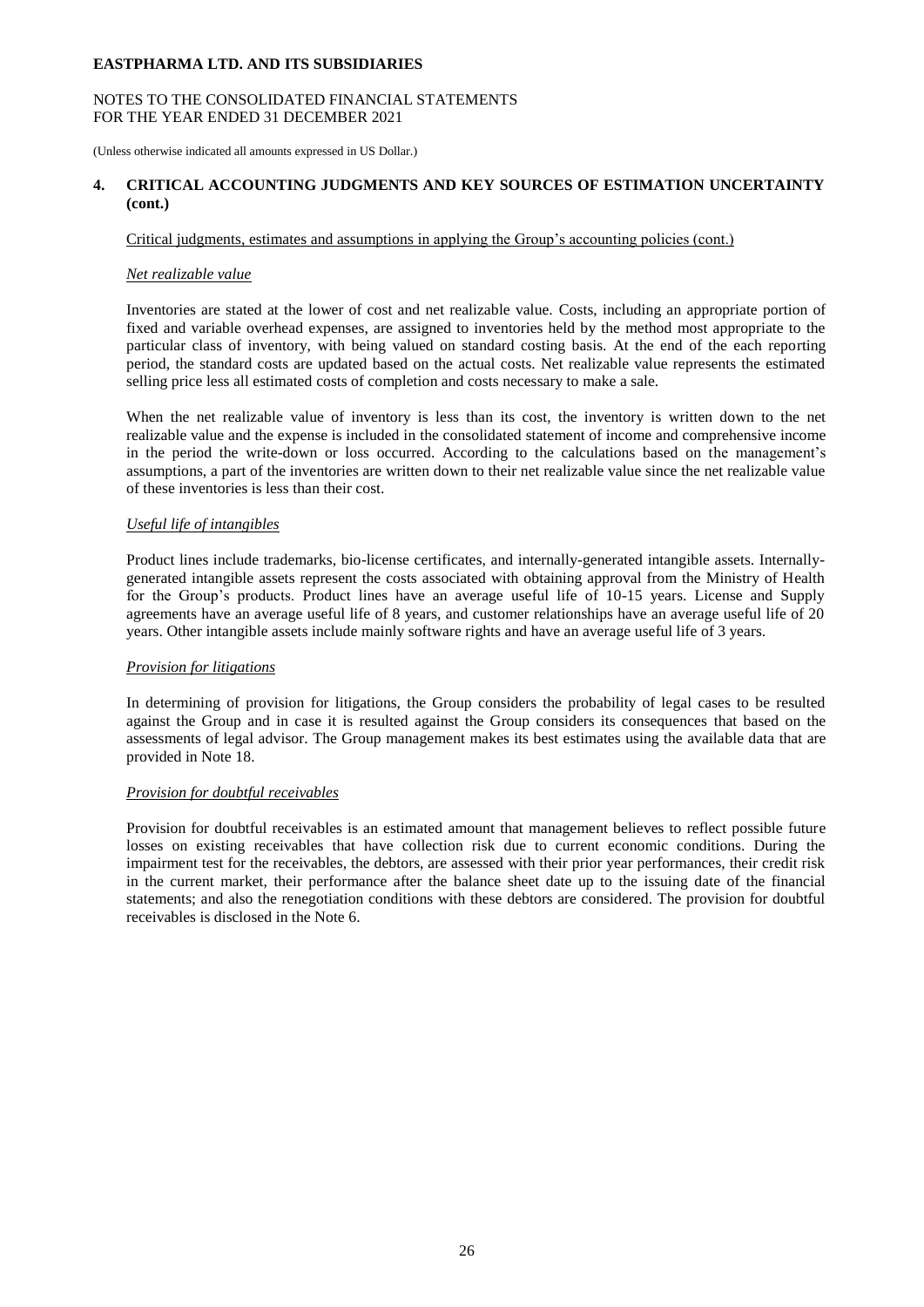## 4. CRITICAL ACCOUNTING JUDGMENTS AND KEY SOURCES OF ESTIMATION UNCERTAINTY (cont.)

Critical judgments, estimates and assumptions in applying the Group's accounting policies (cont.)

*Net realizable value*

Inventories are stated at the lower of cost and net realizable value. Costs, including an appropriate portion of fixed and variable overhead expenses, are assigned to inventories held by the method most appropriate to the particular class of inventory, with being valued on standard costing basis. At the end of the each reporting period, the standard costs are updated based on the actual costs. Net realizable value represents the estimated selling price less all estimated costs of completion and costs necessary to make a sale.

When the net realizable value of inventory is less than its cost, the inventory is written down to the net realizable value and the expense is included in the consolidated statement of income and comprehensive income in the period the write-down or loss occurred. According to the calculations based on the management's assumptions, a part of the inventories are written down to their net realizable value since the net realizable value of these inventories is less than their cost.

*Useful life of intangibles*

Product lines include trademarks, bio-license certificates, and internally-generated intangible assets. Internally-generated intangible assets represent the costs associated with obtaining approval from the Ministry of Health for the Group's products. Product lines have an average useful life of 10-15 years. License and Supply agreements have an average useful life of 8 years, and customer relationships have an average useful life of 20 years. Other intangible assets include mainly software rights and have an average useful life of 3 years.

*Provision for litigations*

In determining of provision for litigations, the Group considers the probability of legal cases to be resulted against the Group and in case it is resulted against the Group considers its consequences that based on the assessments of legal advisor. The Group management makes its best estimates using the available data that are provided in Note 18.

*Provision for doubtful receivables*

Provision for doubtful receivables is an estimated amount that management believes to reflect possible future losses on existing receivables that have collection risk due to current economic conditions. During the impairment test for the receivables, the debtors, are assessed with their prior year performances, their credit risk in the current market, their performance after the balance sheet date up to the issuing date of the financial statements; and also the renegotiation conditions with these debtors are considered. The provision for doubtful receivables is disclosed in the Note 6.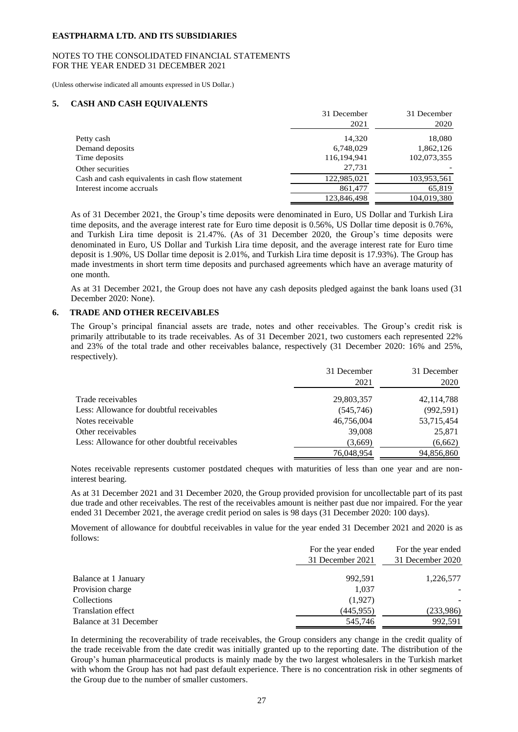**EASTPHARMA LTD. AND ITS SUBSIDIARIES**

NOTES TO THE CONSOLIDATED FINANCIAL STATEMENTS
FOR THE YEAR ENDED 31 DECEMBER 2021

(Unless otherwise indicated all amounts expressed in US Dollar.)

## 5. CASH AND CASH EQUIVALENTS

| | 31 December 2021 | 31 December 2020 |
|---|---|---|
| Petty cash | 14,320 | 18,080 |
| Demand deposits | 6,748,029 | 1,862,126 |
| Time deposits | 116,194,941 | 102,073,355 |
| Other securities | 27,731 | - |
| Cash and cash equivalents in cash flow statement | 122,985,021 | 103,953,561 |
| Interest income accruals | 861,477 | 65,819 |
| | 123,846,498 | 104,019,380 |

As of 31 December 2021, the Group's time deposits were denominated in Euro, US Dollar and Turkish Lira time deposits, and the average interest rate for Euro time deposit is 0.56%, US Dollar time deposit is 0.76%, and Turkish Lira time deposit is 21.47%. (As of 31 December 2020, the Group's time deposits were denominated in Euro, US Dollar and Turkish Lira time deposit, and the average interest rate for Euro time deposit is 1.90%, US Dollar time deposit is 2.01%, and Turkish Lira time deposit is 17.93%). The Group has made investments in short term time deposits and purchased agreements which have an average maturity of one month.

As at 31 December 2021, the Group does not have any cash deposits pledged against the bank loans used (31 December 2020: None).

## 6. TRADE AND OTHER RECEIVABLES

The Group's principal financial assets are trade, notes and other receivables. The Group's credit risk is primarily attributable to its trade receivables. As of 31 December 2021, two customers each represented 22% and 23% of the total trade and other receivables balance, respectively (31 December 2020: 16% and 25%, respectively).

| | 31 December 2021 | 31 December 2020 |
|---|---|---|
| Trade receivables | 29,803,357 | 42,114,788 |
| Less: Allowance for doubtful receivables | (545,746) | (992,591) |
| Notes receivable | 46,756,004 | 53,715,454 |
| Other receivables | 39,008 | 25,871 |
| Less: Allowance for other doubtful receivables | (3,669) | (6,662) |
| | 76,048,954 | 94,856,860 |

Notes receivable represents customer postdated cheques with maturities of less than one year and are non-interest bearing.

As at 31 December 2021 and 31 December 2020, the Group provided provision for uncollectable part of its past due trade and other receivables. The rest of the receivables amount is neither past due nor impaired. For the year ended 31 December 2021, the average credit period on sales is 98 days (31 December 2020: 100 days).

Movement of allowance for doubtful receivables in value for the year ended 31 December 2021 and 2020 is as follows:

| | For the year ended 31 December 2021 | For the year ended 31 December 2020 |
|---|---|---|
| Balance at 1 January | 992,591 | 1,226,577 |
| Provision charge | 1,037 | - |
| Collections | (1,927) | - |
| Translation effect | (445,955) | (233,986) |
| Balance at 31 December | 545,746 | 992,591 |

In determining the recoverability of trade receivables, the Group considers any change in the credit quality of the trade receivable from the date credit was initially granted up to the reporting date. The distribution of the Group's human pharmaceutical products is mainly made by the two largest wholesalers in the Turkish market with whom the Group has not had past default experience. There is no concentration risk in other segments of the Group due to the number of smaller customers.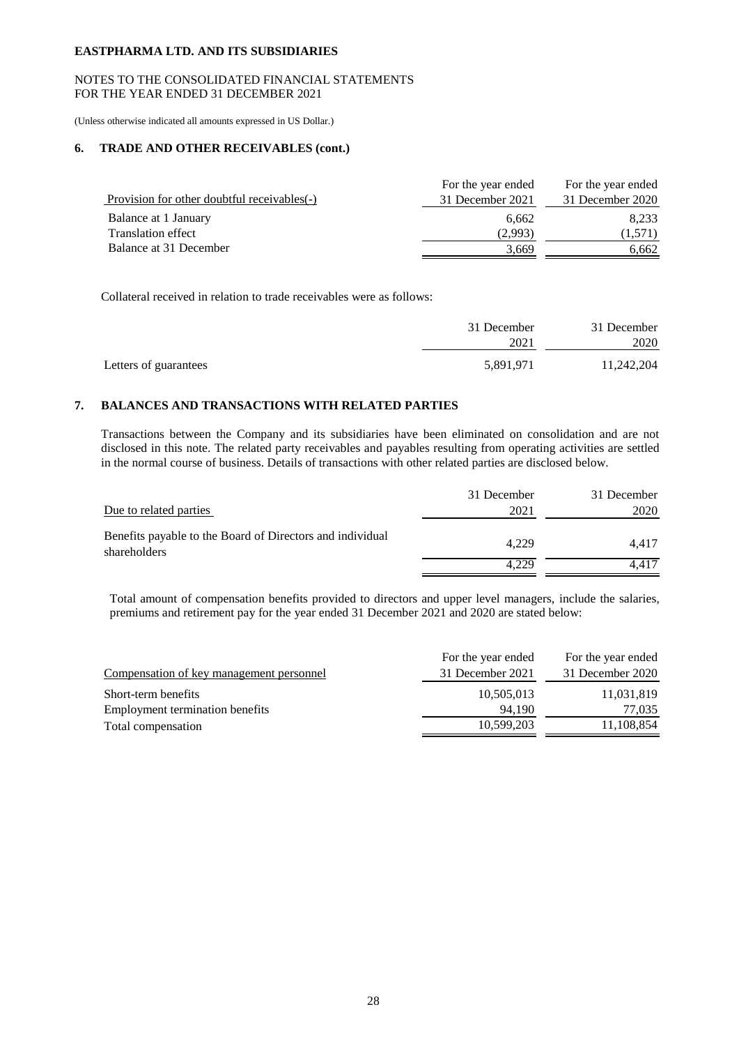**EASTPHARMA LTD. AND ITS SUBSIDIARIES**

NOTES TO THE CONSOLIDATED FINANCIAL STATEMENTS
FOR THE YEAR ENDED 31 DECEMBER 2021

(Unless otherwise indicated all amounts expressed in US Dollar.)

## 6. TRADE AND OTHER RECEIVABLES (cont.)

| Provision for other doubtful receivables(-) | For the year ended 31 December 2021 | For the year ended 31 December 2020 |
|---|---|---|
| Balance at 1 January | 6,662 | 8,233 |
| Translation effect | (2,993) | (1,571) |
| Balance at 31 December | 3,669 | 6,662 |

Collateral received in relation to trade receivables were as follows:

| | 31 December 2021 | 31 December 2020 |
|---|---|---|
| Letters of guarantees | 5,891,971 | 11,242,204 |

## 7. BALANCES AND TRANSACTIONS WITH RELATED PARTIES

Transactions between the Company and its subsidiaries have been eliminated on consolidation and are not disclosed in this note. The related party receivables and payables resulting from operating activities are settled in the normal course of business. Details of transactions with other related parties are disclosed below.

| Due to related parties | 31 December 2021 | 31 December 2020 |
|---|---|---|
| Benefits payable to the Board of Directors and individual shareholders | 4,229 | 4,417 |
| | 4,229 | 4,417 |

Total amount of compensation benefits provided to directors and upper level managers, include the salaries, premiums and retirement pay for the year ended 31 December 2021 and 2020 are stated below:

| Compensation of key management personnel | For the year ended 31 December 2021 | For the year ended 31 December 2020 |
|---|---|---|
| Short-term benefits | 10,505,013 | 11,031,819 |
| Employment termination benefits | 94,190 | 77,035 |
| Total compensation | 10,599,203 | 11,108,854 |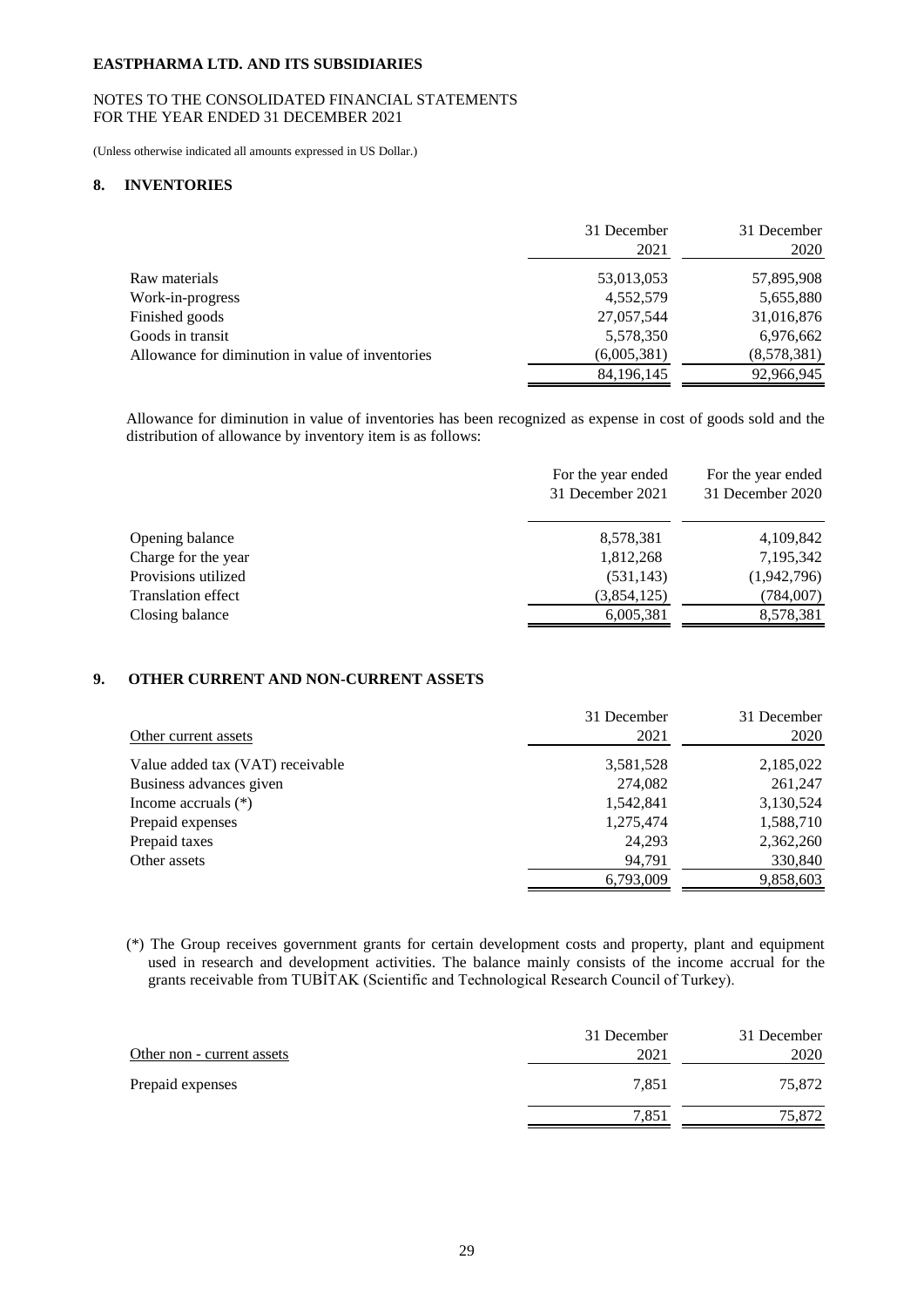**EASTPHARMA LTD. AND ITS SUBSIDIARIES**

NOTES TO THE CONSOLIDATED FINANCIAL STATEMENTS
FOR THE YEAR ENDED 31 DECEMBER 2021

(Unless otherwise indicated all amounts expressed in US Dollar.)

## 8. INVENTORIES

| | 31 December 2021 | 31 December 2020 |
|---|---|---|
| Raw materials | 53,013,053 | 57,895,908 |
| Work-in-progress | 4,552,579 | 5,655,880 |
| Finished goods | 27,057,544 | 31,016,876 |
| Goods in transit | 5,578,350 | 6,976,662 |
| Allowance for diminution in value of inventories | (6,005,381) | (8,578,381) |
| | 84,196,145 | 92,966,945 |

Allowance for diminution in value of inventories has been recognized as expense in cost of goods sold and the distribution of allowance by inventory item is as follows:

| | For the year ended 31 December 2021 | For the year ended 31 December 2020 |
|---|---|---|
| Opening balance | 8,578,381 | 4,109,842 |
| Charge for the year | 1,812,268 | 7,195,342 |
| Provisions utilized | (531,143) | (1,942,796) |
| Translation effect | (3,854,125) | (784,007) |
| Closing balance | 6,005,381 | 8,578,381 |

## 9. OTHER CURRENT AND NON-CURRENT ASSETS

| Other current assets | 31 December 2021 | 31 December 2020 |
|---|---|---|
| Value added tax (VAT) receivable | 3,581,528 | 2,185,022 |
| Business advances given | 274,082 | 261,247 |
| Income accruals (*) | 1,542,841 | 3,130,524 |
| Prepaid expenses | 1,275,474 | 1,588,710 |
| Prepaid taxes | 24,293 | 2,362,260 |
| Other assets | 94,791 | 330,840 |
| | 6,793,009 | 9,858,603 |

(*) The Group receives government grants for certain development costs and property, plant and equipment used in research and development activities. The balance mainly consists of the income accrual for the grants receivable from TUBİTAK (Scientific and Technological Research Council of Turkey).

| Other non - current assets | 31 December 2021 | 31 December 2020 |
|---|---|---|
| Prepaid expenses | 7,851 | 75,872 |
| | 7,851 | 75,872 |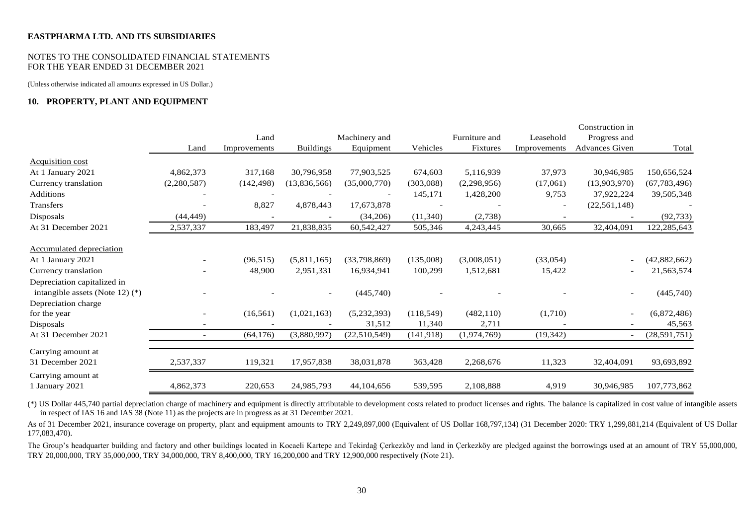**EASTPHARMA LTD. AND ITS SUBSIDIARIES**

NOTES TO THE CONSOLIDATED FINANCIAL STATEMENTS
FOR THE YEAR ENDED 31 DECEMBER 2021

(Unless otherwise indicated all amounts expressed in US Dollar.)

## 10. PROPERTY, PLANT AND EQUIPMENT

| | Land | Land Improvements | Buildings | Machinery and Equipment | Vehicles | Furniture and Fixtures | Leasehold Improvements | Construction in Progress and Advances Given | Total |
|---|---|---|---|---|---|---|---|---|---|
| Acquisition cost | | | | | | | | | |
| At 1 January 2021 | 4,862,373 | 317,168 | 30,796,958 | 77,903,525 | 674,603 | 5,116,939 | 37,973 | 30,946,985 | 150,656,524 |
| Currency translation | (2,280,587) | (142,498) | (13,836,566) | (35,000,770) | (303,088) | (2,298,956) | (17,061) | (13,903,970) | (67,783,496) |
| Additions | - | - | - | - | 145,171 | 1,428,200 | 9,753 | 37,922,224 | 39,505,348 |
| Transfers | - | 8,827 | 4,878,443 | 17,673,878 | - | - | - | (22,561,148) | - |
| Disposals | (44,449) | - | - | (34,206) | (11,340) | (2,738) | - | - | (92,733) |
| At 31 December 2021 | 2,537,337 | 183,497 | 21,838,835 | 60,542,427 | 505,346 | 4,243,445 | 30,665 | 32,404,091 | 122,285,643 |
| Accumulated depreciation | | | | | | | | | |
| At 1 January 2021 | - | (96,515) | (5,811,165) | (33,798,869) | (135,008) | (3,008,051) | (33,054) | - | (42,882,662) |
| Currency translation | - | 48,900 | 2,951,331 | 16,934,941 | 100,299 | 1,512,681 | 15,422 | - | 21,563,574 |
| Depreciation capitalized in intangible assets (Note 12) (*) | - | - | - | (445,740) | - | - | - | - | (445,740) |
| Depreciation charge for the year | - | (16,561) | (1,021,163) | (5,232,393) | (118,549) | (482,110) | (1,710) | - | (6,872,486) |
| Disposals | - | - | - | 31,512 | 11,340 | 2,711 | - | - | 45,563 |
| At 31 December 2021 | - | (64,176) | (3,880,997) | (22,510,549) | (141,918) | (1,974,769) | (19,342) | - | (28,591,751) |
| Carrying amount at 31 December 2021 | 2,537,337 | 119,321 | 17,957,838 | 38,031,878 | 363,428 | 2,268,676 | 11,323 | 32,404,091 | 93,693,892 |
| Carrying amount at 1 January 2021 | 4,862,373 | 220,653 | 24,985,793 | 44,104,656 | 539,595 | 2,108,888 | 4,919 | 30,946,985 | 107,773,862 |

(*) US Dollar 445,740 partial depreciation charge of machinery and equipment is directly attributable to development costs related to product licenses and rights. The balance is capitalized in cost value of intangible assets in respect of IAS 16 and IAS 38 (Note 11) as the projects are in progress as at 31 December 2021.

As of 31 December 2021, insurance coverage on property, plant and equipment amounts to TRY 2,249,897,000 (Equivalent of US Dollar 168,797,134) (31 December 2020: TRY 1,299,881,214 (Equivalent of US Dollar 177,083,470).

The Group's headquarter building and factory and other buildings located in Kocaeli Kartepe and Tekirdağ Çerkezköy and land in Çerkezköy are pledged against the borrowings used at an amount of TRY 55,000,000, TRY 20,000,000, TRY 35,000,000, TRY 34,000,000, TRY 8,400,000, TRY 16,200,000 and TRY 12,900,000 respectively (Note 21).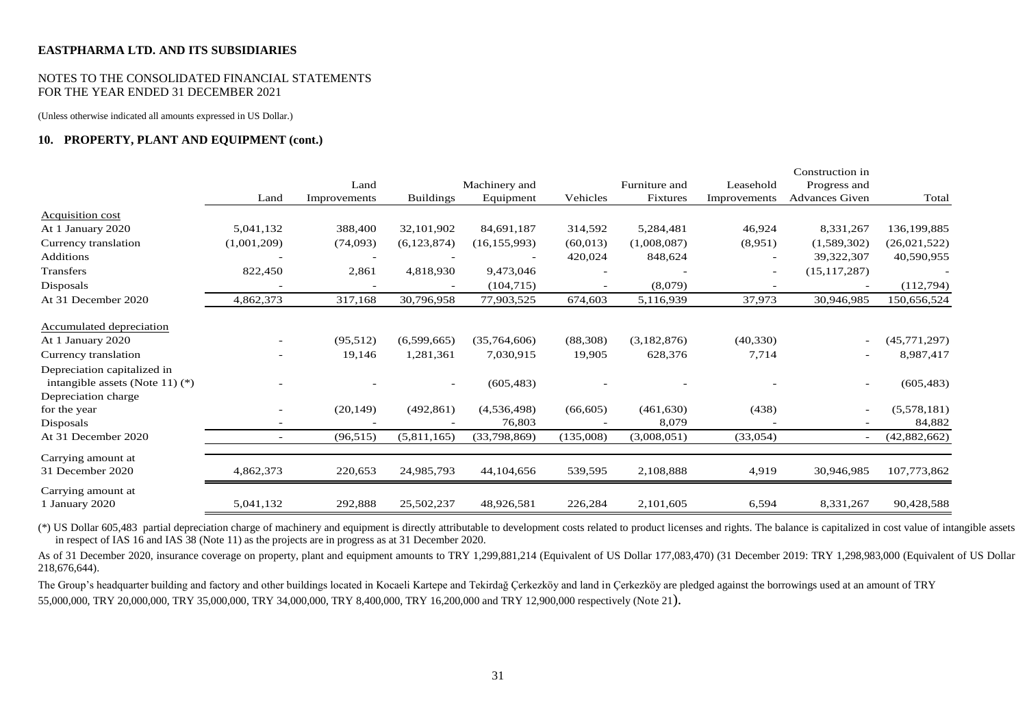**EASTPHARMA LTD. AND ITS SUBSIDIARIES**

NOTES TO THE CONSOLIDATED FINANCIAL STATEMENTS
FOR THE YEAR ENDED 31 DECEMBER 2021

(Unless otherwise indicated all amounts expressed in US Dollar.)

**10. PROPERTY, PLANT AND EQUIPMENT (cont.)**

| | Land | Land Improvements | Buildings | Machinery and Equipment | Vehicles | Furniture and Fixtures | Leasehold Improvements | Construction in Progress and Advances Given | Total |
|---|---|---|---|---|---|---|---|---|---|
| Acquisition cost | | | | | | | | | |
| At 1 January 2020 | 5,041,132 | 388,400 | 32,101,902 | 84,691,187 | 314,592 | 5,284,481 | 46,924 | 8,331,267 | 136,199,885 |
| Currency translation | (1,001,209) | (74,093) | (6,123,874) | (16,155,993) | (60,013) | (1,008,087) | (8,951) | (1,589,302) | (26,021,522) |
| Additions | - | - | - | - | 420,024 | 848,624 | - | 39,322,307 | 40,590,955 |
| Transfers | 822,450 | 2,861 | 4,818,930 | 9,473,046 | - | - | - | (15,117,287) | - |
| Disposals | - | - | - | (104,715) | - | (8,079) | - | - | (112,794) |
| At 31 December 2020 | 4,862,373 | 317,168 | 30,796,958 | 77,903,525 | 674,603 | 5,116,939 | 37,973 | 30,946,985 | 150,656,524 |
| Accumulated depreciation | | | | | | | | | |
| At 1 January 2020 | - | (95,512) | (6,599,665) | (35,764,606) | (88,308) | (3,182,876) | (40,330) | - | (45,771,297) |
| Currency translation | - | 19,146 | 1,281,361 | 7,030,915 | 19,905 | 628,376 | 7,714 | - | 8,987,417 |
| Depreciation capitalized in intangible assets (Note 11) (*) | - | - | - | (605,483) | - | - | - | - | (605,483) |
| Depreciation charge for the year | - | (20,149) | (492,861) | (4,536,498) | (66,605) | (461,630) | (438) | - | (5,578,181) |
| Disposals | - | - | - | 76,803 | - | 8,079 | - | - | 84,882 |
| At 31 December 2020 | - | (96,515) | (5,811,165) | (33,798,869) | (135,008) | (3,008,051) | (33,054) | - | (42,882,662) |
| Carrying amount at 31 December 2020 | 4,862,373 | 220,653 | 24,985,793 | 44,104,656 | 539,595 | 2,108,888 | 4,919 | 30,946,985 | 107,773,862 |
| Carrying amount at 1 January 2020 | 5,041,132 | 292,888 | 25,502,237 | 48,926,581 | 226,284 | 2,101,605 | 6,594 | 8,331,267 | 90,428,588 |

(*) US Dollar 605,483 partial depreciation charge of machinery and equipment is directly attributable to development costs related to product licenses and rights. The balance is capitalized in cost value of intangible assets in respect of IAS 16 and IAS 38 (Note 11) as the projects are in progress as at 31 December 2020.

As of 31 December 2020, insurance coverage on property, plant and equipment amounts to TRY 1,299,881,214 (Equivalent of US Dollar 177,083,470) (31 December 2019: TRY 1,298,983,000 (Equivalent of US Dollar 218,676,644).

The Group's headquarter building and factory and other buildings located in Kocaeli Kartepe and Tekirdağ Çerkezköy and land in Çerkezköy are pledged against the borrowings used at an amount of TRY 55,000,000, TRY 20,000,000, TRY 35,000,000, TRY 34,000,000, TRY 8,400,000, TRY 16,200,000 and TRY 12,900,000 respectively (Note 21).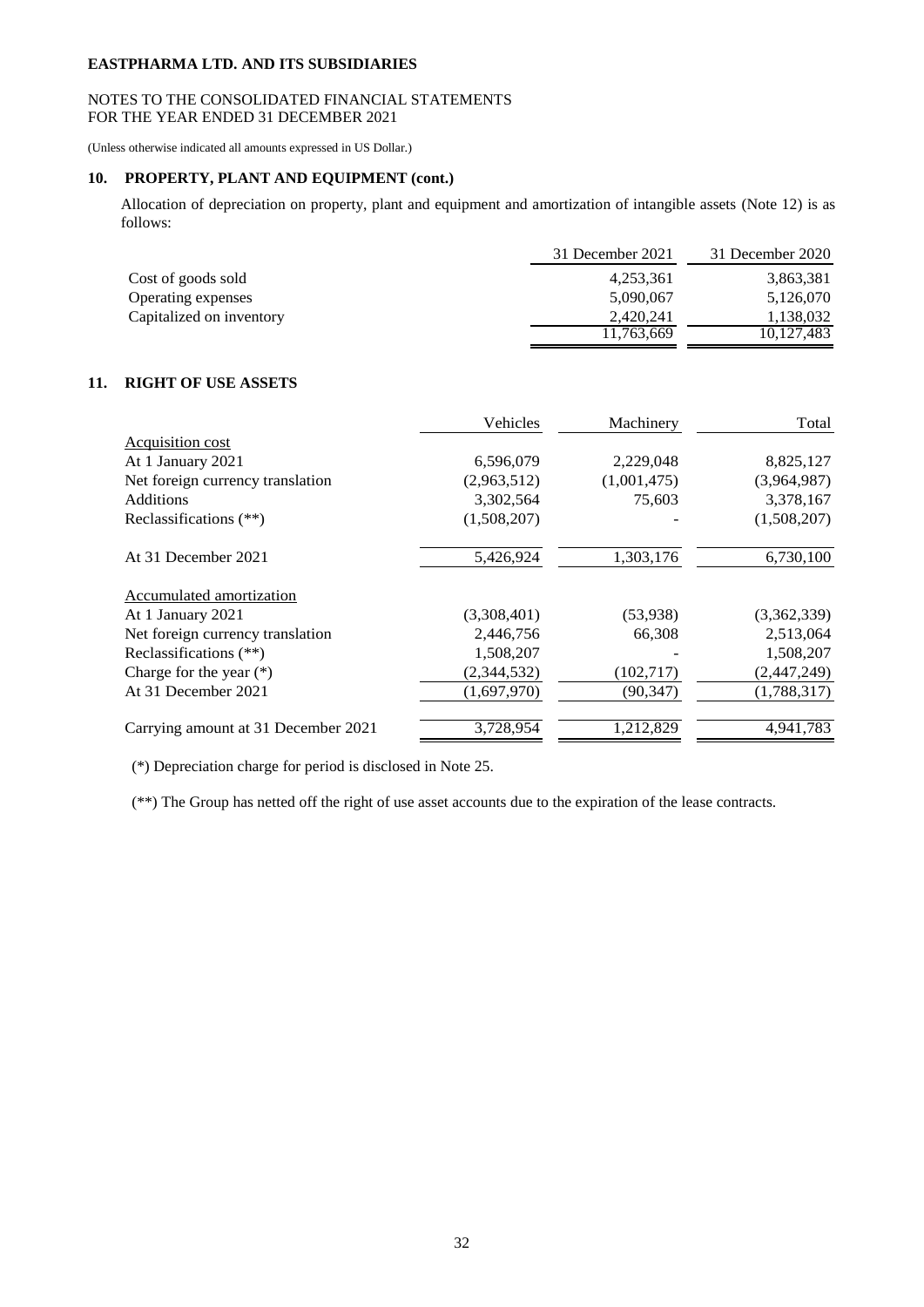**EASTPHARMA LTD. AND ITS SUBSIDIARIES**

NOTES TO THE CONSOLIDATED FINANCIAL STATEMENTS
FOR THE YEAR ENDED 31 DECEMBER 2021

(Unless otherwise indicated all amounts expressed in US Dollar.)

## 10. PROPERTY, PLANT AND EQUIPMENT (cont.)

Allocation of depreciation on property, plant and equipment and amortization of intangible assets (Note 12) is as follows:

| | 31 December 2021 | 31 December 2020 |
|---|---|---|
| Cost of goods sold | 4,253,361 | 3,863,381 |
| Operating expenses | 5,090,067 | 5,126,070 |
| Capitalized on inventory | 2,420,241 | 1,138,032 |
| | 11,763,669 | 10,127,483 |

## 11. RIGHT OF USE ASSETS

| | Vehicles | Machinery | Total |
|---|---|---|---|
| Acquisition cost | | | |
| At 1 January 2021 | 6,596,079 | 2,229,048 | 8,825,127 |
| Net foreign currency translation | (2,963,512) | (1,001,475) | (3,964,987) |
| Additions | 3,302,564 | 75,603 | 3,378,167 |
| Reclassifications (**) | (1,508,207) | - | (1,508,207) |
| At 31 December 2021 | 5,426,924 | 1,303,176 | 6,730,100 |
| Accumulated amortization | | | |
| At 1 January 2021 | (3,308,401) | (53,938) | (3,362,339) |
| Net foreign currency translation | 2,446,756 | 66,308 | 2,513,064 |
| Reclassifications (**) | 1,508,207 | - | 1,508,207 |
| Charge for the year (*) | (2,344,532) | (102,717) | (2,447,249) |
| At 31 December 2021 | (1,697,970) | (90,347) | (1,788,317) |
| Carrying amount at 31 December 2021 | 3,728,954 | 1,212,829 | 4,941,783 |

(*) Depreciation charge for period is disclosed in Note 25.

(**) The Group has netted off the right of use asset accounts due to the expiration of the lease contracts.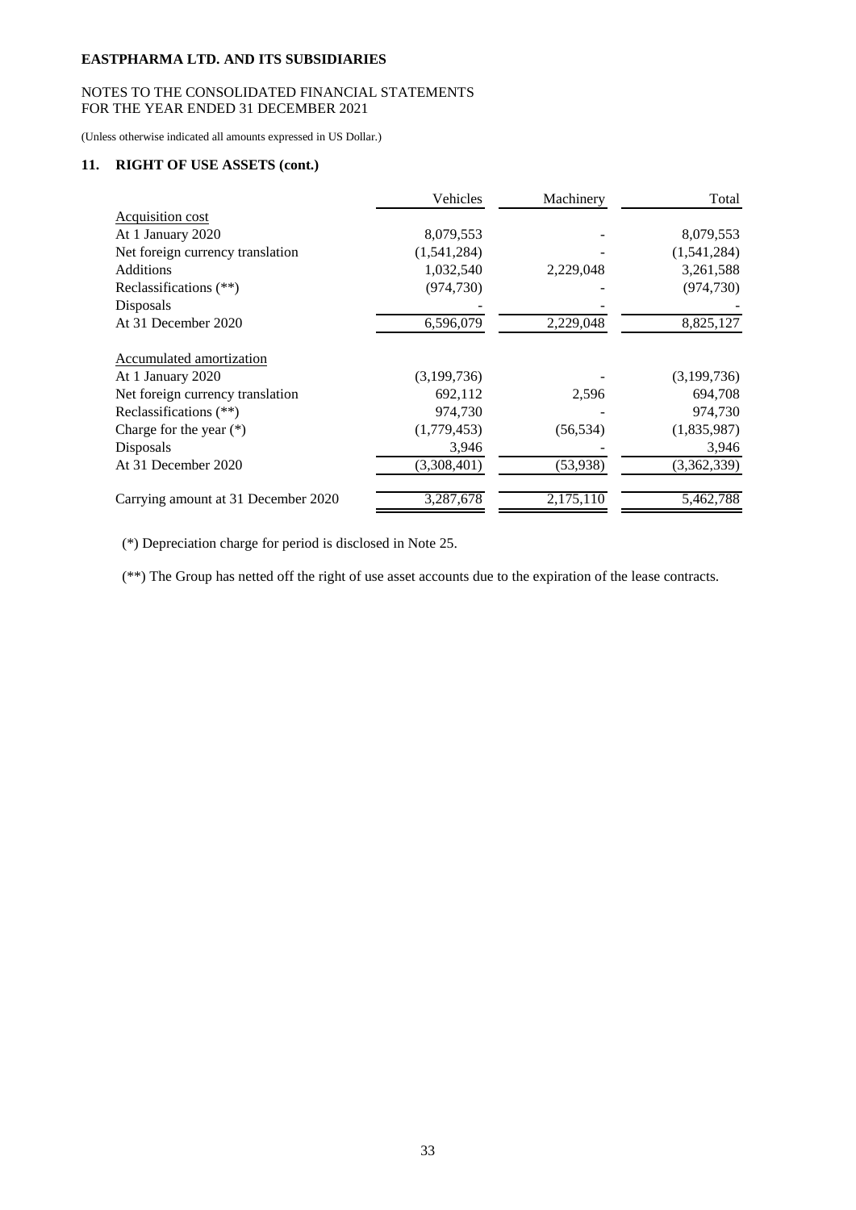**EASTPHARMA LTD. AND ITS SUBSIDIARIES**

NOTES TO THE CONSOLIDATED FINANCIAL STATEMENTS
FOR THE YEAR ENDED 31 DECEMBER 2021

(Unless otherwise indicated all amounts expressed in US Dollar.)

## 11. RIGHT OF USE ASSETS (cont.)

| | Vehicles | Machinery | Total |
|---|---|---|---|
| Acquisition cost | | | |
| At 1 January 2020 | 8,079,553 | - | 8,079,553 |
| Net foreign currency translation | (1,541,284) | - | (1,541,284) |
| Additions | 1,032,540 | 2,229,048 | 3,261,588 |
| Reclassifications (**) | (974,730) | - | (974,730) |
| Disposals | - | - | - |
| At 31 December 2020 | 6,596,079 | 2,229,048 | 8,825,127 |
| | | | |
| Accumulated amortization | | | |
| At 1 January 2020 | (3,199,736) | - | (3,199,736) |
| Net foreign currency translation | 692,112 | 2,596 | 694,708 |
| Reclassifications (**) | 974,730 | - | 974,730 |
| Charge for the year (*) | (1,779,453) | (56,534) | (1,835,987) |
| Disposals | 3,946 | - | 3,946 |
| At 31 December 2020 | (3,308,401) | (53,938) | (3,362,339) |
| | | | |
| Carrying amount at 31 December 2020 | 3,287,678 | 2,175,110 | 5,462,788 |

(*) Depreciation charge for period is disclosed in Note 25.

(**) The Group has netted off the right of use asset accounts due to the expiration of the lease contracts.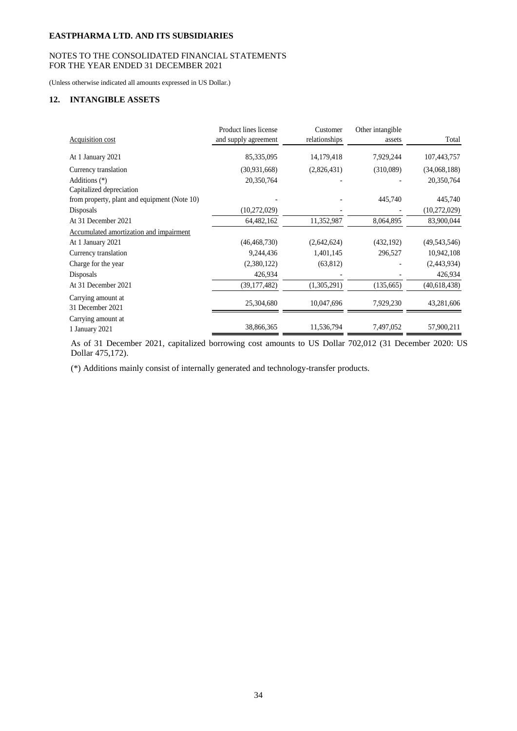**EASTPHARMA LTD. AND ITS SUBSIDIARIES**

NOTES TO THE CONSOLIDATED FINANCIAL STATEMENTS
FOR THE YEAR ENDED 31 DECEMBER 2021

(Unless otherwise indicated all amounts expressed in US Dollar.)

## 12. INTANGIBLE ASSETS

| Acquisition cost | Product lines license and supply agreement | Customer relationships | Other intangible assets | Total |
|---|---|---|---|---|
| At 1 January 2021 | 85,335,095 | 14,179,418 | 7,929,244 | 107,443,757 |
| Currency translation | (30,931,668) | (2,826,431) | (310,089) | (34,068,188) |
| Additions (*) | 20,350,764 | - | - | 20,350,764 |
| Capitalized depreciation from property, plant and equipment (Note 10) | - | - | 445,740 | 445,740 |
| Disposals | (10,272,029) | - | - | (10,272,029) |
| At 31 December 2021 | 64,482,162 | 11,352,987 | 8,064,895 | 83,900,044 |
| Accumulated amortization and impairment | | | | |
| At 1 January 2021 | (46,468,730) | (2,642,624) | (432,192) | (49,543,546) |
| Currency translation | 9,244,436 | 1,401,145 | 296,527 | 10,942,108 |
| Charge for the year | (2,380,122) | (63,812) | - | (2,443,934) |
| Disposals | 426,934 | - | - | 426,934 |
| At 31 December 2021 | (39,177,482) | (1,305,291) | (135,665) | (40,618,438) |
| Carrying amount at 31 December 2021 | 25,304,680 | 10,047,696 | 7,929,230 | 43,281,606 |
| Carrying amount at 1 January 2021 | 38,866,365 | 11,536,794 | 7,497,052 | 57,900,211 |

As of 31 December 2021, capitalized borrowing cost amounts to US Dollar 702,012 (31 December 2020: US Dollar 475,172).

(*) Additions mainly consist of internally generated and technology-transfer products.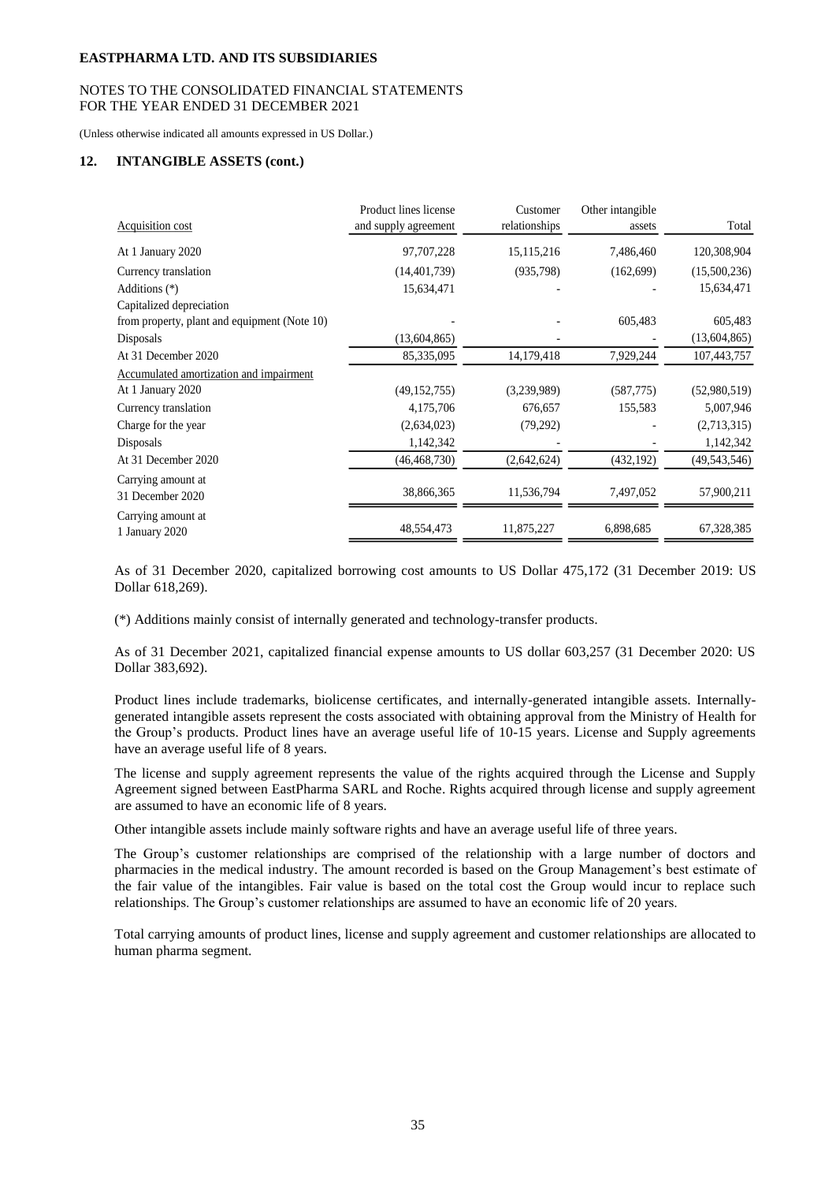**EASTPHARMA LTD. AND ITS SUBSIDIARIES**

NOTES TO THE CONSOLIDATED FINANCIAL STATEMENTS
FOR THE YEAR ENDED 31 DECEMBER 2021

(Unless otherwise indicated all amounts expressed in US Dollar.)

## 12. INTANGIBLE ASSETS (cont.)

| Acquisition cost | Product lines license and supply agreement | Customer relationships | Other intangible assets | Total |
|---|---|---|---|---|
| At 1 January 2020 | 97,707,228 | 15,115,216 | 7,486,460 | 120,308,904 |
| Currency translation | (14,401,739) | (935,798) | (162,699) | (15,500,236) |
| Additions (*) | 15,634,471 | - | - | 15,634,471 |
| Capitalized depreciation from property, plant and equipment (Note 10) | - | - | 605,483 | 605,483 |
| Disposals | (13,604,865) | - | - | (13,604,865) |
| At 31 December 2020 | 85,335,095 | 14,179,418 | 7,929,244 | 107,443,757 |
| Accumulated amortization and impairment | | | | |
| At 1 January 2020 | (49,152,755) | (3,239,989) | (587,775) | (52,980,519) |
| Currency translation | 4,175,706 | 676,657 | 155,583 | 5,007,946 |
| Charge for the year | (2,634,023) | (79,292) | - | (2,713,315) |
| Disposals | 1,142,342 | - | - | 1,142,342 |
| At 31 December 2020 | (46,468,730) | (2,642,624) | (432,192) | (49,543,546) |
| Carrying amount at 31 December 2020 | 38,866,365 | 11,536,794 | 7,497,052 | 57,900,211 |
| Carrying amount at 1 January 2020 | 48,554,473 | 11,875,227 | 6,898,685 | 67,328,385 |

As of 31 December 2020, capitalized borrowing cost amounts to US Dollar 475,172 (31 December 2019: US Dollar 618,269).

(*) Additions mainly consist of internally generated and technology-transfer products.

As of 31 December 2021, capitalized financial expense amounts to US dollar 603,257 (31 December 2020: US Dollar 383,692).

Product lines include trademarks, biolicense certificates, and internally-generated intangible assets. Internally-generated intangible assets represent the costs associated with obtaining approval from the Ministry of Health for the Group's products. Product lines have an average useful life of 10-15 years. License and Supply agreements have an average useful life of 8 years.

The license and supply agreement represents the value of the rights acquired through the License and Supply Agreement signed between EastPharma SARL and Roche. Rights acquired through license and supply agreement are assumed to have an economic life of 8 years.

Other intangible assets include mainly software rights and have an average useful life of three years.

The Group's customer relationships are comprised of the relationship with a large number of doctors and pharmacies in the medical industry. The amount recorded is based on the Group Management's best estimate of the fair value of the intangibles. Fair value is based on the total cost the Group would incur to replace such relationships. The Group's customer relationships are assumed to have an economic life of 20 years.

Total carrying amounts of product lines, license and supply agreement and customer relationships are allocated to human pharma segment.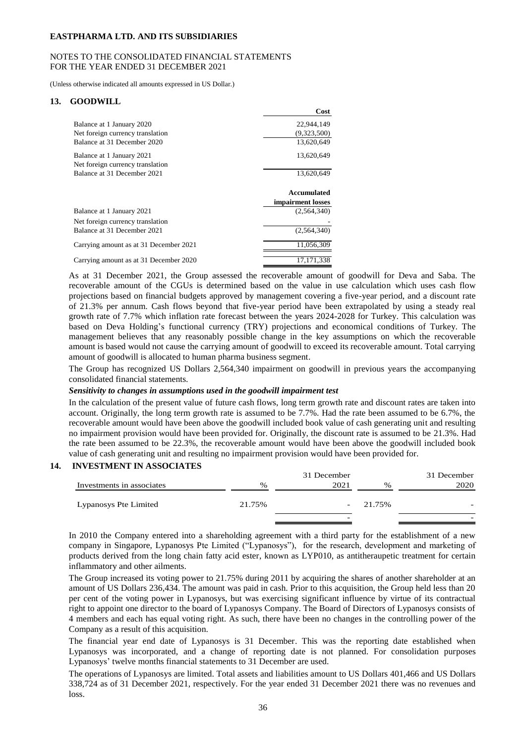## 13. GOODWILL

| | Cost |
|---|---|
| Balance at 1 January 2020 | 22,944,149 |
| Net foreign currency translation | (9,323,500) |
| Balance at 31 December 2020 | 13,620,649 |
| Balance at 1 January 2021 | 13,620,649 |
| Net foreign currency translation | |
| Balance at 31 December 2021 | 13,620,649 |
| | **Accumulated impairment losses** |
| Balance at 1 January 2021 | (2,564,340) |
| Net foreign currency translation | - |
| Balance at 31 December 2021 | (2,564,340) |
| Carrying amount as at 31 December 2021 | 11,056,309 |
| Carrying amount as at 31 December 2020 | 17,171,338 |

As at 31 December 2021, the Group assessed the recoverable amount of goodwill for Deva and Saba. The recoverable amount of the CGUs is determined based on the value in use calculation which uses cash flow projections based on financial budgets approved by management covering a five-year period, and a discount rate of 21.3% per annum. Cash flows beyond that five-year period have been extrapolated by using a steady real growth rate of 7.7% which inflation rate forecast between the years 2024-2028 for Turkey. This calculation was based on Deva Holding's functional currency (TRY) projections and economical conditions of Turkey. The management believes that any reasonably possible change in the key assumptions on which the recoverable amount is based would not cause the carrying amount of goodwill to exceed its recoverable amount. Total carrying amount of goodwill is allocated to human pharma business segment.

The Group has recognized US Dollars 2,564,340 impairment on goodwill in previous years the accompanying consolidated financial statements.

***Sensitivity to changes in assumptions used in the goodwill impairment test***

In the calculation of the present value of future cash flows, long term growth rate and discount rates are taken into account. Originally, the long term growth rate is assumed to be 7.7%. Had the rate been assumed to be 6.7%, the recoverable amount would have been above the goodwill included book value of cash generating unit and resulting no impairment provision would have been provided for. Originally, the discount rate is assumed to be 21.3%. Had the rate been assumed to be 22.3%, the recoverable amount would have been above the goodwill included book value of cash generating unit and resulting no impairment provision would have been provided for.

## 14. INVESTMENT IN ASSOCIATES

| Investments in associates | % | 31 December 2021 | % | 31 December 2020 |
|---|---|---|---|---|
| Lypanosys Pte Limited | 21.75% | - | 21.75% | - |
| | | - | | - |

In 2010 the Company entered into a shareholding agreement with a third party for the establishment of a new company in Singapore, Lypanosys Pte Limited ("Lypanosys"), for the research, development and marketing of products derived from the long chain fatty acid ester, known as LYP010, as antitheraupetic treatment for certain inflammatory and other ailments.

The Group increased its voting power to 21.75% during 2011 by acquiring the shares of another shareholder at an amount of US Dollars 236,434. The amount was paid in cash. Prior to this acquisition, the Group held less than 20 per cent of the voting power in Lypanosys, but was exercising significant influence by virtue of its contractual right to appoint one director to the board of Lypanosys Company. The Board of Directors of Lypanosys consists of 4 members and each has equal voting right. As such, there have been no changes in the controlling power of the Company as a result of this acquisition.

The financial year end date of Lypanosys is 31 December. This was the reporting date established when Lypanosys was incorporated, and a change of reporting date is not planned. For consolidation purposes Lypanosys' twelve months financial statements to 31 December are used.

The operations of Lypanosys are limited. Total assets and liabilities amount to US Dollars 401,466 and US Dollars 338,724 as of 31 December 2021, respectively. For the year ended 31 December 2021 there was no revenues and loss.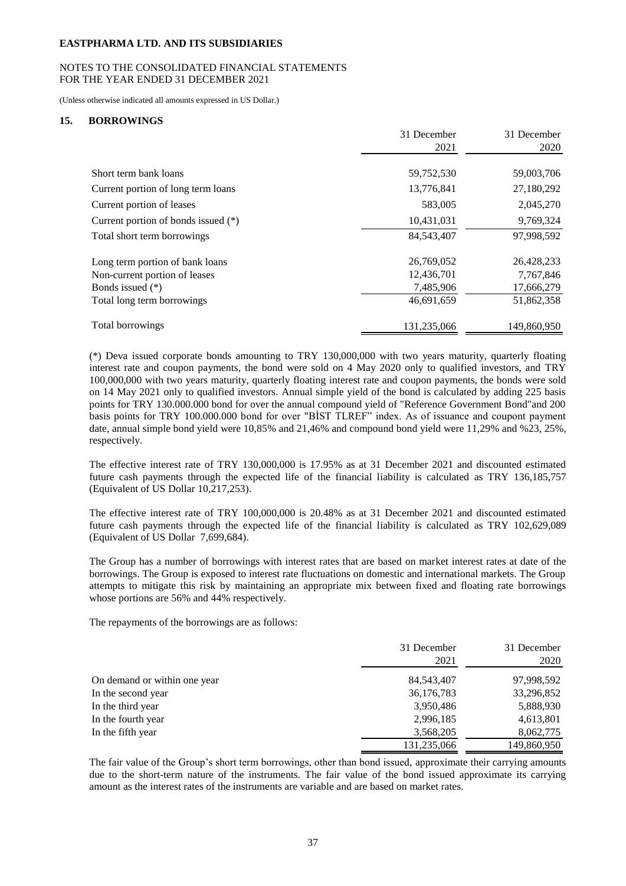EASTPHARMA LTD. AND ITS SUBSIDIARIES

NOTES TO THE CONSOLIDATED FINANCIAL STATEMENTS
FOR THE YEAR ENDED 31 DECEMBER 2021

(Unless otherwise indicated all amounts expressed in US Dollar.)

## 15. BORROWINGS

| | 31 December 2021 | 31 December 2020 |
|---|---|---|
| Short term bank loans | 59,752,530 | 59,003,706 |
| Current portion of long term loans | 13,776,841 | 27,180,292 |
| Current portion of leases | 583,005 | 2,045,270 |
| Current portion of bonds issued (*) | 10,431,031 | 9,769,324 |
| Total short term borrowings | 84,543,407 | 97,998,592 |
| Long term portion of bank loans | 26,769,052 | 26,428,233 |
| Non-current portion of leases | 12,436,701 | 7,767,846 |
| Bonds issued (*) | 7,485,906 | 17,666,279 |
| Total long term borrowings | 46,691,659 | 51,862,358 |
| Total borrowings | 131,235,066 | 149,860,950 |

(*) Deva issued corporate bonds amounting to TRY 130,000,000 with two years maturity, quarterly floating interest rate and coupon payments, the bond were sold on 4 May 2020 only to qualified investors, and TRY 100,000,000 with two years maturity, quarterly floating interest rate and coupon payments, the bonds were sold on 14 May 2021 only to qualified investors. Annual simple yield of the bond is calculated by adding 225 basis points for TRY 130.000.000 bond for over the annual compound yield of "Reference Government Bond"and 200 basis points for TRY 100.000.000 bond for over "BİST TLREF" index. As of issuance and coupont payment date, annual simple bond yield were 10,85% and 21,46% and compound bond yield were 11,29% and %23, 25%, respectively.

The effective interest rate of TRY 130,000,000 is 17.95% as at 31 December 2021 and discounted estimated future cash payments through the expected life of the financial liability is calculated as TRY 136,185,757 (Equivalent of US Dollar 10,217,253).

The effective interest rate of TRY 100,000,000 is 20.48% as at 31 December 2021 and discounted estimated future cash payments through the expected life of the financial liability is calculated as TRY 102,629,089 (Equivalent of US Dollar 7,699,684).

The Group has a number of borrowings with interest rates that are based on market interest rates at date of the borrowings. The Group is exposed to interest rate fluctuations on domestic and international markets. The Group attempts to mitigate this risk by maintaining an appropriate mix between fixed and floating rate borrowings whose portions are 56% and 44% respectively.

The repayments of the borrowings are as follows:

| | 31 December 2021 | 31 December 2020 |
|---|---|---|
| On demand or within one year | 84,543,407 | 97,998,592 |
| In the second year | 36,176,783 | 33,296,852 |
| In the third year | 3,950,486 | 5,888,930 |
| In the fourth year | 2,996,185 | 4,613,801 |
| In the fifth year | 3,568,205 | 8,062,775 |
| | 131,235,066 | 149,860,950 |

The fair value of the Group's short term borrowings, other than bond issued, approximate their carrying amounts due to the short-term nature of the instruments. The fair value of the bond issued approximate its carrying amount as the interest rates of the instruments are variable and are based on market rates.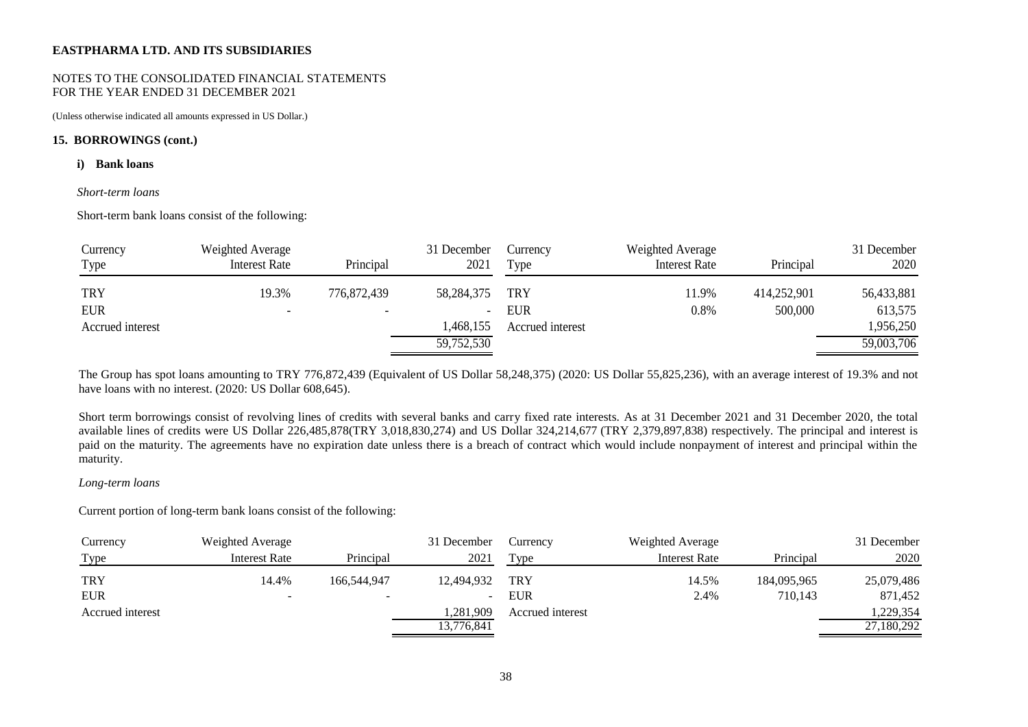**EASTPHARMA LTD. AND ITS SUBSIDIARIES**

NOTES TO THE CONSOLIDATED FINANCIAL STATEMENTS
FOR THE YEAR ENDED 31 DECEMBER 2021

(Unless otherwise indicated all amounts expressed in US Dollar.)

**15. BORROWINGS (cont.)**

**i) Bank loans**

*Short-term loans*

Short-term bank loans consist of the following:

| Currency Type | Weighted Average Interest Rate | Principal | 31 December 2021 | Currency Type | Weighted Average Interest Rate | Principal | 31 December 2020 |
|---|---|---|---|---|---|---|---|
| TRY | 19.3% | 776,872,439 | 58,284,375 | TRY | 11.9% | 414,252,901 | 56,433,881 |
| EUR | - | - | - | EUR | 0.8% | 500,000 | 613,575 |
| Accrued interest | | | 1,468,155 | Accrued interest | | | 1,956,250 |
| | | | 59,752,530 | | | | 59,003,706 |

The Group has spot loans amounting to TRY 776,872,439 (Equivalent of US Dollar 58,248,375) (2020: US Dollar 55,825,236), with an average interest of 19.3% and not have loans with no interest. (2020: US Dollar 608,645).

Short term borrowings consist of revolving lines of credits with several banks and carry fixed rate interests. As at 31 December 2021 and 31 December 2020, the total available lines of credits were US Dollar 226,485,878(TRY 3,018,830,274) and US Dollar 324,214,677 (TRY 2,379,897,838) respectively. The principal and interest is paid on the maturity. The agreements have no expiration date unless there is a breach of contract which would include nonpayment of interest and principal within the maturity.

*Long-term loans*

Current portion of long-term bank loans consist of the following:

| Currency Type | Weighted Average Interest Rate | Principal | 31 December 2021 | Currency Type | Weighted Average Interest Rate | Principal | 31 December 2020 |
|---|---|---|---|---|---|---|---|
| TRY | 14.4% | 166,544,947 | 12,494,932 | TRY | 14.5% | 184,095,965 | 25,079,486 |
| EUR | - | - | - | EUR | 2.4% | 710,143 | 871,452 |
| Accrued interest | | | 1,281,909 | Accrued interest | | | 1,229,354 |
| | | | 13,776,841 | | | | 27,180,292 |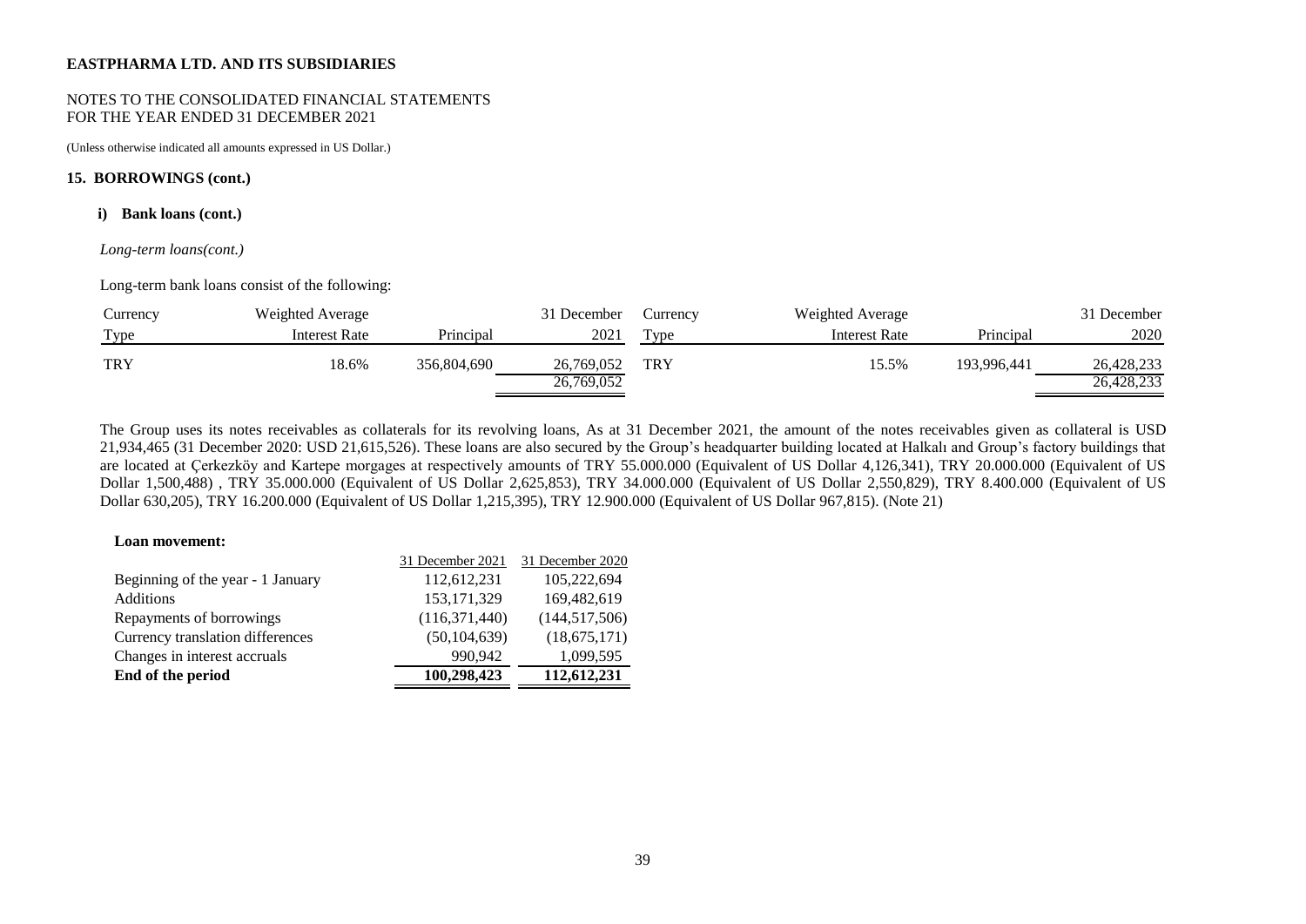**EASTPHARMA LTD. AND ITS SUBSIDIARIES**

NOTES TO THE CONSOLIDATED FINANCIAL STATEMENTS
FOR THE YEAR ENDED 31 DECEMBER 2021

(Unless otherwise indicated all amounts expressed in US Dollar.)

## 15. BORROWINGS (cont.)

### i) Bank loans (cont.)

*Long-term loans(cont.)*

Long-term bank loans consist of the following:

| Currency Type | Weighted Average Interest Rate | Principal | 31 December 2021 | Currency Type | Weighted Average Interest Rate | Principal | 31 December 2020 |
|---|---|---|---|---|---|---|---|
| TRY | 18.6% | 356,804,690 | 26,769,052 | TRY | 15.5% | 193,996,441 | 26,428,233 |
| | | | 26,769,052 | | | | 26,428,233 |

The Group uses its notes receivables as collaterals for its revolving loans, As at 31 December 2021, the amount of the notes receivables given as collateral is USD 21,934,465 (31 December 2020: USD 21,615,526). These loans are also secured by the Group's headquarter building located at Halkalı and Group's factory buildings that are located at Çerkezköy and Kartepe morgages at respectively amounts of TRY 55.000.000 (Equivalent of US Dollar 4,126,341), TRY 20.000.000 (Equivalent of US Dollar 1,500,488) , TRY 35.000.000 (Equivalent of US Dollar 2,625,853), TRY 34.000.000 (Equivalent of US Dollar 2,550,829), TRY 8.400.000 (Equivalent of US Dollar 630,205), TRY 16.200.000 (Equivalent of US Dollar 1,215,395), TRY 12.900.000 (Equivalent of US Dollar 967,815). (Note 21)

**Loan movement:**

| | 31 December 2021 | 31 December 2020 |
|---|---|---|
| Beginning of the year - 1 January | 112,612,231 | 105,222,694 |
| Additions | 153,171,329 | 169,482,619 |
| Repayments of borrowings | (116,371,440) | (144,517,506) |
| Currency translation differences | (50,104,639) | (18,675,171) |
| Changes in interest accruals | 990,942 | 1,099,595 |
| **End of the period** | **100,298,423** | **112,612,231** |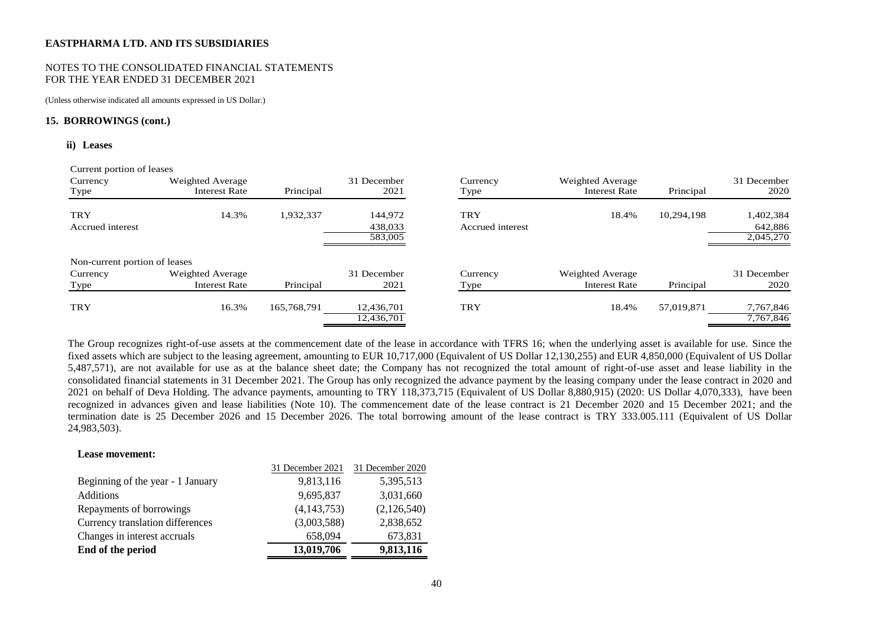**EASTPHARMA LTD. AND ITS SUBSIDIARIES**

NOTES TO THE CONSOLIDATED FINANCIAL STATEMENTS
FOR THE YEAR ENDED 31 DECEMBER 2021

(Unless otherwise indicated all amounts expressed in US Dollar.)

**15. BORROWINGS (cont.)**

**ii) Leases**

Current portion of leases

| Currency Type | Weighted Average Interest Rate | Principal | 31 December 2021 | Currency Type | Weighted Average Interest Rate | Principal | 31 December 2020 |
|---|---|---|---|---|---|---|---|
| TRY | 14.3% | 1,932,337 | 144,972 | TRY | 18.4% | 10,294,198 | 1,402,384 |
| Accrued interest | | | 438,033 | Accrued interest | | | 642,886 |
| | | | 583,005 | | | | 2,045,270 |

Non-current portion of leases

| Currency Type | Weighted Average Interest Rate | Principal | 31 December 2021 | Currency Type | Weighted Average Interest Rate | Principal | 31 December 2020 |
|---|---|---|---|---|---|---|---|
| TRY | 16.3% | 165,768,791 | 12,436,701 | TRY | 18.4% | 57,019,871 | 7,767,846 |
| | | | 12,436,701 | | | | 7,767,846 |

The Group recognizes right-of-use assets at the commencement date of the lease in accordance with TFRS 16; when the underlying asset is available for use. Since the fixed assets which are subject to the leasing agreement, amounting to EUR 10,717,000 (Equivalent of US Dollar 12,130,255) and EUR 4,850,000 (Equivalent of US Dollar 5,487,571), are not available for use as at the balance sheet date; the Company has not recognized the total amount of right-of-use asset and lease liability in the consolidated financial statements in 31 December 2021. The Group has only recognized the advance payment by the leasing company under the lease contract in 2020 and 2021 on behalf of Deva Holding. The advance payments, amounting to TRY 118,373,715 (Equivalent of US Dollar 8,880,915) (2020: US Dollar 4,070,333), have been recognized in advances given and lease liabilities (Note 10). The commencement date of the lease contract is 21 December 2020 and 15 December 2021; and the termination date is 25 December 2026 and 15 December 2026. The total borrowing amount of the lease contract is TRY 333.005.111 (Equivalent of US Dollar 24,983,503).

**Lease movement:**

| | 31 December 2021 | 31 December 2020 |
|---|---|---|
| Beginning of the year - 1 January | 9,813,116 | 5,395,513 |
| Additions | 9,695,837 | 3,031,660 |
| Repayments of borrowings | (4,143,753) | (2,126,540) |
| Currency translation differences | (3,003,588) | 2,838,652 |
| Changes in interest accruals | 658,094 | 673,831 |
| **End of the period** | **13,019,706** | **9,813,116** |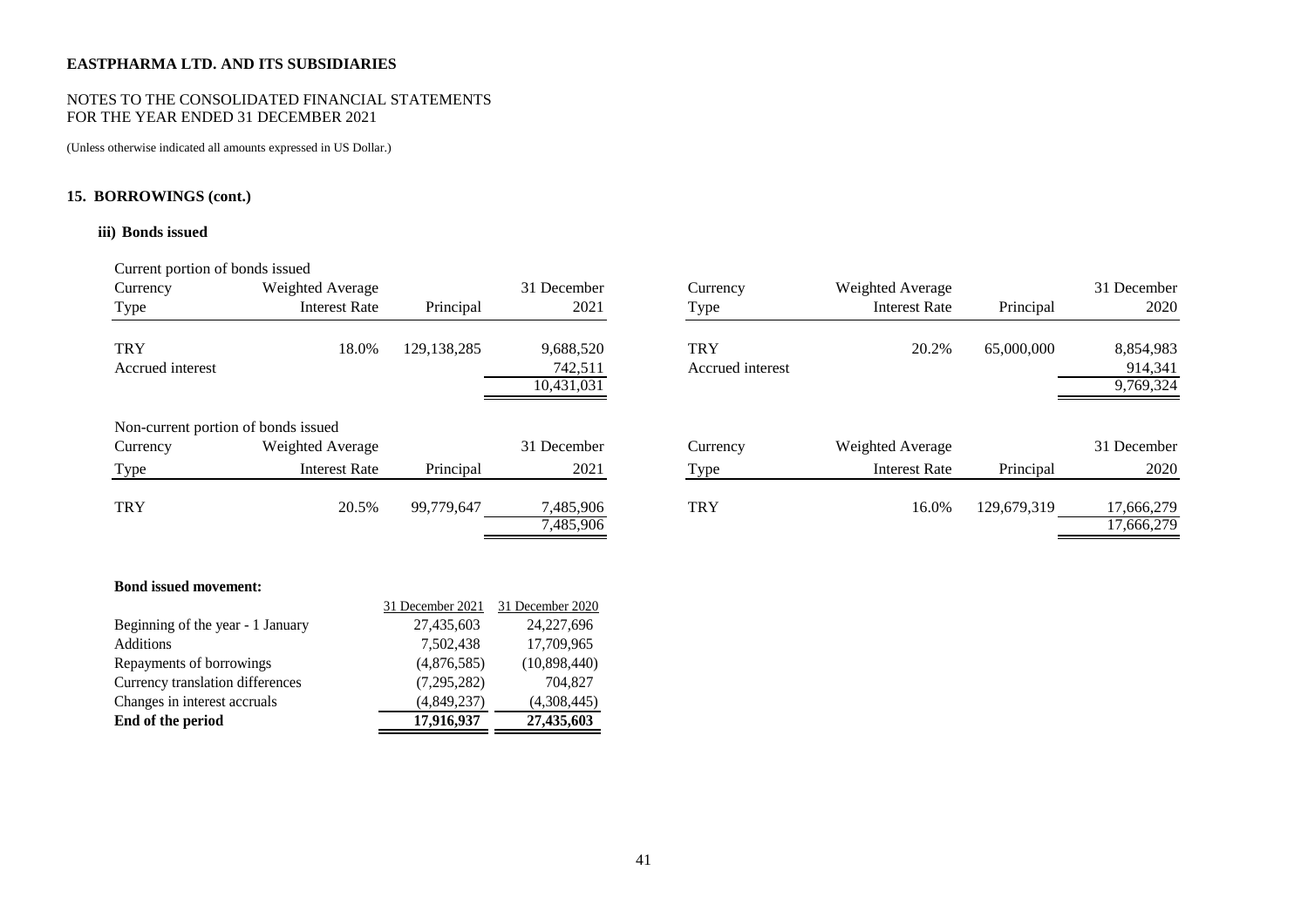**EASTPHARMA LTD. AND ITS SUBSIDIARIES**

NOTES TO THE CONSOLIDATED FINANCIAL STATEMENTS
FOR THE YEAR ENDED 31 DECEMBER 2021

(Unless otherwise indicated all amounts expressed in US Dollar.)

## 15. BORROWINGS (cont.)

### iii) Bonds issued

Current portion of bonds issued

| Currency Type | Weighted Average Interest Rate | Principal | 31 December 2021 | Currency Type | Weighted Average Interest Rate | Principal | 31 December 2020 |
|---|---|---|---|---|---|---|---|
| TRY | 18.0% | 129,138,285 | 9,688,520 | TRY | 20.2% | 65,000,000 | 8,854,983 |
| Accrued interest | | | 742,511 | Accrued interest | | | 914,341 |
| | | | 10,431,031 | | | | 9,769,324 |

Non-current portion of bonds issued

| Currency Type | Weighted Average Interest Rate | Principal | 31 December 2021 | Currency Type | Weighted Average Interest Rate | Principal | 31 December 2020 |
|---|---|---|---|---|---|---|---|
| TRY | 20.5% | 99,779,647 | 7,485,906 | TRY | 16.0% | 129,679,319 | 17,666,279 |
| | | | 7,485,906 | | | | 17,666,279 |

**Bond issued movement:**

| | 31 December 2021 | 31 December 2020 |
|---|---|---|
| Beginning of the year - 1 January | 27,435,603 | 24,227,696 |
| Additions | 7,502,438 | 17,709,965 |
| Repayments of borrowings | (4,876,585) | (10,898,440) |
| Currency translation differences | (7,295,282) | 704,827 |
| Changes in interest accruals | (4,849,237) | (4,308,445) |
| **End of the period** | **17,916,937** | **27,435,603** |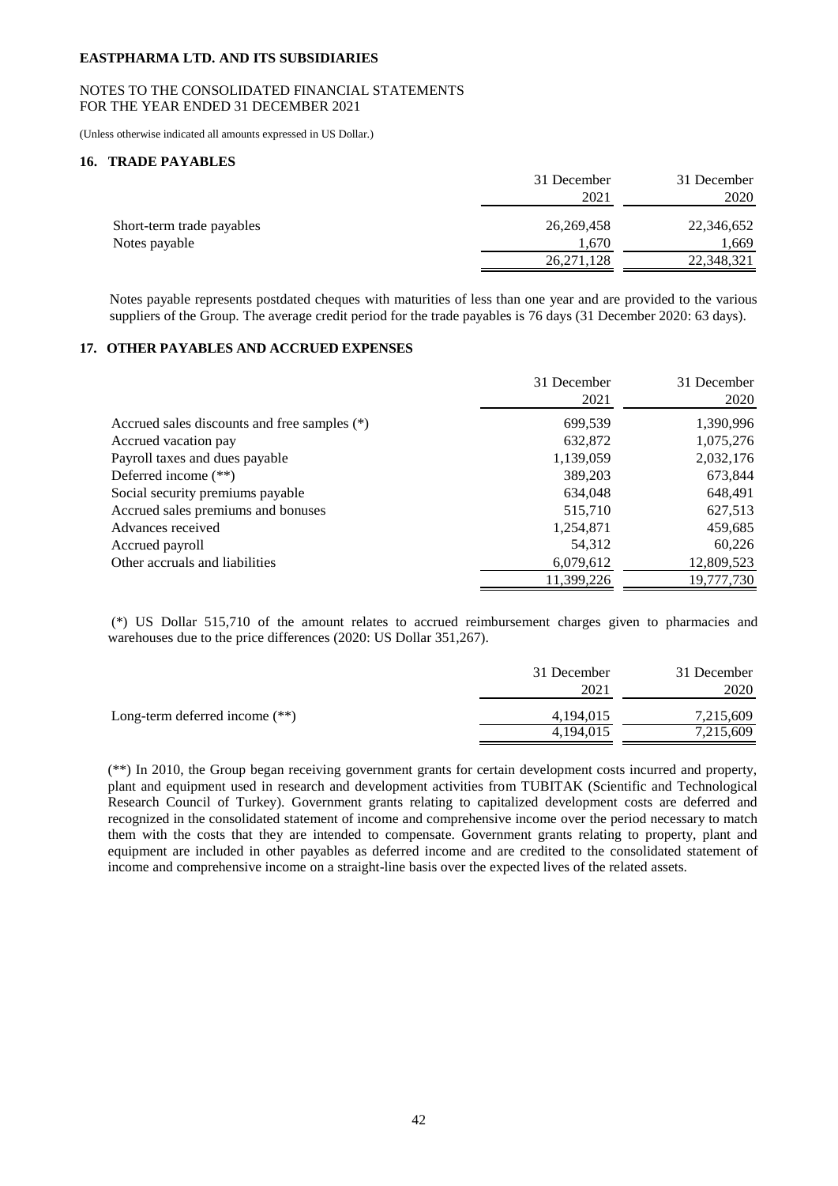**EASTPHARMA LTD. AND ITS SUBSIDIARIES**

NOTES TO THE CONSOLIDATED FINANCIAL STATEMENTS
FOR THE YEAR ENDED 31 DECEMBER 2021

(Unless otherwise indicated all amounts expressed in US Dollar.)

## 16. TRADE PAYABLES

| | 31 December 2021 | 31 December 2020 |
|---|---|---|
| Short-term trade payables | 26,269,458 | 22,346,652 |
| Notes payable | 1,670 | 1,669 |
| | 26,271,128 | 22,348,321 |

Notes payable represents postdated cheques with maturities of less than one year and are provided to the various suppliers of the Group. The average credit period for the trade payables is 76 days (31 December 2020: 63 days).

## 17. OTHER PAYABLES AND ACCRUED EXPENSES

| | 31 December 2021 | 31 December 2020 |
|---|---|---|
| Accrued sales discounts and free samples (*) | 699,539 | 1,390,996 |
| Accrued vacation pay | 632,872 | 1,075,276 |
| Payroll taxes and dues payable | 1,139,059 | 2,032,176 |
| Deferred income (**) | 389,203 | 673,844 |
| Social security premiums payable | 634,048 | 648,491 |
| Accrued sales premiums and bonuses | 515,710 | 627,513 |
| Advances received | 1,254,871 | 459,685 |
| Accrued payroll | 54,312 | 60,226 |
| Other accruals and liabilities | 6,079,612 | 12,809,523 |
| | 11,399,226 | 19,777,730 |

(*) US Dollar 515,710 of the amount relates to accrued reimbursement charges given to pharmacies and warehouses due to the price differences (2020: US Dollar 351,267).

| | 31 December 2021 | 31 December 2020 |
|---|---|---|
| Long-term deferred income (**) | 4,194,015 | 7,215,609 |
| | 4,194,015 | 7,215,609 |

(**) In 2010, the Group began receiving government grants for certain development costs incurred and property, plant and equipment used in research and development activities from TUBITAK (Scientific and Technological Research Council of Turkey). Government grants relating to capitalized development costs are deferred and recognized in the consolidated statement of income and comprehensive income over the period necessary to match them with the costs that they are intended to compensate. Government grants relating to property, plant and equipment are included in other payables as deferred income and are credited to the consolidated statement of income and comprehensive income on a straight-line basis over the expected lives of the related assets.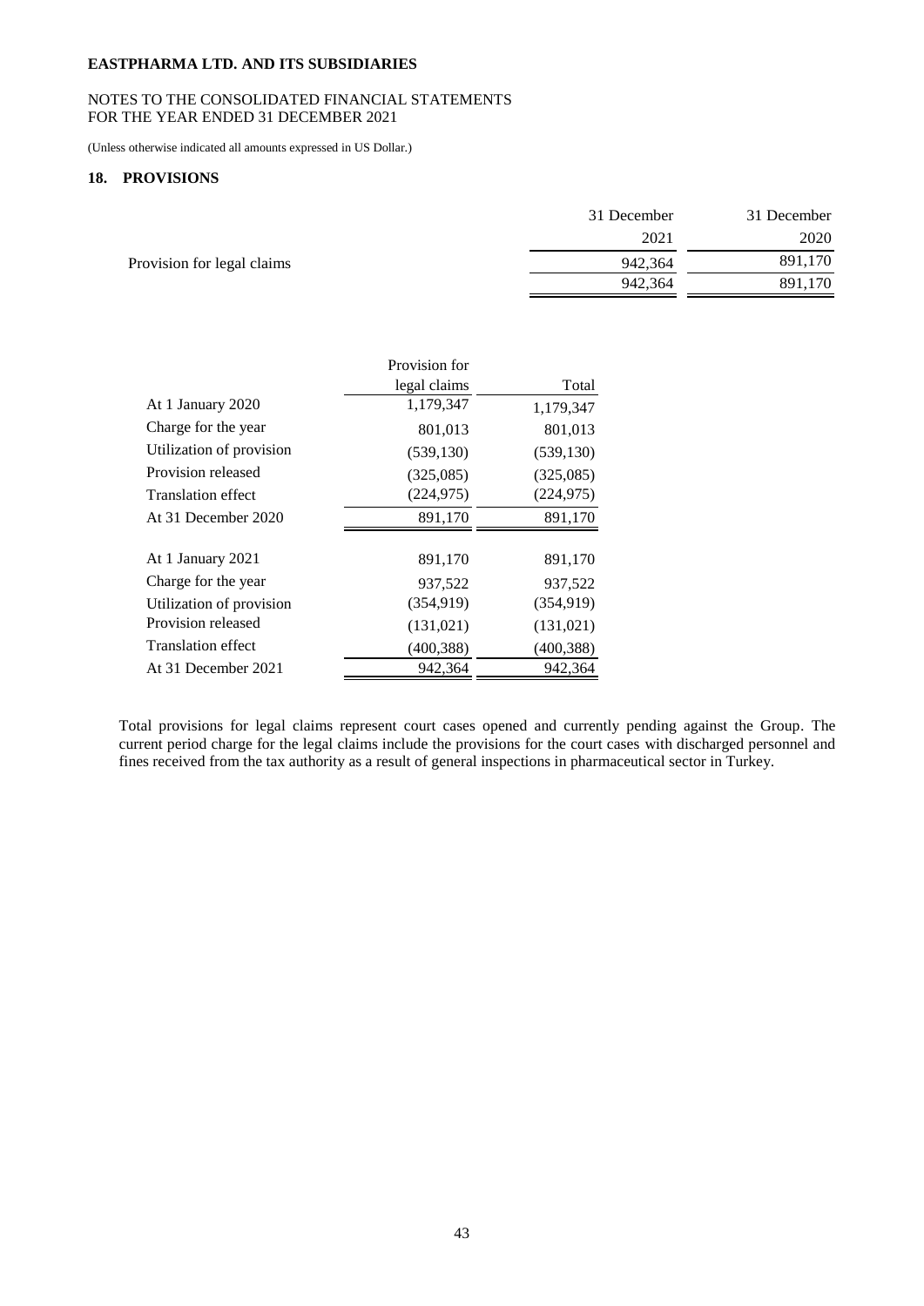**EASTPHARMA LTD. AND ITS SUBSIDIARIES**

NOTES TO THE CONSOLIDATED FINANCIAL STATEMENTS
FOR THE YEAR ENDED 31 DECEMBER 2021

(Unless otherwise indicated all amounts expressed in US Dollar.)

## 18. PROVISIONS

| | 31 December 2021 | 31 December 2020 |
|---|---|---|
| Provision for legal claims | 942,364 | 891,170 |
| | 942,364 | 891,170 |

| | Provision for legal claims | Total |
|---|---|---|
| At 1 January 2020 | 1,179,347 | 1,179,347 |
| Charge for the year | 801,013 | 801,013 |
| Utilization of provision | (539,130) | (539,130) |
| Provision released | (325,085) | (325,085) |
| Translation effect | (224,975) | (224,975) |
| At 31 December 2020 | 891,170 | 891,170 |
| | | |
| At 1 January 2021 | 891,170 | 891,170 |
| Charge for the year | 937,522 | 937,522 |
| Utilization of provision | (354,919) | (354,919) |
| Provision released | (131,021) | (131,021) |
| Translation effect | (400,388) | (400,388) |
| At 31 December 2021 | 942,364 | 942,364 |

Total provisions for legal claims represent court cases opened and currently pending against the Group. The current period charge for the legal claims include the provisions for the court cases with discharged personnel and fines received from the tax authority as a result of general inspections in pharmaceutical sector in Turkey.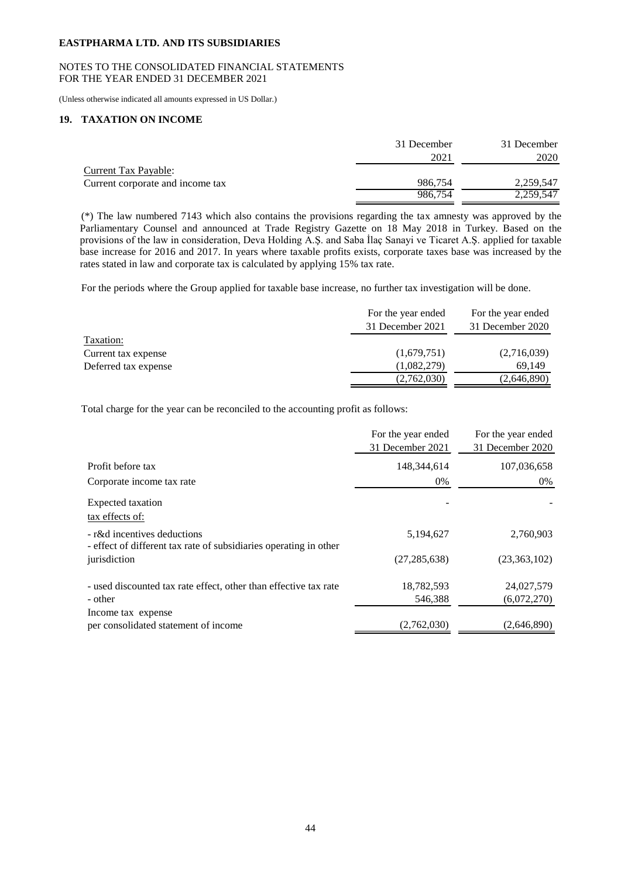**EASTPHARMA LTD. AND ITS SUBSIDIARIES**

NOTES TO THE CONSOLIDATED FINANCIAL STATEMENTS
FOR THE YEAR ENDED 31 DECEMBER 2021

(Unless otherwise indicated all amounts expressed in US Dollar.)

## 19. TAXATION ON INCOME

| | 31 December 2021 | 31 December 2020 |
|---|---|---|
| Current Tax Payable: | | |
| Current corporate and income tax | 986,754 | 2,259,547 |
| | 986,754 | 2,259,547 |

(*) The law numbered 7143 which also contains the provisions regarding the tax amnesty was approved by the Parliamentary Counsel and announced at Trade Registry Gazette on 18 May 2018 in Turkey. Based on the provisions of the law in consideration, Deva Holding A.Ş. and Saba İlaç Sanayi ve Ticaret A.Ş. applied for taxable base increase for 2016 and 2017. In years where taxable profits exists, corporate taxes base was increased by the rates stated in law and corporate tax is calculated by applying 15% tax rate.

For the periods where the Group applied for taxable base increase, no further tax investigation will be done.

| | For the year ended 31 December 2021 | For the year ended 31 December 2020 |
|---|---|---|
| Taxation: | | |
| Current tax expense | (1,679,751) | (2,716,039) |
| Deferred tax expense | (1,082,279) | 69,149 |
| | (2,762,030) | (2,646,890) |

Total charge for the year can be reconciled to the accounting profit as follows:

| | For the year ended 31 December 2021 | For the year ended 31 December 2020 |
|---|---|---|
| Profit before tax | 148,344,614 | 107,036,658 |
| Corporate income tax rate | 0% | 0% |
| Expected taxation | - | - |
| tax effects of: | | |
| - r&d incentives deductions | 5,194,627 | 2,760,903 |
| - effect of different tax rate of subsidiaries operating in other jurisdiction | (27,285,638) | (23,363,102) |
| - used discounted tax rate effect, other than effective tax rate | 18,782,593 | 24,027,579 |
| - other | 546,388 | (6,072,270) |
| Income tax expense per consolidated statement of income | (2,762,030) | (2,646,890) |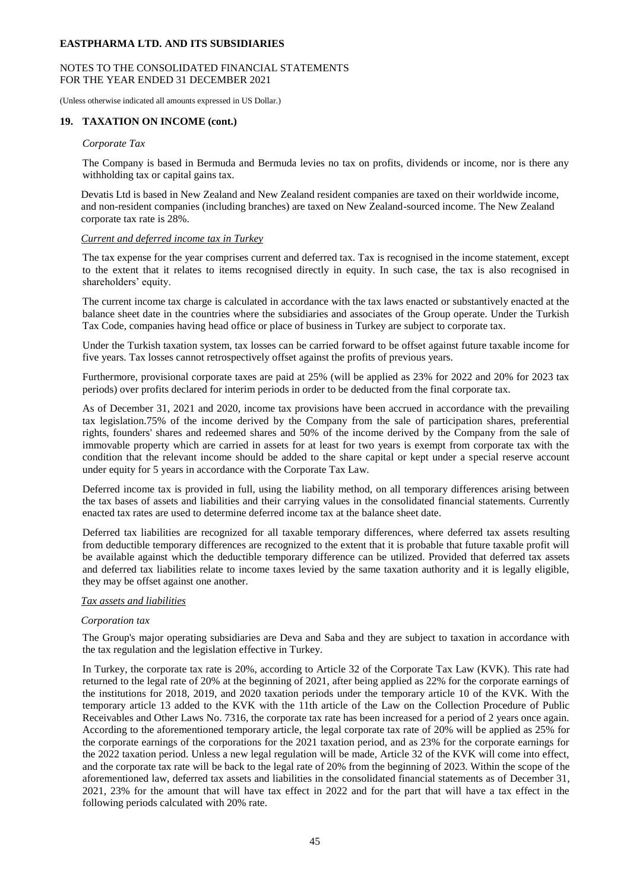## 19. TAXATION ON INCOME (cont.)

*Corporate Tax*

The Company is based in Bermuda and Bermuda levies no tax on profits, dividends or income, nor is there any withholding tax or capital gains tax.

Devatis Ltd is based in New Zealand and New Zealand resident companies are taxed on their worldwide income, and non-resident companies (including branches) are taxed on New Zealand-sourced income. The New Zealand corporate tax rate is 28%.

*Current and deferred income tax in Turkey*

The tax expense for the year comprises current and deferred tax. Tax is recognised in the income statement, except to the extent that it relates to items recognised directly in equity. In such case, the tax is also recognised in shareholders' equity.

The current income tax charge is calculated in accordance with the tax laws enacted or substantively enacted at the balance sheet date in the countries where the subsidiaries and associates of the Group operate. Under the Turkish Tax Code, companies having head office or place of business in Turkey are subject to corporate tax.

Under the Turkish taxation system, tax losses can be carried forward to be offset against future taxable income for five years. Tax losses cannot retrospectively offset against the profits of previous years.

Furthermore, provisional corporate taxes are paid at 25% (will be applied as 23% for 2022 and 20% for 2023 tax periods) over profits declared for interim periods in order to be deducted from the final corporate tax.

As of December 31, 2021 and 2020, income tax provisions have been accrued in accordance with the prevailing tax legislation.75% of the income derived by the Company from the sale of participation shares, preferential rights, founders' shares and redeemed shares and 50% of the income derived by the Company from the sale of immovable property which are carried in assets for at least for two years is exempt from corporate tax with the condition that the relevant income should be added to the share capital or kept under a special reserve account under equity for 5 years in accordance with the Corporate Tax Law.

Deferred income tax is provided in full, using the liability method, on all temporary differences arising between the tax bases of assets and liabilities and their carrying values in the consolidated financial statements. Currently enacted tax rates are used to determine deferred income tax at the balance sheet date.

Deferred tax liabilities are recognized for all taxable temporary differences, where deferred tax assets resulting from deductible temporary differences are recognized to the extent that it is probable that future taxable profit will be available against which the deductible temporary difference can be utilized. Provided that deferred tax assets and deferred tax liabilities relate to income taxes levied by the same taxation authority and it is legally eligible, they may be offset against one another.

*Tax assets and liabilities*

*Corporation tax*

The Group's major operating subsidiaries are Deva and Saba and they are subject to taxation in accordance with the tax regulation and the legislation effective in Turkey.

In Turkey, the corporate tax rate is 20%, according to Article 32 of the Corporate Tax Law (KVK). This rate had returned to the legal rate of 20% at the beginning of 2021, after being applied as 22% for the corporate earnings of the institutions for 2018, 2019, and 2020 taxation periods under the temporary article 10 of the KVK. With the temporary article 13 added to the KVK with the 11th article of the Law on the Collection Procedure of Public Receivables and Other Laws No. 7316, the corporate tax rate has been increased for a period of 2 years once again. According to the aforementioned temporary article, the legal corporate tax rate of 20% will be applied as 25% for the corporate earnings of the corporations for the 2021 taxation period, and as 23% for the corporate earnings for the 2022 taxation period. Unless a new legal regulation will be made, Article 32 of the KVK will come into effect, and the corporate tax rate will be back to the legal rate of 20% from the beginning of 2023. Within the scope of the aforementioned law, deferred tax assets and liabilities in the consolidated financial statements as of December 31, 2021, 23% for the amount that will have tax effect in 2022 and for the part that will have a tax effect in the following periods calculated with 20% rate.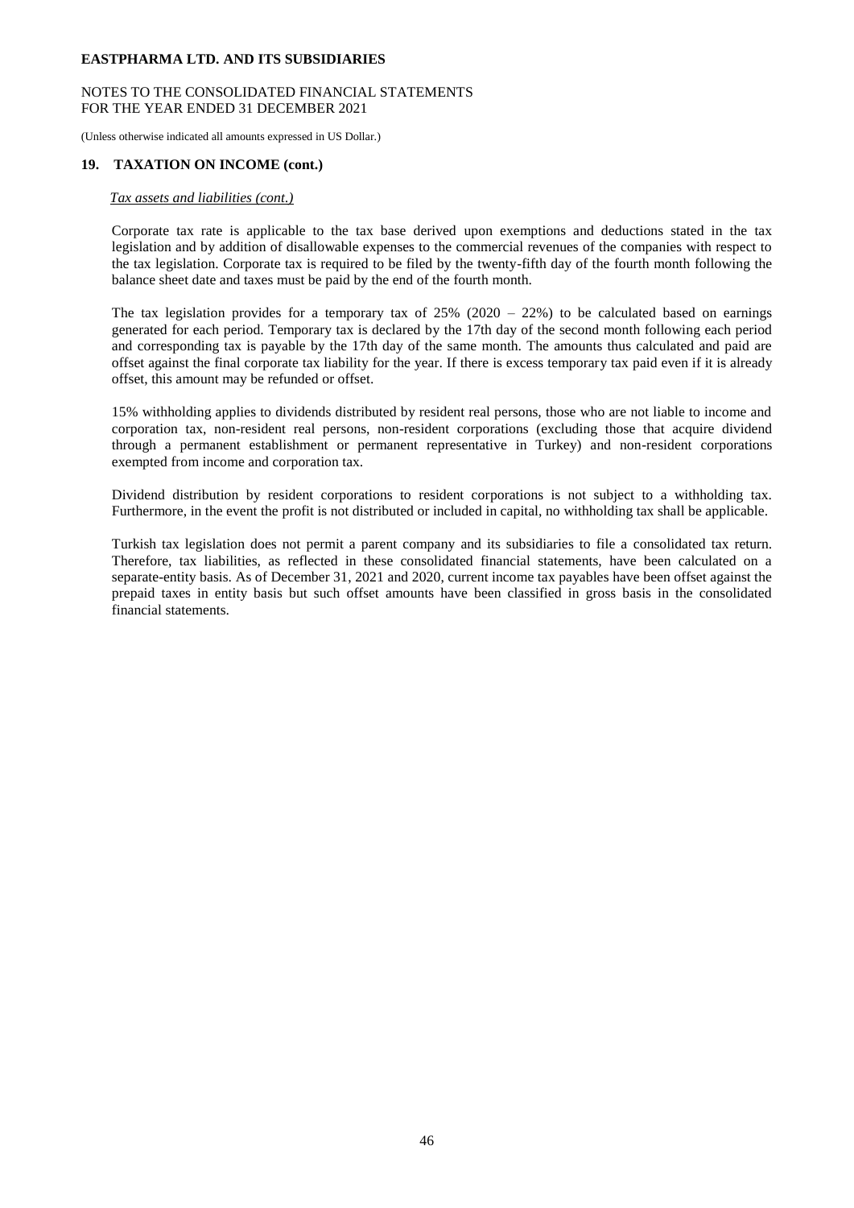## 19. TAXATION ON INCOME (cont.)

*Tax assets and liabilities (cont.)*

Corporate tax rate is applicable to the tax base derived upon exemptions and deductions stated in the tax legislation and by addition of disallowable expenses to the commercial revenues of the companies with respect to the tax legislation. Corporate tax is required to be filed by the twenty-fifth day of the fourth month following the balance sheet date and taxes must be paid by the end of the fourth month.

The tax legislation provides for a temporary tax of 25% (2020 – 22%) to be calculated based on earnings generated for each period. Temporary tax is declared by the 17th day of the second month following each period and corresponding tax is payable by the 17th day of the same month. The amounts thus calculated and paid are offset against the final corporate tax liability for the year. If there is excess temporary tax paid even if it is already offset, this amount may be refunded or offset.

15% withholding applies to dividends distributed by resident real persons, those who are not liable to income and corporation tax, non-resident real persons, non-resident corporations (excluding those that acquire dividend through a permanent establishment or permanent representative in Turkey) and non-resident corporations exempted from income and corporation tax.

Dividend distribution by resident corporations to resident corporations is not subject to a withholding tax. Furthermore, in the event the profit is not distributed or included in capital, no withholding tax shall be applicable.

Turkish tax legislation does not permit a parent company and its subsidiaries to file a consolidated tax return. Therefore, tax liabilities, as reflected in these consolidated financial statements, have been calculated on a separate-entity basis. As of December 31, 2021 and 2020, current income tax payables have been offset against the prepaid taxes in entity basis but such offset amounts have been classified in gross basis in the consolidated financial statements.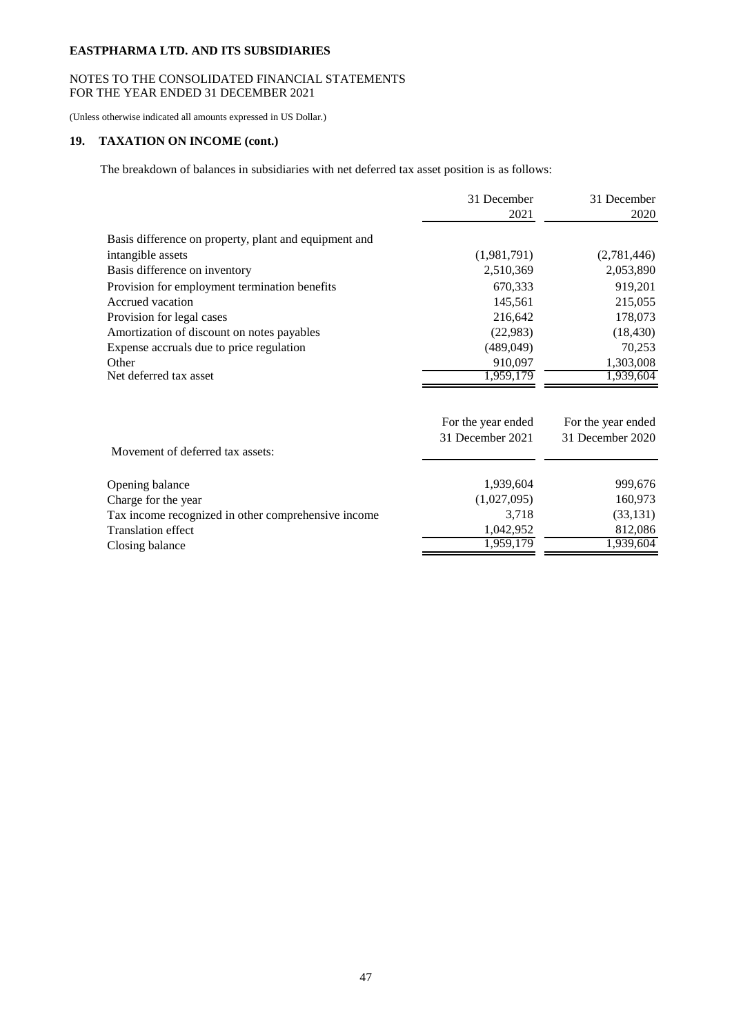**EASTPHARMA LTD. AND ITS SUBSIDIARIES**

NOTES TO THE CONSOLIDATED FINANCIAL STATEMENTS
FOR THE YEAR ENDED 31 DECEMBER 2021

(Unless otherwise indicated all amounts expressed in US Dollar.)

## 19. TAXATION ON INCOME (cont.)

The breakdown of balances in subsidiaries with net deferred tax asset position is as follows:

| | 31 December 2021 | 31 December 2020 |
|---|---|---|
| Basis difference on property, plant and equipment and intangible assets | (1,981,791) | (2,781,446) |
| Basis difference on inventory | 2,510,369 | 2,053,890 |
| Provision for employment termination benefits | 670,333 | 919,201 |
| Accrued vacation | 145,561 | 215,055 |
| Provision for legal cases | 216,642 | 178,073 |
| Amortization of discount on notes payables | (22,983) | (18,430) |
| Expense accruals due to price regulation | (489,049) | 70,253 |
| Other | 910,097 | 1,303,008 |
| Net deferred tax asset | 1,959,179 | 1,939,604 |

| Movement of deferred tax assets: | For the year ended 31 December 2021 | For the year ended 31 December 2020 |
|---|---|---|
| Opening balance | 1,939,604 | 999,676 |
| Charge for the year | (1,027,095) | 160,973 |
| Tax income recognized in other comprehensive income | 3,718 | (33,131) |
| Translation effect | 1,042,952 | 812,086 |
| Closing balance | 1,959,179 | 1,939,604 |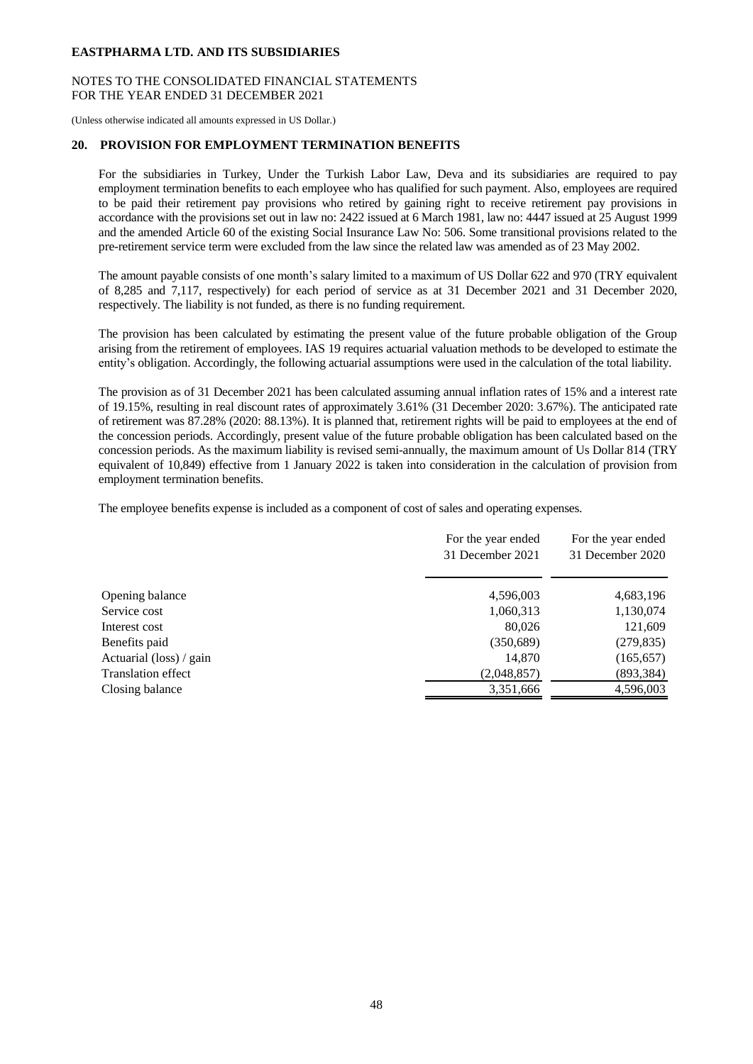**EASTPHARMA LTD. AND ITS SUBSIDIARIES**

NOTES TO THE CONSOLIDATED FINANCIAL STATEMENTS
FOR THE YEAR ENDED 31 DECEMBER 2021

(Unless otherwise indicated all amounts expressed in US Dollar.)

## 20. PROVISION FOR EMPLOYMENT TERMINATION BENEFITS

For the subsidiaries in Turkey, Under the Turkish Labor Law, Deva and its subsidiaries are required to pay employment termination benefits to each employee who has qualified for such payment. Also, employees are required to be paid their retirement pay provisions who retired by gaining right to receive retirement pay provisions in accordance with the provisions set out in law no: 2422 issued at 6 March 1981, law no: 4447 issued at 25 August 1999 and the amended Article 60 of the existing Social Insurance Law No: 506. Some transitional provisions related to the pre-retirement service term were excluded from the law since the related law was amended as of 23 May 2002.

The amount payable consists of one month's salary limited to a maximum of US Dollar 622 and 970 (TRY equivalent of 8,285 and 7,117, respectively) for each period of service as at 31 December 2021 and 31 December 2020, respectively. The liability is not funded, as there is no funding requirement.

The provision has been calculated by estimating the present value of the future probable obligation of the Group arising from the retirement of employees. IAS 19 requires actuarial valuation methods to be developed to estimate the entity's obligation. Accordingly, the following actuarial assumptions were used in the calculation of the total liability.

The provision as of 31 December 2021 has been calculated assuming annual inflation rates of 15% and a interest rate of 19.15%, resulting in real discount rates of approximately 3.61% (31 December 2020: 3.67%). The anticipated rate of retirement was 87.28% (2020: 88.13%). It is planned that, retirement rights will be paid to employees at the end of the concession periods. Accordingly, present value of the future probable obligation has been calculated based on the concession periods. As the maximum liability is revised semi-annually, the maximum amount of Us Dollar 814 (TRY equivalent of 10,849) effective from 1 January 2022 is taken into consideration in the calculation of provision from employment termination benefits.

The employee benefits expense is included as a component of cost of sales and operating expenses.

| | For the year ended 31 December 2021 | For the year ended 31 December 2020 |
|---|---|---|
| Opening balance | 4,596,003 | 4,683,196 |
| Service cost | 1,060,313 | 1,130,074 |
| Interest cost | 80,026 | 121,609 |
| Benefits paid | (350,689) | (279,835) |
| Actuarial (loss) / gain | 14,870 | (165,657) |
| Translation effect | (2,048,857) | (893,384) |
| Closing balance | 3,351,666 | 4,596,003 |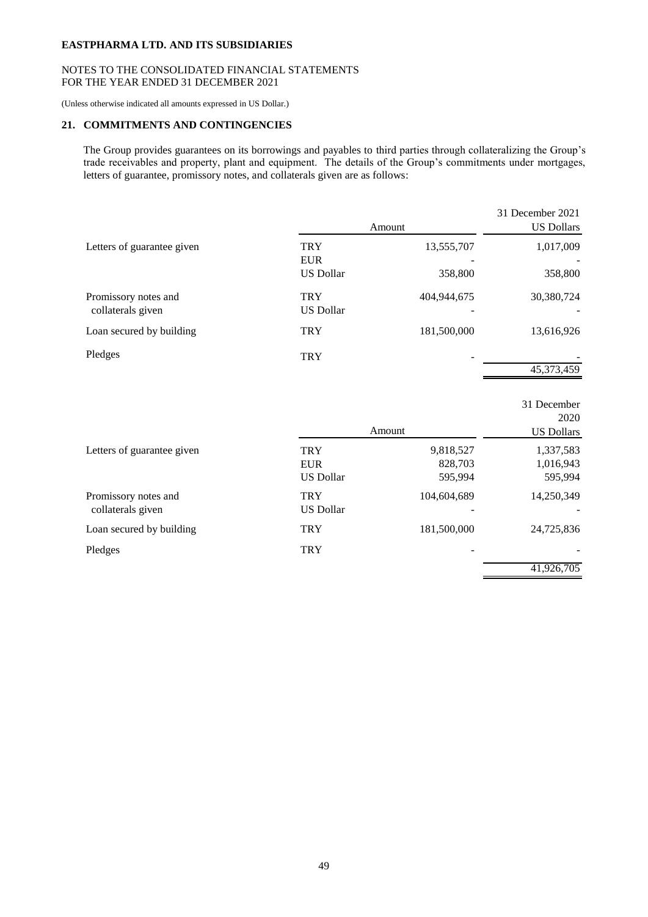**EASTPHARMA LTD. AND ITS SUBSIDIARIES**

NOTES TO THE CONSOLIDATED FINANCIAL STATEMENTS
FOR THE YEAR ENDED 31 DECEMBER 2021

(Unless otherwise indicated all amounts expressed in US Dollar.)

## 21. COMMITMENTS AND CONTINGENCIES

The Group provides guarantees on its borrowings and payables to third parties through collateralizing the Group's trade receivables and property, plant and equipment. The details of the Group's commitments under mortgages, letters of guarantee, promissory notes, and collaterals given are as follows:

| | Amount | | 31 December 2021 US Dollars |
|---|---|---|---|
| Letters of guarantee given | TRY | 13,555,707 | 1,017,009 |
| | EUR | - | - |
| | US Dollar | 358,800 | 358,800 |
| Promissory notes and collaterals given | TRY | 404,944,675 | 30,380,724 |
| | US Dollar | - | - |
| Loan secured by building | TRY | 181,500,000 | 13,616,926 |
| Pledges | TRY | - | - |
| | | | 45,373,459 |

| | Amount | | 31 December 2020 US Dollars |
|---|---|---|---|
| Letters of guarantee given | TRY | 9,818,527 | 1,337,583 |
| | EUR | 828,703 | 1,016,943 |
| | US Dollar | 595,994 | 595,994 |
| Promissory notes and collaterals given | TRY | 104,604,689 | 14,250,349 |
| | US Dollar | - | - |
| Loan secured by building | TRY | 181,500,000 | 24,725,836 |
| Pledges | TRY | - | - |
| | | | 41,926,705 |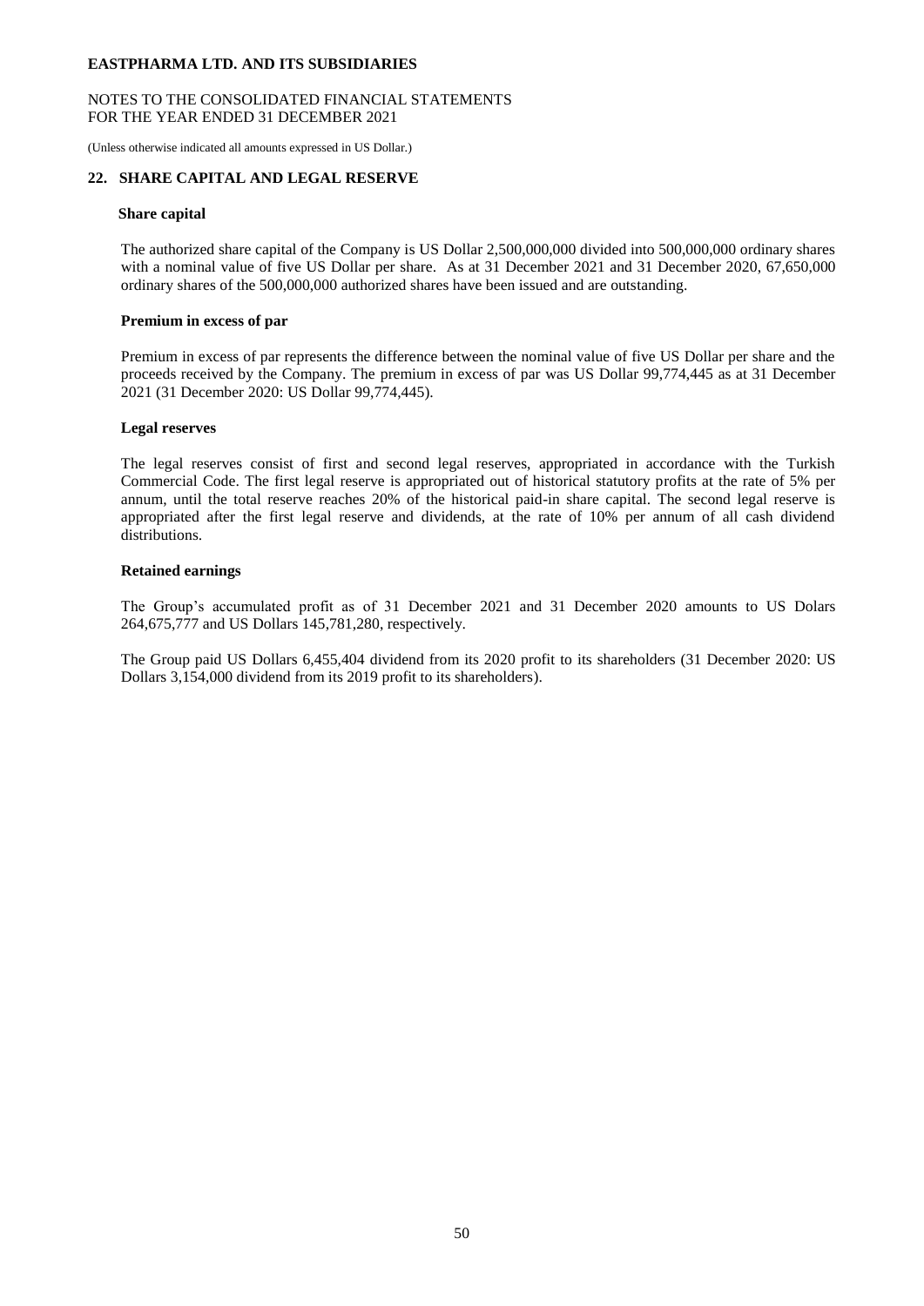## 22. SHARE CAPITAL AND LEGAL RESERVE

### Share capital

The authorized share capital of the Company is US Dollar 2,500,000,000 divided into 500,000,000 ordinary shares with a nominal value of five US Dollar per share. As at 31 December 2021 and 31 December 2020, 67,650,000 ordinary shares of the 500,000,000 authorized shares have been issued and are outstanding.

### Premium in excess of par

Premium in excess of par represents the difference between the nominal value of five US Dollar per share and the proceeds received by the Company. The premium in excess of par was US Dollar 99,774,445 as at 31 December 2021 (31 December 2020: US Dollar 99,774,445).

### Legal reserves

The legal reserves consist of first and second legal reserves, appropriated in accordance with the Turkish Commercial Code. The first legal reserve is appropriated out of historical statutory profits at the rate of 5% per annum, until the total reserve reaches 20% of the historical paid-in share capital. The second legal reserve is appropriated after the first legal reserve and dividends, at the rate of 10% per annum of all cash dividend distributions.

### Retained earnings

The Group's accumulated profit as of 31 December 2021 and 31 December 2020 amounts to US Dolars 264,675,777 and US Dollars 145,781,280, respectively.

The Group paid US Dollars 6,455,404 dividend from its 2020 profit to its shareholders (31 December 2020: US Dollars 3,154,000 dividend from its 2019 profit to its shareholders).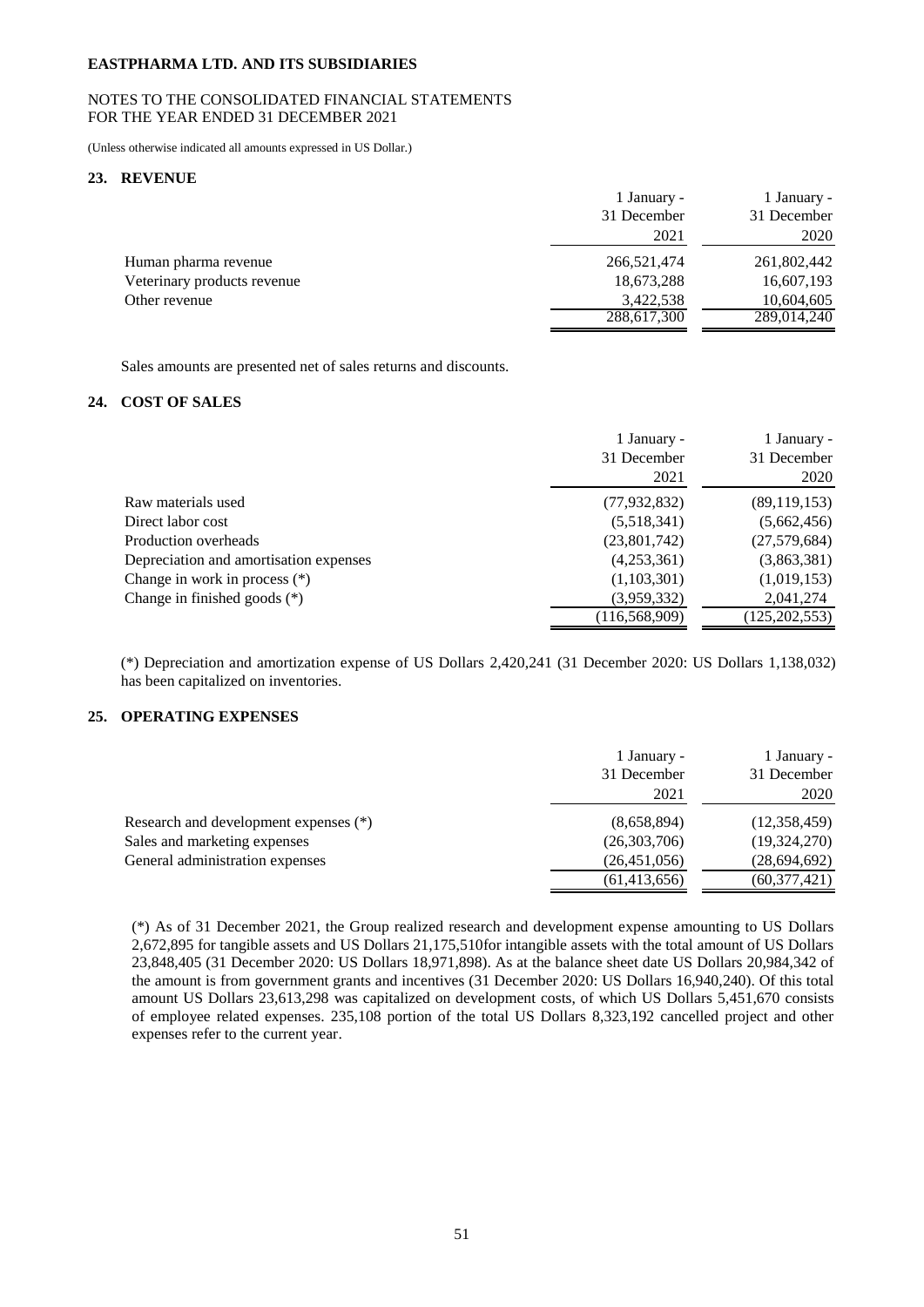**EASTPHARMA LTD. AND ITS SUBSIDIARIES**

NOTES TO THE CONSOLIDATED FINANCIAL STATEMENTS
FOR THE YEAR ENDED 31 DECEMBER 2021

(Unless otherwise indicated all amounts expressed in US Dollar.)

## 23. REVENUE

| | 1 January - 31 December 2021 | 1 January - 31 December 2020 |
|---|---|---|
| Human pharma revenue | 266,521,474 | 261,802,442 |
| Veterinary products revenue | 18,673,288 | 16,607,193 |
| Other revenue | 3,422,538 | 10,604,605 |
| | 288,617,300 | 289,014,240 |

Sales amounts are presented net of sales returns and discounts.

## 24. COST OF SALES

| | 1 January - 31 December 2021 | 1 January - 31 December 2020 |
|---|---|---|
| Raw materials used | (77,932,832) | (89,119,153) |
| Direct labor cost | (5,518,341) | (5,662,456) |
| Production overheads | (23,801,742) | (27,579,684) |
| Depreciation and amortisation expenses | (4,253,361) | (3,863,381) |
| Change in work in process (*) | (1,103,301) | (1,019,153) |
| Change in finished goods (*) | (3,959,332) | 2,041,274 |
| | (116,568,909) | (125,202,553) |

(*) Depreciation and amortization expense of US Dollars 2,420,241 (31 December 2020: US Dollars 1,138,032) has been capitalized on inventories.

## 25. OPERATING EXPENSES

| | 1 January - 31 December 2021 | 1 January - 31 December 2020 |
|---|---|---|
| Research and development expenses (*) | (8,658,894) | (12,358,459) |
| Sales and marketing expenses | (26,303,706) | (19,324,270) |
| General administration expenses | (26,451,056) | (28,694,692) |
| | (61,413,656) | (60,377,421) |

(*) As of 31 December 2021, the Group realized research and development expense amounting to US Dollars 2,672,895 for tangible assets and US Dollars 21,175,510for intangible assets with the total amount of US Dollars 23,848,405 (31 December 2020: US Dollars 18,971,898). As at the balance sheet date US Dollars 20,984,342 of the amount is from government grants and incentives (31 December 2020: US Dollars 16,940,240). Of this total amount US Dollars 23,613,298 was capitalized on development costs, of which US Dollars 5,451,670 consists of employee related expenses. 235,108 portion of the total US Dollars 8,323,192 cancelled project and other expenses refer to the current year.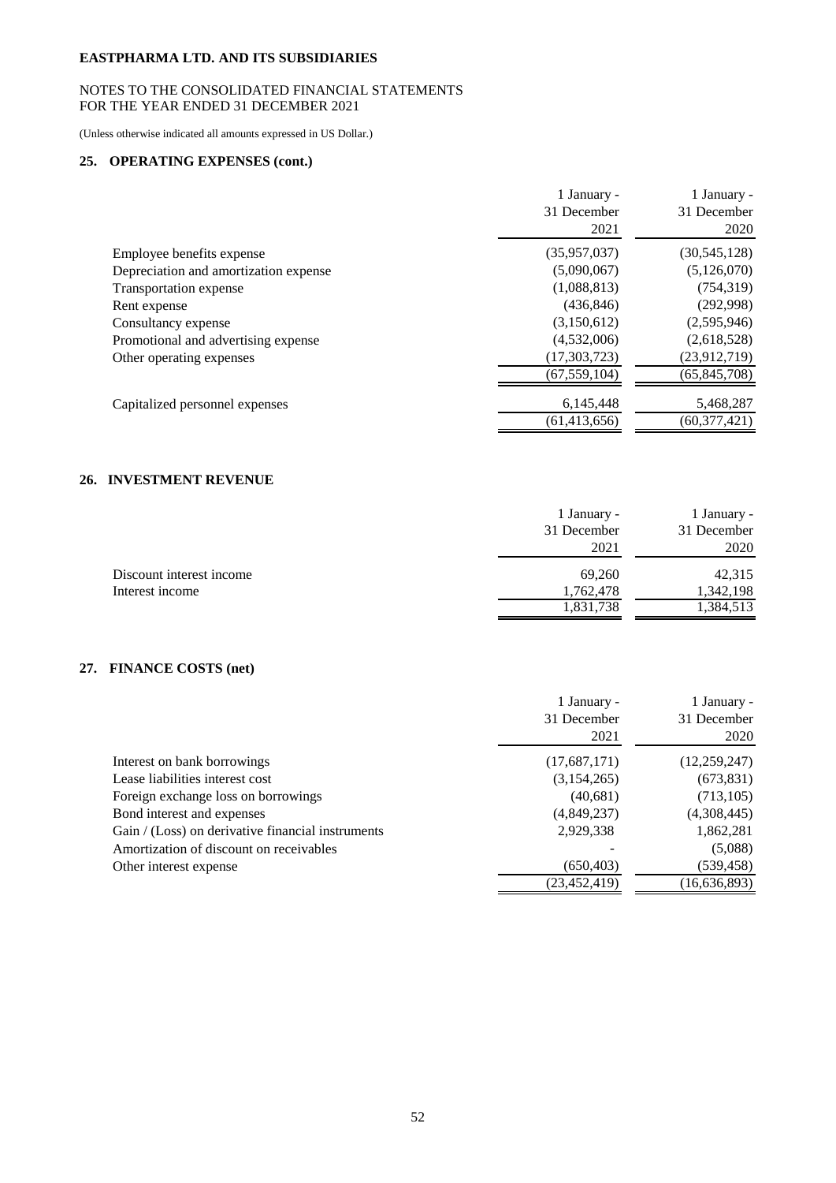**EASTPHARMA LTD. AND ITS SUBSIDIARIES**

NOTES TO THE CONSOLIDATED FINANCIAL STATEMENTS
FOR THE YEAR ENDED 31 DECEMBER 2021

(Unless otherwise indicated all amounts expressed in US Dollar.)

## 25. OPERATING EXPENSES (cont.)

| | 1 January - 31 December 2021 | 1 January - 31 December 2020 |
|---|---|---|
| Employee benefits expense | (35,957,037) | (30,545,128) |
| Depreciation and amortization expense | (5,090,067) | (5,126,070) |
| Transportation expense | (1,088,813) | (754,319) |
| Rent expense | (436,846) | (292,998) |
| Consultancy expense | (3,150,612) | (2,595,946) |
| Promotional and advertising expense | (4,532,006) | (2,618,528) |
| Other operating expenses | (17,303,723) | (23,912,719) |
| | (67,559,104) | (65,845,708) |
| Capitalized personnel expenses | 6,145,448 | 5,468,287 |
| | (61,413,656) | (60,377,421) |

## 26. INVESTMENT REVENUE

| | 1 January - 31 December 2021 | 1 January - 31 December 2020 |
|---|---|---|
| Discount interest income | 69,260 | 42,315 |
| Interest income | 1,762,478 | 1,342,198 |
| | 1,831,738 | 1,384,513 |

## 27. FINANCE COSTS (net)

| | 1 January - 31 December 2021 | 1 January - 31 December 2020 |
|---|---|---|
| Interest on bank borrowings | (17,687,171) | (12,259,247) |
| Lease liabilities interest cost | (3,154,265) | (673,831) |
| Foreign exchange loss on borrowings | (40,681) | (713,105) |
| Bond interest and expenses | (4,849,237) | (4,308,445) |
| Gain / (Loss) on derivative financial instruments | 2,929,338 | 1,862,281 |
| Amortization of discount on receivables | - | (5,088) |
| Other interest expense | (650,403) | (539,458) |
| | (23,452,419) | (16,636,893) |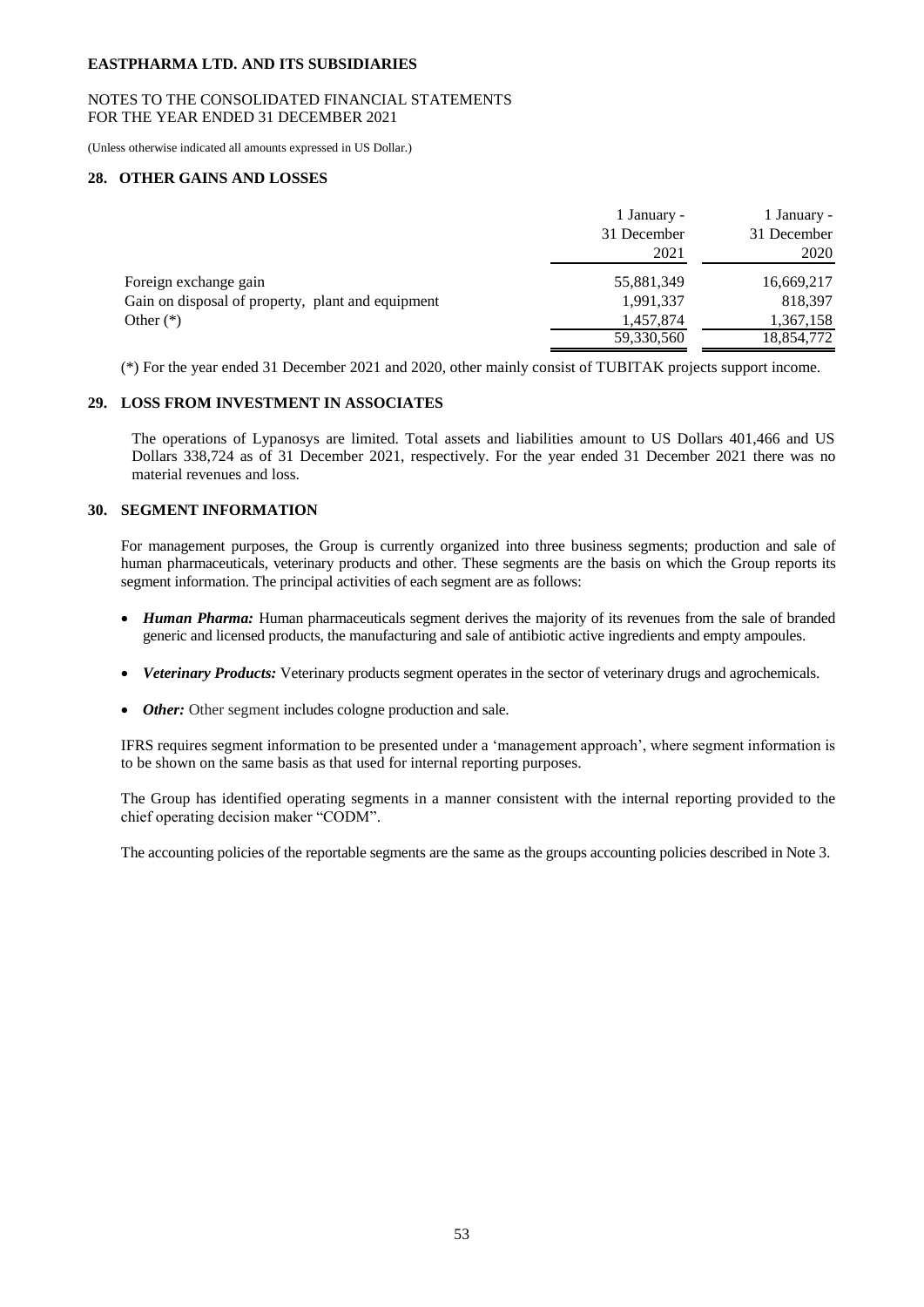**EASTPHARMA LTD. AND ITS SUBSIDIARIES**

NOTES TO THE CONSOLIDATED FINANCIAL STATEMENTS
FOR THE YEAR ENDED 31 DECEMBER 2021

(Unless otherwise indicated all amounts expressed in US Dollar.)

## 28. OTHER GAINS AND LOSSES

| | 1 January - 31 December 2021 | 1 January - 31 December 2020 |
|---|---|---|
| Foreign exchange gain | 55,881,349 | 16,669,217 |
| Gain on disposal of property, plant and equipment | 1,991,337 | 818,397 |
| Other (*) | 1,457,874 | 1,367,158 |
| | 59,330,560 | 18,854,772 |

(*) For the year ended 31 December 2021 and 2020, other mainly consist of TUBITAK projects support income.

## 29. LOSS FROM INVESTMENT IN ASSOCIATES

The operations of Lypanosys are limited. Total assets and liabilities amount to US Dollars 401,466 and US Dollars 338,724 as of 31 December 2021, respectively. For the year ended 31 December 2021 there was no material revenues and loss.

## 30. SEGMENT INFORMATION

For management purposes, the Group is currently organized into three business segments; production and sale of human pharmaceuticals, veterinary products and other. These segments are the basis on which the Group reports its segment information. The principal activities of each segment are as follows:

- ***Human Pharma:*** Human pharmaceuticals segment derives the majority of its revenues from the sale of branded generic and licensed products, the manufacturing and sale of antibiotic active ingredients and empty ampoules.

- ***Veterinary Products:*** Veterinary products segment operates in the sector of veterinary drugs and agrochemicals.

- ***Other:*** Other segment includes cologne production and sale.

IFRS requires segment information to be presented under a 'management approach', where segment information is to be shown on the same basis as that used for internal reporting purposes.

The Group has identified operating segments in a manner consistent with the internal reporting provided to the chief operating decision maker "CODM".

The accounting policies of the reportable segments are the same as the groups accounting policies described in Note 3.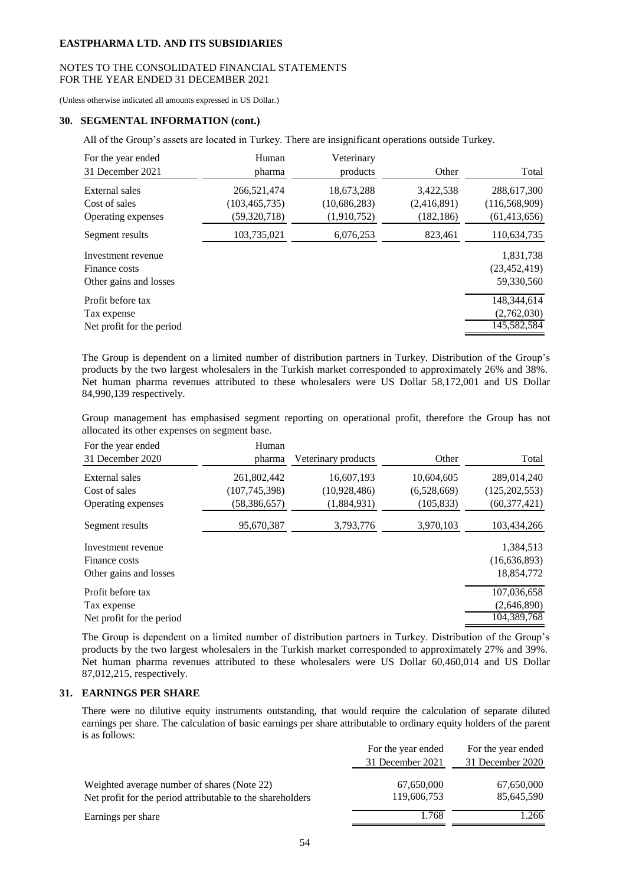**EASTPHARMA LTD. AND ITS SUBSIDIARIES**

NOTES TO THE CONSOLIDATED FINANCIAL STATEMENTS
FOR THE YEAR ENDED 31 DECEMBER 2021

(Unless otherwise indicated all amounts expressed in US Dollar.)

## 30. SEGMENTAL INFORMATION (cont.)

All of the Group's assets are located in Turkey. There are insignificant operations outside Turkey.

| For the year ended 31 December 2021 | Human pharma | Veterinary products | Other | Total |
|---|---|---|---|---|
| External sales | 266,521,474 | 18,673,288 | 3,422,538 | 288,617,300 |
| Cost of sales | (103,465,735) | (10,686,283) | (2,416,891) | (116,568,909) |
| Operating expenses | (59,320,718) | (1,910,752) | (182,186) | (61,413,656) |
| Segment results | 103,735,021 | 6,076,253 | 823,461 | 110,634,735 |
| Investment revenue | | | | 1,831,738 |
| Finance costs | | | | (23,452,419) |
| Other gains and losses | | | | 59,330,560 |
| Profit before tax | | | | 148,344,614 |
| Tax expense | | | | (2,762,030) |
| Net profit for the period | | | | 145,582,584 |

The Group is dependent on a limited number of distribution partners in Turkey. Distribution of the Group's products by the two largest wholesalers in the Turkish market corresponded to approximately 26% and 38%. Net human pharma revenues attributed to these wholesalers were US Dollar 58,172,001 and US Dollar 84,990,139 respectively.

Group management has emphasised segment reporting on operational profit, therefore the Group has not allocated its other expenses on segment base.

| For the year ended 31 December 2020 | Human pharma | Veterinary products | Other | Total |
|---|---|---|---|---|
| External sales | 261,802,442 | 16,607,193 | 10,604,605 | 289,014,240 |
| Cost of sales | (107,745,398) | (10,928,486) | (6,528,669) | (125,202,553) |
| Operating expenses | (58,386,657) | (1,884,931) | (105,833) | (60,377,421) |
| Segment results | 95,670,387 | 3,793,776 | 3,970,103 | 103,434,266 |
| Investment revenue | | | | 1,384,513 |
| Finance costs | | | | (16,636,893) |
| Other gains and losses | | | | 18,854,772 |
| Profit before tax | | | | 107,036,658 |
| Tax expense | | | | (2,646,890) |
| Net profit for the period | | | | 104,389,768 |

The Group is dependent on a limited number of distribution partners in Turkey. Distribution of the Group's products by the two largest wholesalers in the Turkish market corresponded to approximately 27% and 39%. Net human pharma revenues attributed to these wholesalers were US Dollar 60,460,014 and US Dollar 87,012,215, respectively.

## 31. EARNINGS PER SHARE

There were no dilutive equity instruments outstanding, that would require the calculation of separate diluted earnings per share. The calculation of basic earnings per share attributable to ordinary equity holders of the parent is as follows:

| | For the year ended 31 December 2021 | For the year ended 31 December 2020 |
|---|---|---|
| Weighted average number of shares (Note 22) | 67,650,000 | 67,650,000 |
| Net profit for the period attributable to the shareholders | 119,606,753 | 85,645,590 |
| Earnings per share | 1.768 | 1.266 |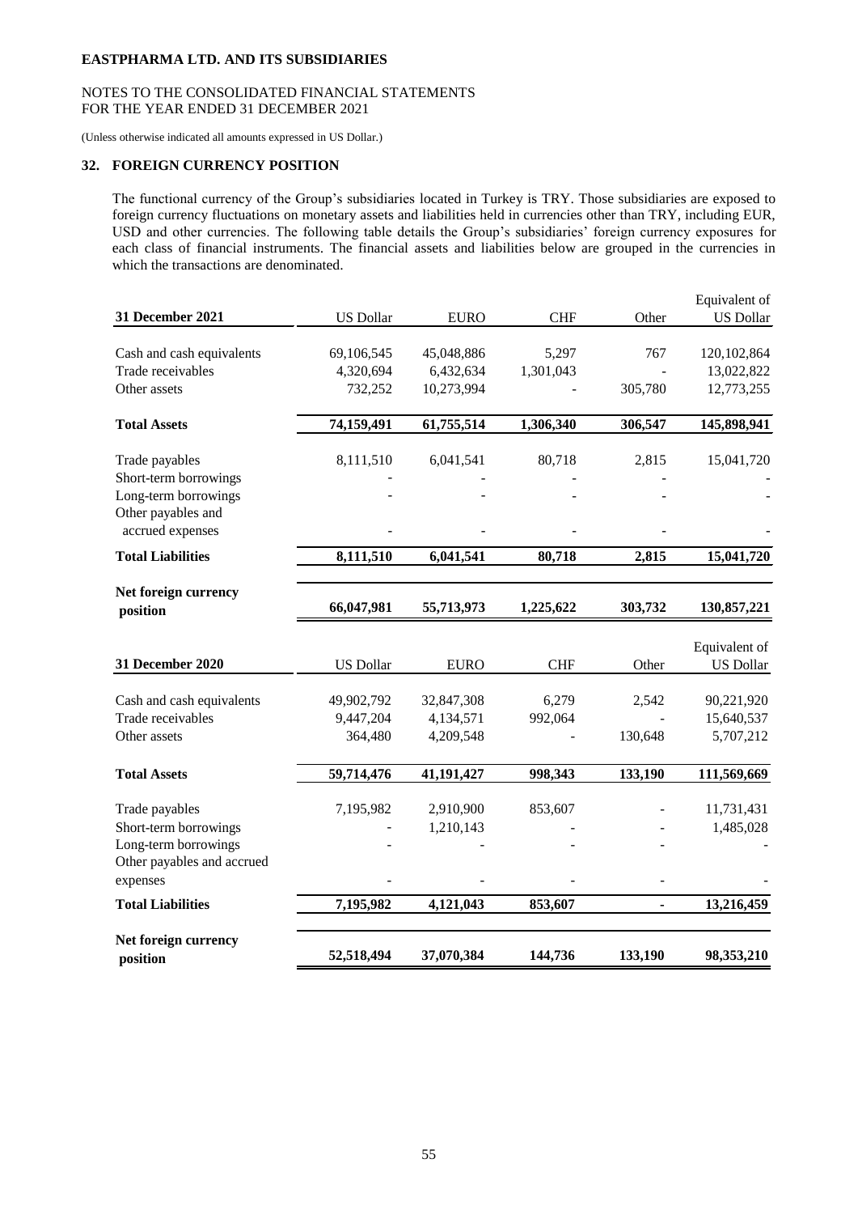**EASTPHARMA LTD. AND ITS SUBSIDIARIES**

NOTES TO THE CONSOLIDATED FINANCIAL STATEMENTS
FOR THE YEAR ENDED 31 DECEMBER 2021

(Unless otherwise indicated all amounts expressed in US Dollar.)

## 32. FOREIGN CURRENCY POSITION

The functional currency of the Group's subsidiaries located in Turkey is TRY. Those subsidiaries are exposed to foreign currency fluctuations on monetary assets and liabilities held in currencies other than TRY, including EUR, USD and other currencies. The following table details the Group's subsidiaries' foreign currency exposures for each class of financial instruments. The financial assets and liabilities below are grouped in the currencies in which the transactions are denominated.

| 31 December 2021 | US Dollar | EURO | CHF | Other | Equivalent of US Dollar |
|---|---|---|---|---|---|
| Cash and cash equivalents | 69,106,545 | 45,048,886 | 5,297 | 767 | 120,102,864 |
| Trade receivables | 4,320,694 | 6,432,634 | 1,301,043 | - | 13,022,822 |
| Other assets | 732,252 | 10,273,994 | - | 305,780 | 12,773,255 |
| **Total Assets** | **74,159,491** | **61,755,514** | **1,306,340** | **306,547** | **145,898,941** |
| Trade payables | 8,111,510 | 6,041,541 | 80,718 | 2,815 | 15,041,720 |
| Short-term borrowings | - | - | - | - | - |
| Long-term borrowings | - | - | - | - | - |
| Other payables and accrued expenses | - | - | - | - | - |
| **Total Liabilities** | **8,111,510** | **6,041,541** | **80,718** | **2,815** | **15,041,720** |
| **Net foreign currency position** | **66,047,981** | **55,713,973** | **1,225,622** | **303,732** | **130,857,221** |

| 31 December 2020 | US Dollar | EURO | CHF | Other | Equivalent of US Dollar |
|---|---|---|---|---|---|
| Cash and cash equivalents | 49,902,792 | 32,847,308 | 6,279 | 2,542 | 90,221,920 |
| Trade receivables | 9,447,204 | 4,134,571 | 992,064 | - | 15,640,537 |
| Other assets | 364,480 | 4,209,548 | - | 130,648 | 5,707,212 |
| **Total Assets** | **59,714,476** | **41,191,427** | **998,343** | **133,190** | **111,569,669** |
| Trade payables | 7,195,982 | 2,910,900 | 853,607 | - | 11,731,431 |
| Short-term borrowings | - | 1,210,143 | - | - | 1,485,028 |
| Long-term borrowings | - | - | - | - | - |
| Other payables and accrued expenses | - | - | - | - | - |
| **Total Liabilities** | **7,195,982** | **4,121,043** | **853,607** | **-** | **13,216,459** |
| **Net foreign currency position** | **52,518,494** | **37,070,384** | **144,736** | **133,190** | **98,353,210** |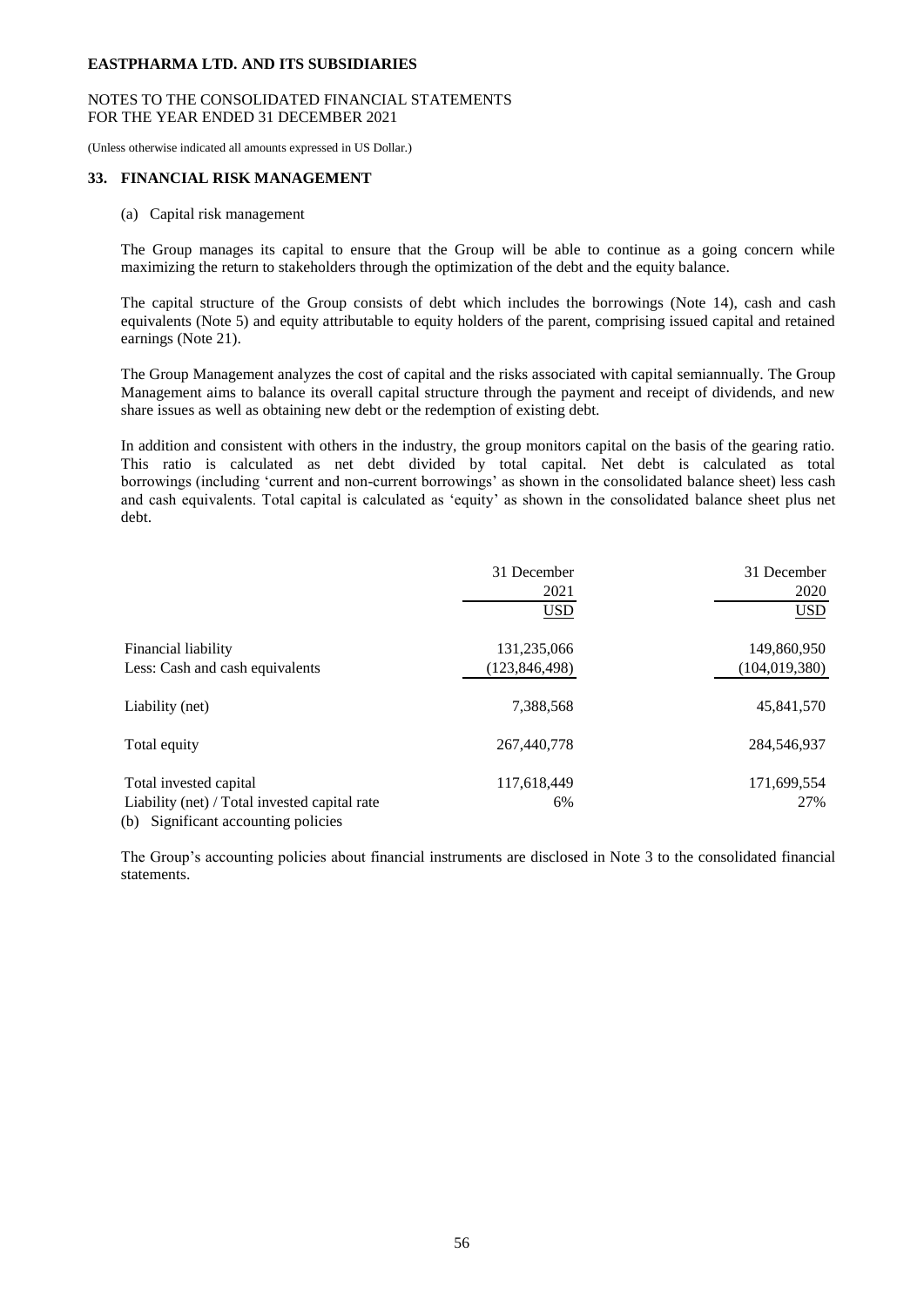**EASTPHARMA LTD. AND ITS SUBSIDIARIES**

NOTES TO THE CONSOLIDATED FINANCIAL STATEMENTS
FOR THE YEAR ENDED 31 DECEMBER 2021

(Unless otherwise indicated all amounts expressed in US Dollar.)

## 33. FINANCIAL RISK MANAGEMENT

(a) Capital risk management

The Group manages its capital to ensure that the Group will be able to continue as a going concern while maximizing the return to stakeholders through the optimization of the debt and the equity balance.

The capital structure of the Group consists of debt which includes the borrowings (Note 14), cash and cash equivalents (Note 5) and equity attributable to equity holders of the parent, comprising issued capital and retained earnings (Note 21).

The Group Management analyzes the cost of capital and the risks associated with capital semiannually. The Group Management aims to balance its overall capital structure through the payment and receipt of dividends, and new share issues as well as obtaining new debt or the redemption of existing debt.

In addition and consistent with others in the industry, the group monitors capital on the basis of the gearing ratio. This ratio is calculated as net debt divided by total capital. Net debt is calculated as total borrowings (including 'current and non-current borrowings' as shown in the consolidated balance sheet) less cash and cash equivalents. Total capital is calculated as 'equity' as shown in the consolidated balance sheet plus net debt.

| | 31 December 2021 USD | 31 December 2020 USD |
|---|---|---|
| Financial liability | 131,235,066 | 149,860,950 |
| Less: Cash and cash equivalents | (123,846,498) | (104,019,380) |
| Liability (net) | 7,388,568 | 45,841,570 |
| Total equity | 267,440,778 | 284,546,937 |
| Total invested capital | 117,618,449 | 171,699,554 |
| Liability (net) / Total invested capital rate | 6% | 27% |

(b) Significant accounting policies

The Group's accounting policies about financial instruments are disclosed in Note 3 to the consolidated financial statements.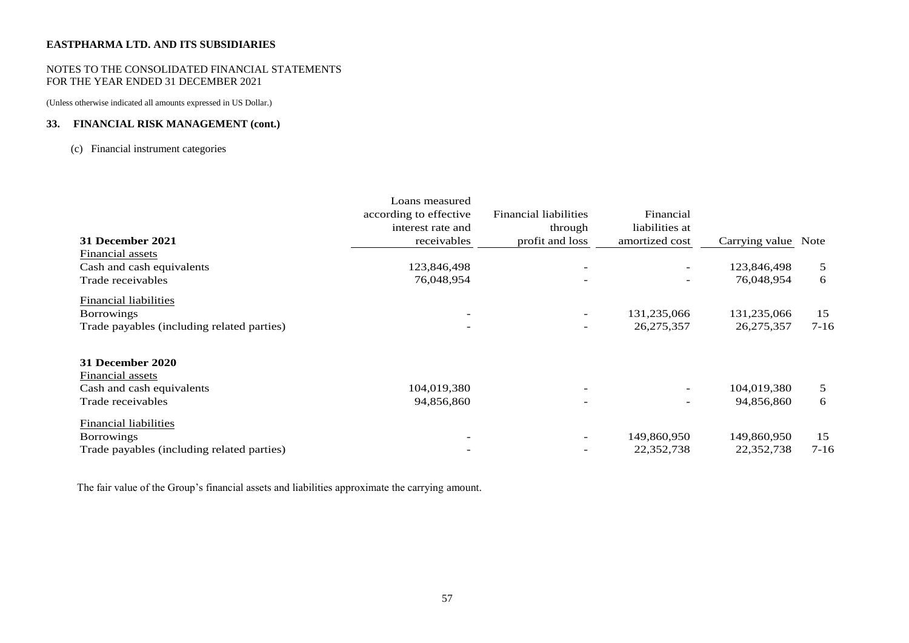**EASTPHARMA LTD. AND ITS SUBSIDIARIES**

NOTES TO THE CONSOLIDATED FINANCIAL STATEMENTS
FOR THE YEAR ENDED 31 DECEMBER 2021

(Unless otherwise indicated all amounts expressed in US Dollar.)

## 33. FINANCIAL RISK MANAGEMENT (cont.)

(c) Financial instrument categories

| 31 December 2021 | Loans measured according to effective interest rate and receivables | Financial liabilities through profit and loss | Financial liabilities at amortized cost | Carrying value | Note |
|---|---|---|---|---|---|
| Financial assets | | | | | |
| Cash and cash equivalents | 123,846,498 | - | - | 123,846,498 | 5 |
| Trade receivables | 76,048,954 | - | - | 76,048,954 | 6 |
| Financial liabilities | | | | | |
| Borrowings | - | - | 131,235,066 | 131,235,066 | 15 |
| Trade payables (including related parties) | - | - | 26,275,357 | 26,275,357 | 7-16 |
| **31 December 2020** | | | | | |
| Financial assets | | | | | |
| Cash and cash equivalents | 104,019,380 | - | - | 104,019,380 | 5 |
| Trade receivables | 94,856,860 | - | - | 94,856,860 | 6 |
| Financial liabilities | | | | | |
| Borrowings | - | - | 149,860,950 | 149,860,950 | 15 |
| Trade payables (including related parties) | - | - | 22,352,738 | 22,352,738 | 7-16 |

The fair value of the Group's financial assets and liabilities approximate the carrying amount.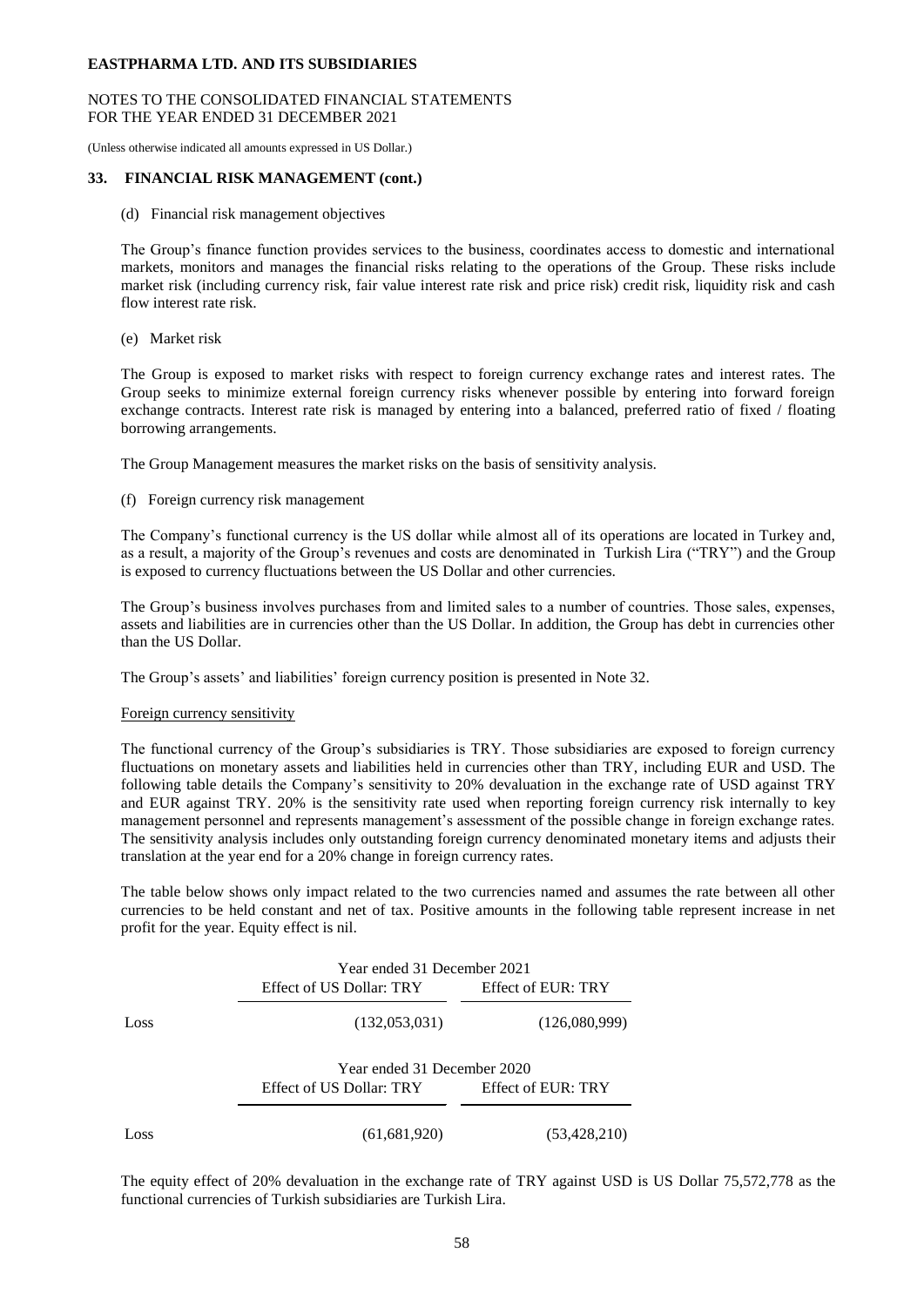EASTPHARMA LTD. AND ITS SUBSIDIARIES

NOTES TO THE CONSOLIDATED FINANCIAL STATEMENTS
FOR THE YEAR ENDED 31 DECEMBER 2021

(Unless otherwise indicated all amounts expressed in US Dollar.)

## 33. FINANCIAL RISK MANAGEMENT (cont.)

(d) Financial risk management objectives

The Group's finance function provides services to the business, coordinates access to domestic and international markets, monitors and manages the financial risks relating to the operations of the Group. These risks include market risk (including currency risk, fair value interest rate risk and price risk) credit risk, liquidity risk and cash flow interest rate risk.

(e) Market risk

The Group is exposed to market risks with respect to foreign currency exchange rates and interest rates. The Group seeks to minimize external foreign currency risks whenever possible by entering into forward foreign exchange contracts. Interest rate risk is managed by entering into a balanced, preferred ratio of fixed / floating borrowing arrangements.

The Group Management measures the market risks on the basis of sensitivity analysis.

(f) Foreign currency risk management

The Company's functional currency is the US dollar while almost all of its operations are located in Turkey and, as a result, a majority of the Group's revenues and costs are denominated in Turkish Lira ("TRY") and the Group is exposed to currency fluctuations between the US Dollar and other currencies.

The Group's business involves purchases from and limited sales to a number of countries. Those sales, expenses, assets and liabilities are in currencies other than the US Dollar. In addition, the Group has debt in currencies other than the US Dollar.

The Group's assets' and liabilities' foreign currency position is presented in Note 32.

Foreign currency sensitivity

The functional currency of the Group's subsidiaries is TRY. Those subsidiaries are exposed to foreign currency fluctuations on monetary assets and liabilities held in currencies other than TRY, including EUR and USD. The following table details the Company's sensitivity to 20% devaluation in the exchange rate of USD against TRY and EUR against TRY. 20% is the sensitivity rate used when reporting foreign currency risk internally to key management personnel and represents management's assessment of the possible change in foreign exchange rates. The sensitivity analysis includes only outstanding foreign currency denominated monetary items and adjusts their translation at the year end for a 20% change in foreign currency rates.

The table below shows only impact related to the two currencies named and assumes the rate between all other currencies to be held constant and net of tax. Positive amounts in the following table represent increase in net profit for the year. Equity effect is nil.

| | Year ended 31 December 2021 | |
|---|---|---|
| | Effect of US Dollar: TRY | Effect of EUR: TRY |
| Loss | (132,053,031) | (126,080,999) |

| | Year ended 31 December 2020 | |
|---|---|---|
| | Effect of US Dollar: TRY | Effect of EUR: TRY |
| Loss | (61,681,920) | (53,428,210) |

The equity effect of 20% devaluation in the exchange rate of TRY against USD is US Dollar 75,572,778 as the functional currencies of Turkish subsidiaries are Turkish Lira.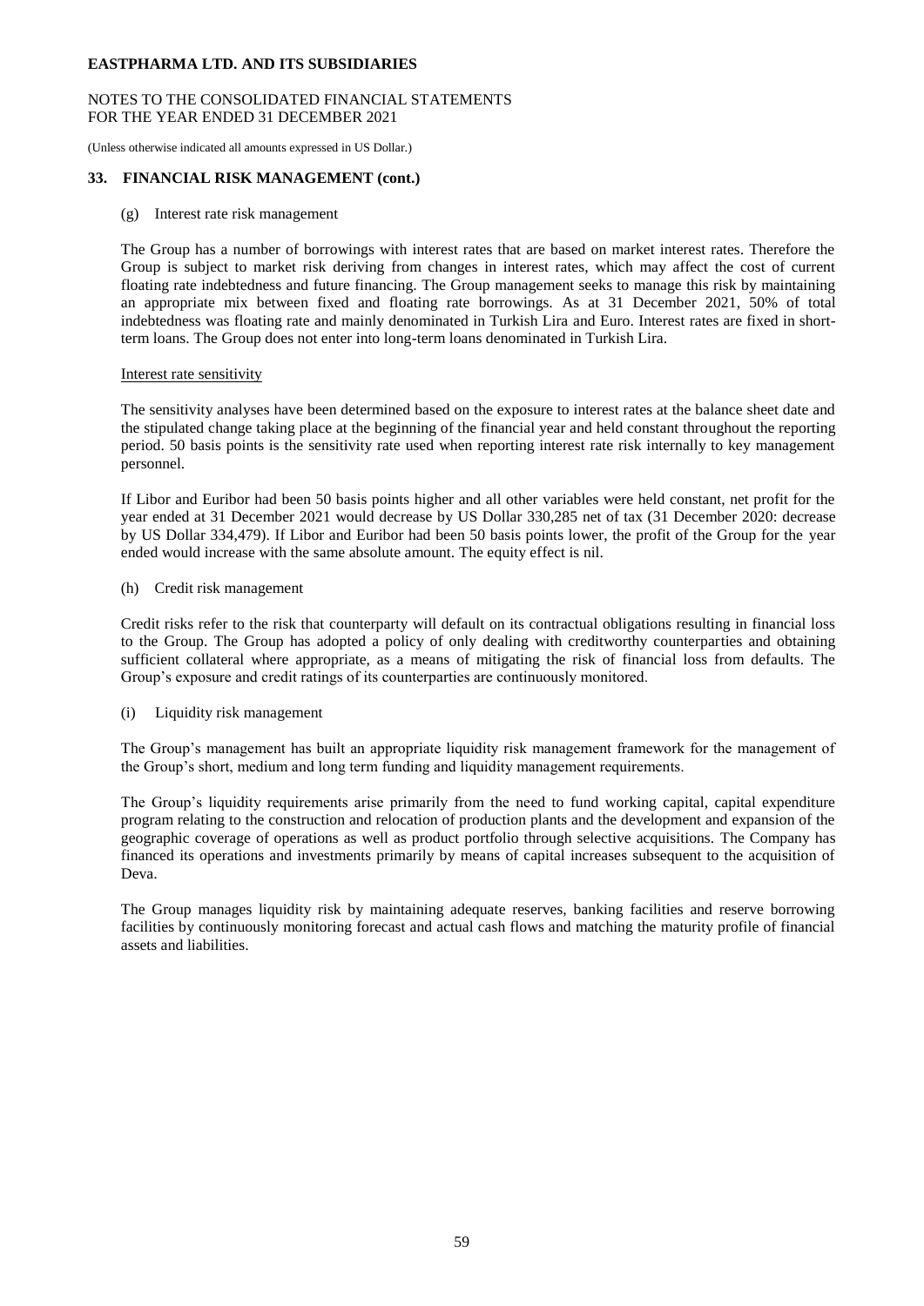## 33. FINANCIAL RISK MANAGEMENT (cont.)

(g) Interest rate risk management

The Group has a number of borrowings with interest rates that are based on market interest rates. Therefore the Group is subject to market risk deriving from changes in interest rates, which may affect the cost of current floating rate indebtedness and future financing. The Group management seeks to manage this risk by maintaining an appropriate mix between fixed and floating rate borrowings. As at 31 December 2021, 50% of total indebtedness was floating rate and mainly denominated in Turkish Lira and Euro. Interest rates are fixed in short-term loans. The Group does not enter into long-term loans denominated in Turkish Lira.

Interest rate sensitivity

The sensitivity analyses have been determined based on the exposure to interest rates at the balance sheet date and the stipulated change taking place at the beginning of the financial year and held constant throughout the reporting period. 50 basis points is the sensitivity rate used when reporting interest rate risk internally to key management personnel.

If Libor and Euribor had been 50 basis points higher and all other variables were held constant, net profit for the year ended at 31 December 2021 would decrease by US Dollar 330,285 net of tax (31 December 2020: decrease by US Dollar 334,479). If Libor and Euribor had been 50 basis points lower, the profit of the Group for the year ended would increase with the same absolute amount. The equity effect is nil.

(h) Credit risk management

Credit risks refer to the risk that counterparty will default on its contractual obligations resulting in financial loss to the Group. The Group has adopted a policy of only dealing with creditworthy counterparties and obtaining sufficient collateral where appropriate, as a means of mitigating the risk of financial loss from defaults. The Group's exposure and credit ratings of its counterparties are continuously monitored.

(i) Liquidity risk management

The Group's management has built an appropriate liquidity risk management framework for the management of the Group's short, medium and long term funding and liquidity management requirements.

The Group's liquidity requirements arise primarily from the need to fund working capital, capital expenditure program relating to the construction and relocation of production plants and the development and expansion of the geographic coverage of operations as well as product portfolio through selective acquisitions. The Company has financed its operations and investments primarily by means of capital increases subsequent to the acquisition of Deva.

The Group manages liquidity risk by maintaining adequate reserves, banking facilities and reserve borrowing facilities by continuously monitoring forecast and actual cash flows and matching the maturity profile of financial assets and liabilities.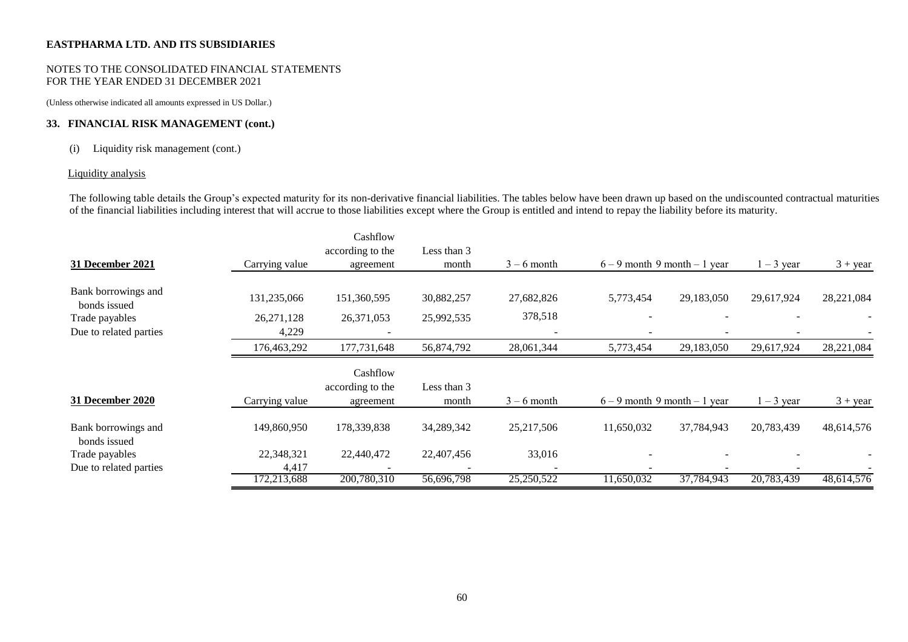**EASTPHARMA LTD. AND ITS SUBSIDIARIES**

NOTES TO THE CONSOLIDATED FINANCIAL STATEMENTS
FOR THE YEAR ENDED 31 DECEMBER 2021

(Unless otherwise indicated all amounts expressed in US Dollar.)

**33. FINANCIAL RISK MANAGEMENT (cont.)**

(i) Liquidity risk management (cont.)

Liquidity analysis

The following table details the Group's expected maturity for its non-derivative financial liabilities. The tables below have been drawn up based on the undiscounted contractual maturities of the financial liabilities including interest that will accrue to those liabilities except where the Group is entitled and intend to repay the liability before its maturity.

| 31 December 2021 | Carrying value | Cashflow according to the agreement | Less than 3 month | 3 – 6 month | 6 – 9 month | 9 month – 1 year | 1 – 3 year | 3 + year |
|---|---|---|---|---|---|---|---|---|
| Bank borrowings and bonds issued | 131,235,066 | 151,360,595 | 30,882,257 | 27,682,826 | 5,773,454 | 29,183,050 | 29,617,924 | 28,221,084 |
| Trade payables | 26,271,128 | 26,371,053 | 25,992,535 | 378,518 | - | - | - | - |
| Due to related parties | 4,229 | - | | - | - | - | - | - |
| | 176,463,292 | 177,731,648 | 56,874,792 | 28,061,344 | 5,773,454 | 29,183,050 | 29,617,924 | 28,221,084 |

| 31 December 2020 | Carrying value | Cashflow according to the agreement | Less than 3 month | 3 – 6 month | 6 – 9 month | 9 month – 1 year | 1 – 3 year | 3 + year |
|---|---|---|---|---|---|---|---|---|
| Bank borrowings and bonds issued | 149,860,950 | 178,339,838 | 34,289,342 | 25,217,506 | 11,650,032 | 37,784,943 | 20,783,439 | 48,614,576 |
| Trade payables | 22,348,321 | 22,440,472 | 22,407,456 | 33,016 | - | - | - | - |
| Due to related parties | 4,417 | - | - | - | - | - | - | - |
| | 172,213,688 | 200,780,310 | 56,696,798 | 25,250,522 | 11,650,032 | 37,784,943 | 20,783,439 | 48,614,576 |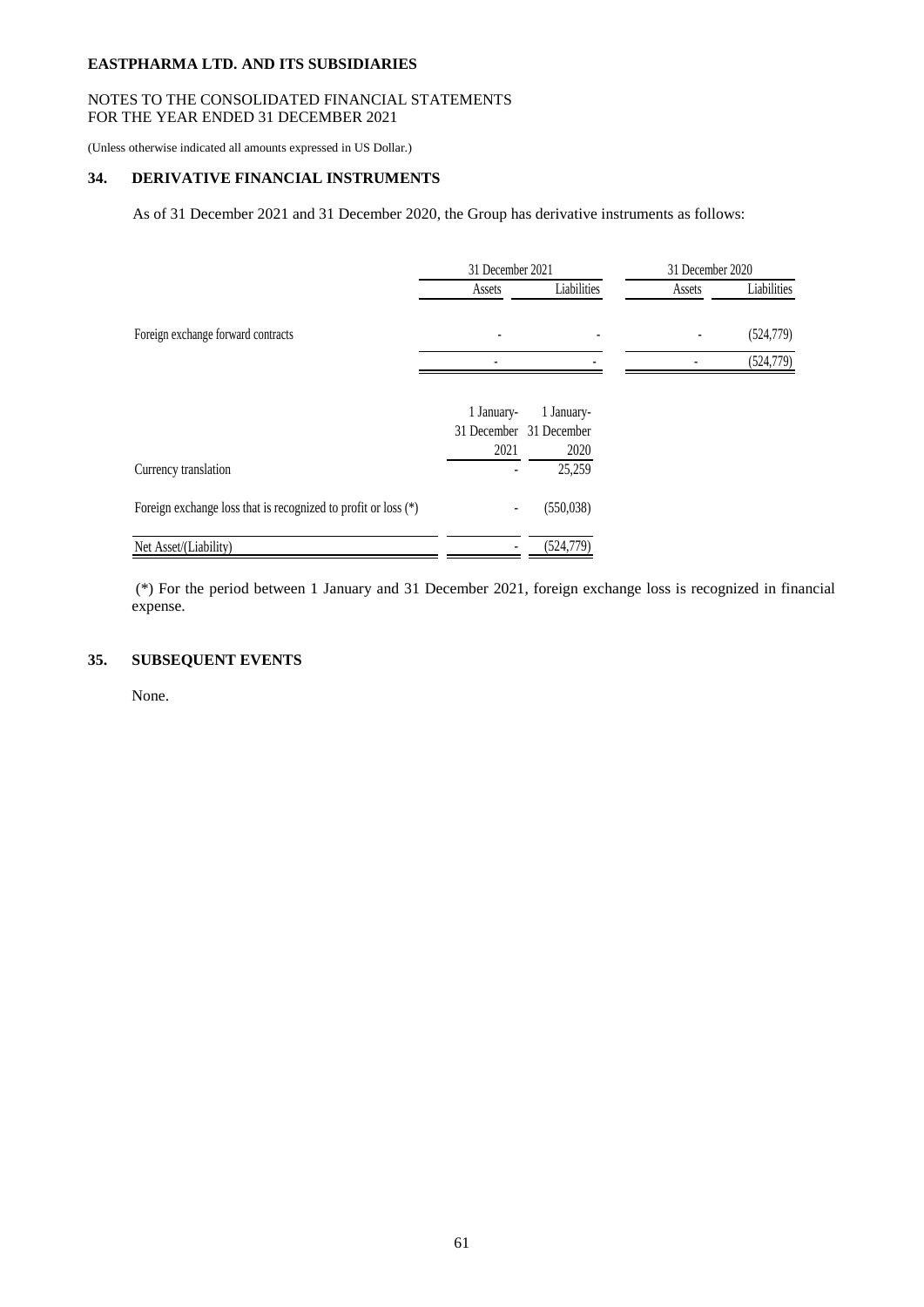**EASTPHARMA LTD. AND ITS SUBSIDIARIES**

NOTES TO THE CONSOLIDATED FINANCIAL STATEMENTS
FOR THE YEAR ENDED 31 DECEMBER 2021

(Unless otherwise indicated all amounts expressed in US Dollar.)

## 34. DERIVATIVE FINANCIAL INSTRUMENTS

As of 31 December 2021 and 31 December 2020, the Group has derivative instruments as follows:

| | 31 December 2021 | | 31 December 2020 | |
|---|---|---|---|---|
| | Assets | Liabilities | Assets | Liabilities |
| Foreign exchange forward contracts | - | - | - | (524,779) |
| | - | - | - | (524,779) |

| | 1 January-31 December 2021 | 1 January-31 December 2020 |
|---|---|---|
| Currency translation | - | 25,259 |
| Foreign exchange loss that is recognized to profit or loss (*) | - | (550,038) |
| Net Asset/(Liability) | - | (524,779) |

(*) For the period between 1 January and 31 December 2021, foreign exchange loss is recognized in financial expense.

## 35. SUBSEQUENT EVENTS

None.